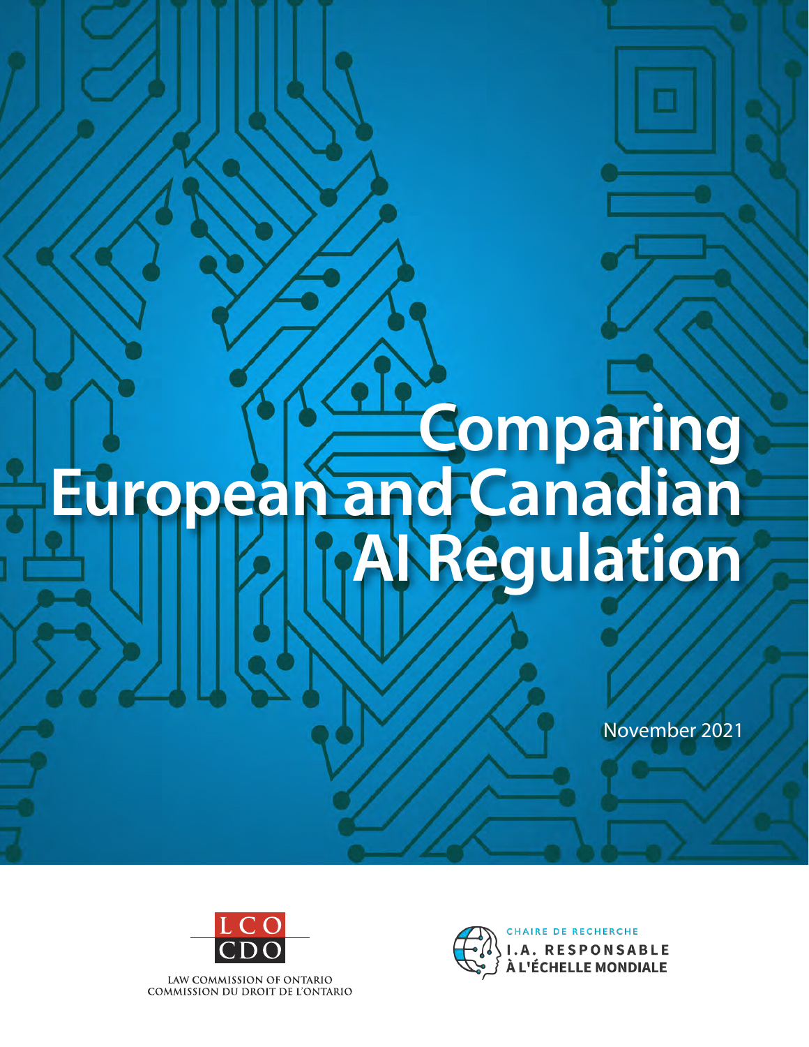# Comparing European and Canadian AI Regulation

November 2021

LCO
CDO

LAW COMMISSION OF ONTARIO
COMMISSION DU DROIT DE L'ONTARIO

CHAIRE DE RECHERCHE
I.A. RESPONSABLE
À L'ÉCHELLE MONDIALE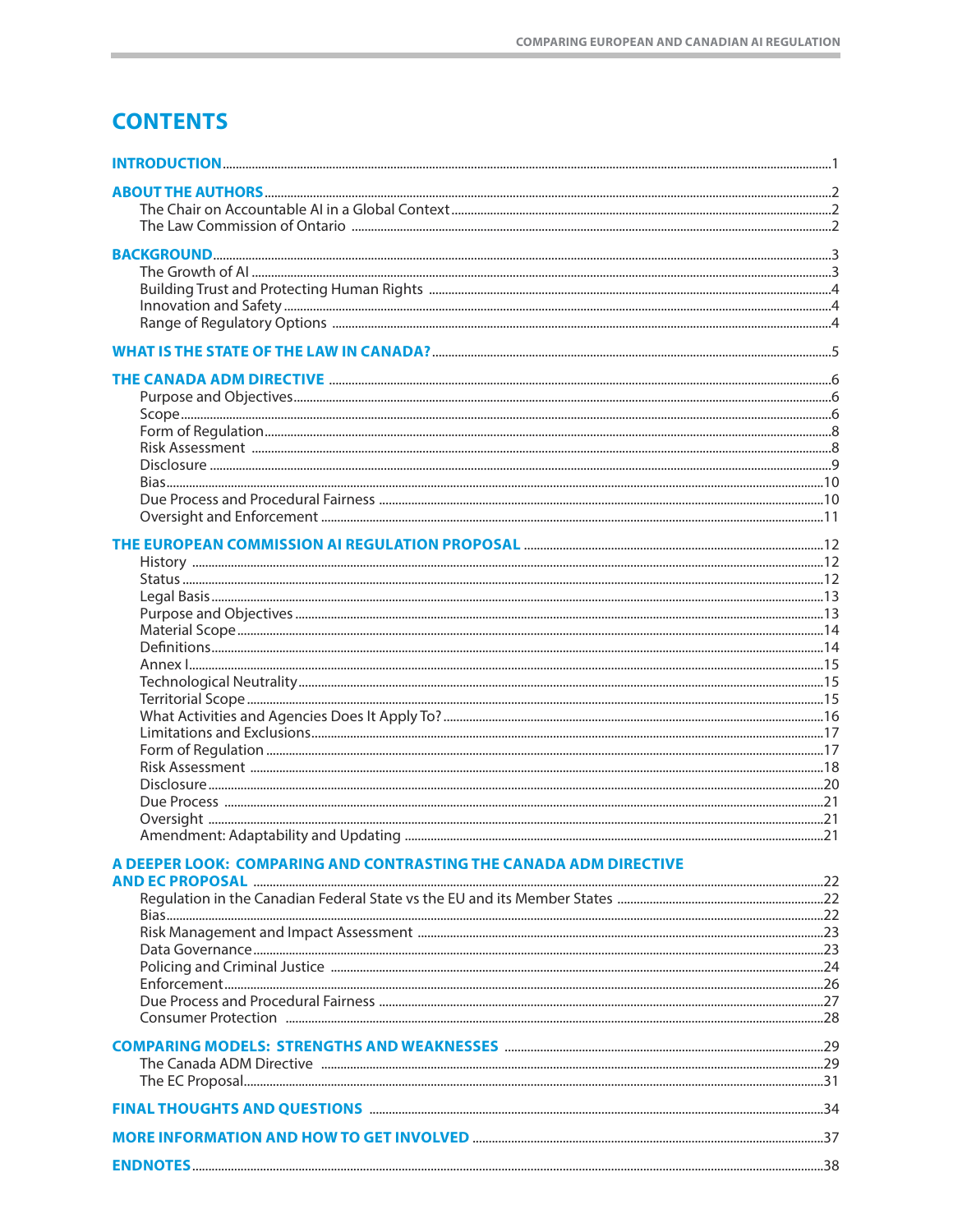# CONTENTS

**INTRODUCTION** ..... 1

**ABOUT THE AUTHORS** ..... 2
- The Chair on Accountable AI in a Global Context ..... 2
- The Law Commission of Ontario ..... 2

**BACKGROUND** ..... 3
- The Growth of AI ..... 3
- Building Trust and Protecting Human Rights ..... 4
- Innovation and Safety ..... 4
- Range of Regulatory Options ..... 4

**WHAT IS THE STATE OF THE LAW IN CANADA?** ..... 5

**THE CANADA ADM DIRECTIVE** ..... 6
- Purpose and Objectives ..... 6
- Scope ..... 6
- Form of Regulation ..... 8
- Risk Assessment ..... 8
- Disclosure ..... 9
- Bias ..... 10
- Due Process and Procedural Fairness ..... 10
- Oversight and Enforcement ..... 11

**THE EUROPEAN COMMISSION AI REGULATION PROPOSAL** ..... 12
- History ..... 12
- Status ..... 12
- Legal Basis ..... 13
- Purpose and Objectives ..... 13
- Material Scope ..... 14
- Definitions ..... 14
- Annex I ..... 15
- Technological Neutrality ..... 15
- Territorial Scope ..... 15
- What Activities and Agencies Does It Apply To? ..... 16
- Limitations and Exclusions ..... 17
- Form of Regulation ..... 17
- Risk Assessment ..... 18
- Disclosure ..... 20
- Due Process ..... 21
- Oversight ..... 21
- Amendment: Adaptability and Updating ..... 21

**A DEEPER LOOK: COMPARING AND CONTRASTING THE CANADA ADM DIRECTIVE AND EC PROPOSAL** ..... 22
- Regulation in the Canadian Federal State vs the EU and its Member States ..... 22
- Bias ..... 22
- Risk Management and Impact Assessment ..... 23
- Data Governance ..... 23
- Policing and Criminal Justice ..... 24
- Enforcement ..... 26
- Due Process and Procedural Fairness ..... 27
- Consumer Protection ..... 28

**COMPARING MODELS: STRENGTHS AND WEAKNESSES** ..... 29
- The Canada ADM Directive ..... 29
- The EC Proposal ..... 31

**FINAL THOUGHTS AND QUESTIONS** ..... 34

**MORE INFORMATION AND HOW TO GET INVOLVED** ..... 37

**ENDNOTES** ..... 38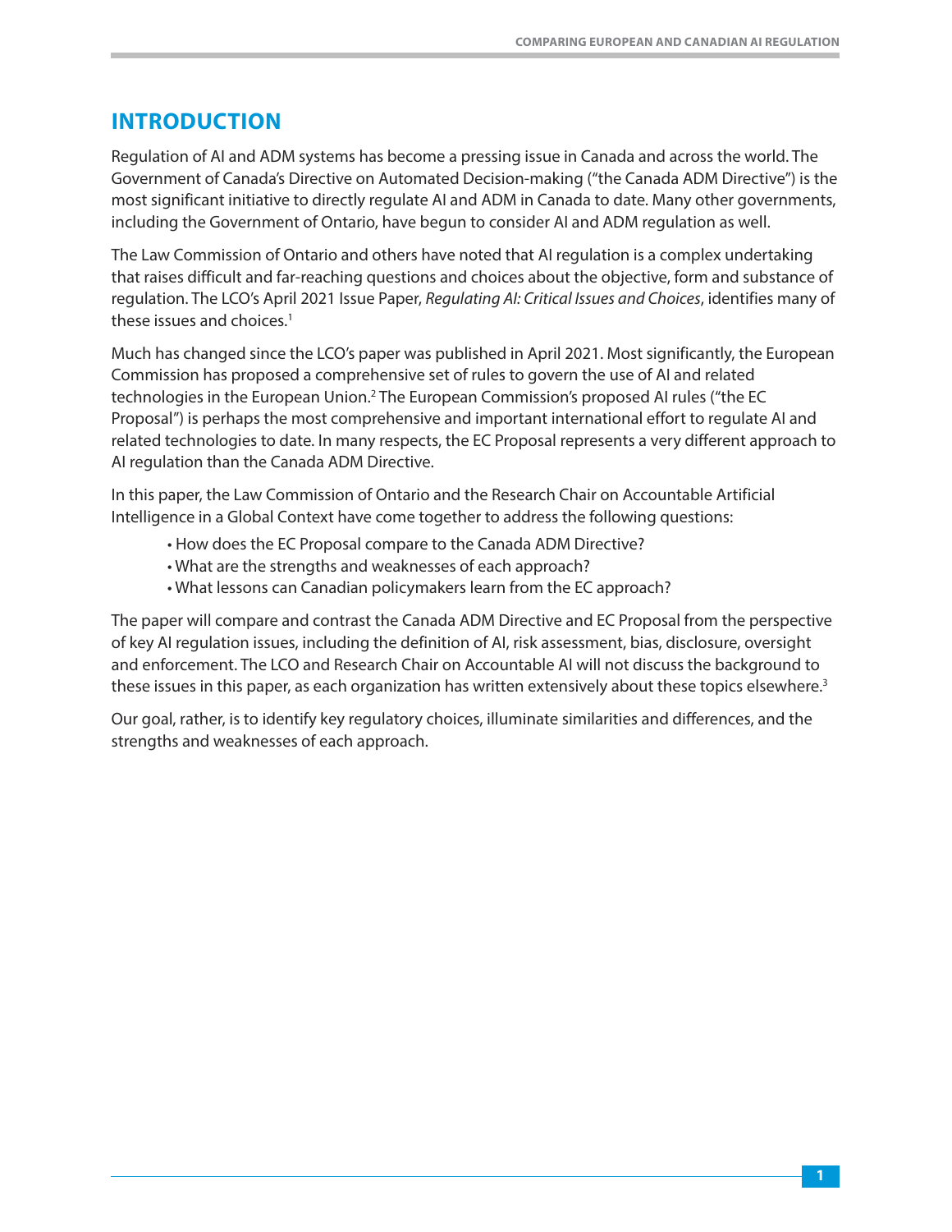# INTRODUCTION

Regulation of AI and ADM systems has become a pressing issue in Canada and across the world. The Government of Canada's Directive on Automated Decision-making ("the Canada ADM Directive") is the most significant initiative to directly regulate AI and ADM in Canada to date. Many other governments, including the Government of Ontario, have begun to consider AI and ADM regulation as well.

The Law Commission of Ontario and others have noted that AI regulation is a complex undertaking that raises difficult and far-reaching questions and choices about the objective, form and substance of regulation. The LCO's April 2021 Issue Paper, *Regulating AI: Critical Issues and Choices*, identifies many of these issues and choices.[1]

Much has changed since the LCO's paper was published in April 2021. Most significantly, the European Commission has proposed a comprehensive set of rules to govern the use of AI and related technologies in the European Union.[2] The European Commission's proposed AI rules ("the EC Proposal") is perhaps the most comprehensive and important international effort to regulate AI and related technologies to date. In many respects, the EC Proposal represents a very different approach to AI regulation than the Canada ADM Directive.

In this paper, the Law Commission of Ontario and the Research Chair on Accountable Artificial Intelligence in a Global Context have come together to address the following questions:

- How does the EC Proposal compare to the Canada ADM Directive?
- What are the strengths and weaknesses of each approach?
- What lessons can Canadian policymakers learn from the EC approach?

The paper will compare and contrast the Canada ADM Directive and EC Proposal from the perspective of key AI regulation issues, including the definition of AI, risk assessment, bias, disclosure, oversight and enforcement. The LCO and Research Chair on Accountable AI will not discuss the background to these issues in this paper, as each organization has written extensively about these topics elsewhere.[3]

Our goal, rather, is to identify key regulatory choices, illuminate similarities and differences, and the strengths and weaknesses of each approach.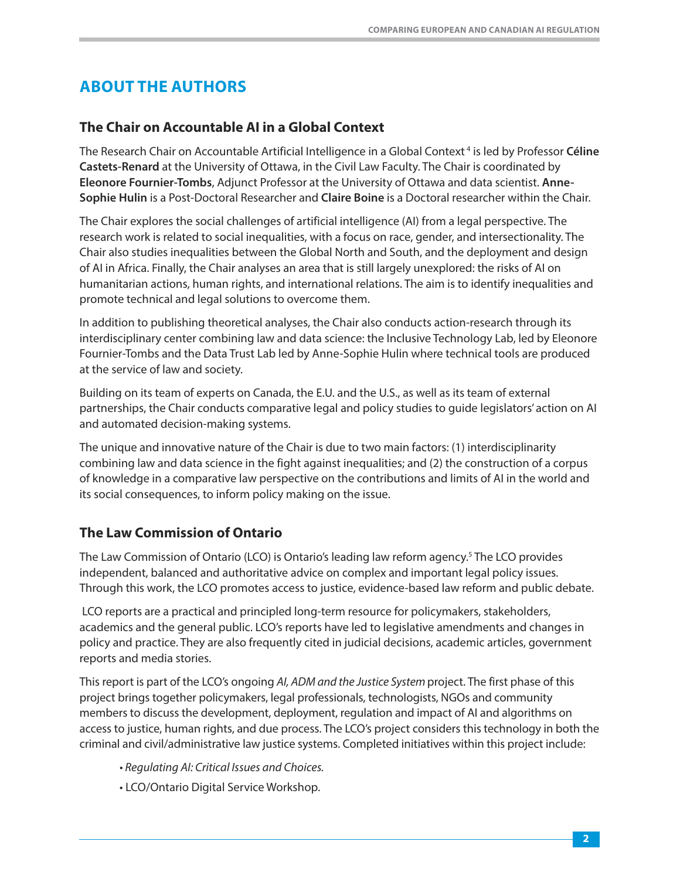# ABOUT THE AUTHORS

## The Chair on Accountable AI in a Global Context

The Research Chair on Accountable Artificial Intelligence in a Global Context [4] is led by Professor **Céline Castets-Renard** at the University of Ottawa, in the Civil Law Faculty. The Chair is coordinated by **Eleonore Fournier-Tombs**, Adjunct Professor at the University of Ottawa and data scientist. **Anne-Sophie Hulin** is a Post-Doctoral Researcher and **Claire Boine** is a Doctoral researcher within the Chair.

The Chair explores the social challenges of artificial intelligence (AI) from a legal perspective. The research work is related to social inequalities, with a focus on race, gender, and intersectionality. The Chair also studies inequalities between the Global North and South, and the deployment and design of AI in Africa. Finally, the Chair analyses an area that is still largely unexplored: the risks of AI on humanitarian actions, human rights, and international relations. The aim is to identify inequalities and promote technical and legal solutions to overcome them.

In addition to publishing theoretical analyses, the Chair also conducts action-research through its interdisciplinary center combining law and data science: the Inclusive Technology Lab, led by Eleonore Fournier-Tombs and the Data Trust Lab led by Anne-Sophie Hulin where technical tools are produced at the service of law and society.

Building on its team of experts on Canada, the E.U. and the U.S., as well as its team of external partnerships, the Chair conducts comparative legal and policy studies to guide legislators' action on AI and automated decision-making systems.

The unique and innovative nature of the Chair is due to two main factors: (1) interdisciplinarity combining law and data science in the fight against inequalities; and (2) the construction of a corpus of knowledge in a comparative law perspective on the contributions and limits of AI in the world and its social consequences, to inform policy making on the issue.

## The Law Commission of Ontario

The Law Commission of Ontario (LCO) is Ontario's leading law reform agency.[5] The LCO provides independent, balanced and authoritative advice on complex and important legal policy issues. Through this work, the LCO promotes access to justice, evidence-based law reform and public debate.

LCO reports are a practical and principled long-term resource for policymakers, stakeholders, academics and the general public. LCO's reports have led to legislative amendments and changes in policy and practice. They are also frequently cited in judicial decisions, academic articles, government reports and media stories.

This report is part of the LCO's ongoing *AI, ADM and the Justice System* project. The first phase of this project brings together policymakers, legal professionals, technologists, NGOs and community members to discuss the development, deployment, regulation and impact of AI and algorithms on access to justice, human rights, and due process. The LCO's project considers this technology in both the criminal and civil/administrative law justice systems. Completed initiatives within this project include:

- *Regulating AI: Critical Issues and Choices.*
- LCO/Ontario Digital Service Workshop.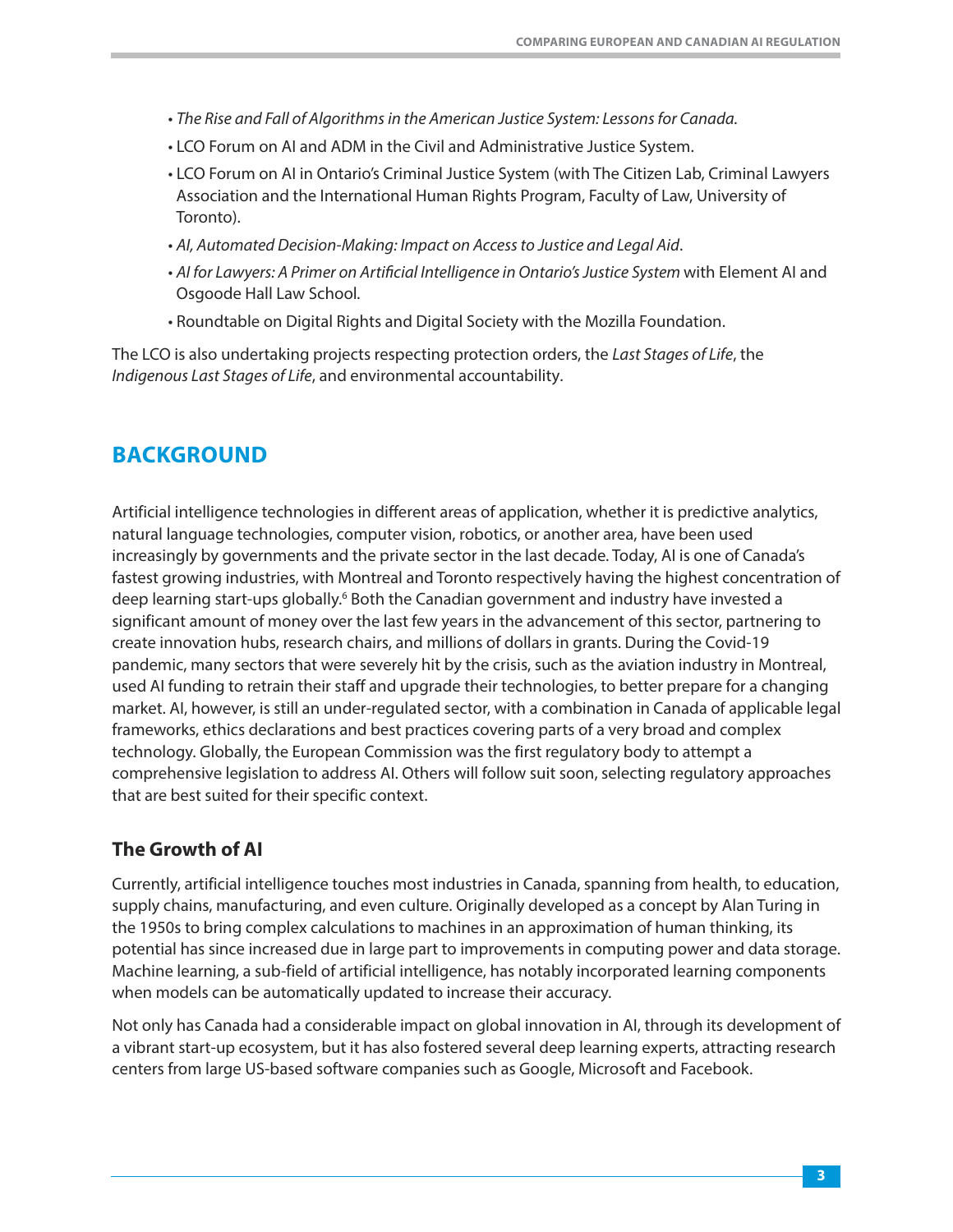- *The Rise and Fall of Algorithms in the American Justice System: Lessons for Canada.*
- LCO Forum on AI and ADM in the Civil and Administrative Justice System.
- LCO Forum on AI in Ontario's Criminal Justice System (with The Citizen Lab, Criminal Lawyers Association and the International Human Rights Program, Faculty of Law, University of Toronto).
- *AI, Automated Decision-Making: Impact on Access to Justice and Legal Aid*.
- *AI for Lawyers: A Primer on Artificial Intelligence in Ontario's Justice System* with Element AI and Osgoode Hall Law School.
- Roundtable on Digital Rights and Digital Society with the Mozilla Foundation.

The LCO is also undertaking projects respecting protection orders, the *Last Stages of Life*, the *Indigenous Last Stages of Life*, and environmental accountability.

## BACKGROUND

Artificial intelligence technologies in different areas of application, whether it is predictive analytics, natural language technologies, computer vision, robotics, or another area, have been used increasingly by governments and the private sector in the last decade. Today, AI is one of Canada's fastest growing industries, with Montreal and Toronto respectively having the highest concentration of deep learning start-ups globally.[6] Both the Canadian government and industry have invested a significant amount of money over the last few years in the advancement of this sector, partnering to create innovation hubs, research chairs, and millions of dollars in grants. During the Covid-19 pandemic, many sectors that were severely hit by the crisis, such as the aviation industry in Montreal, used AI funding to retrain their staff and upgrade their technologies, to better prepare for a changing market. AI, however, is still an under-regulated sector, with a combination in Canada of applicable legal frameworks, ethics declarations and best practices covering parts of a very broad and complex technology. Globally, the European Commission was the first regulatory body to attempt a comprehensive legislation to address AI. Others will follow suit soon, selecting regulatory approaches that are best suited for their specific context.

### The Growth of AI

Currently, artificial intelligence touches most industries in Canada, spanning from health, to education, supply chains, manufacturing, and even culture. Originally developed as a concept by Alan Turing in the 1950s to bring complex calculations to machines in an approximation of human thinking, its potential has since increased due in large part to improvements in computing power and data storage. Machine learning, a sub-field of artificial intelligence, has notably incorporated learning components when models can be automatically updated to increase their accuracy.

Not only has Canada had a considerable impact on global innovation in AI, through its development of a vibrant start-up ecosystem, but it has also fostered several deep learning experts, attracting research centers from large US-based software companies such as Google, Microsoft and Facebook.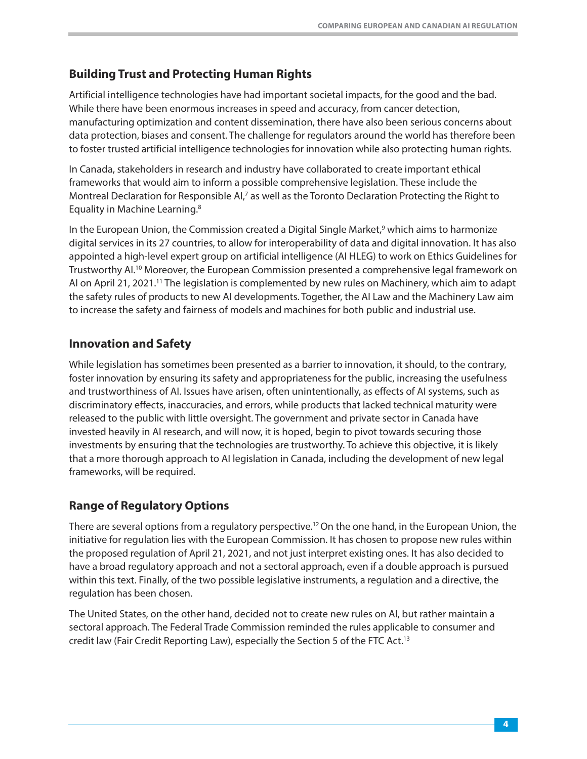## Building Trust and Protecting Human Rights

Artificial intelligence technologies have had important societal impacts, for the good and the bad. While there have been enormous increases in speed and accuracy, from cancer detection, manufacturing optimization and content dissemination, there have also been serious concerns about data protection, biases and consent. The challenge for regulators around the world has therefore been to foster trusted artificial intelligence technologies for innovation while also protecting human rights.

In Canada, stakeholders in research and industry have collaborated to create important ethical frameworks that would aim to inform a possible comprehensive legislation. These include the Montreal Declaration for Responsible AI,[7] as well as the Toronto Declaration Protecting the Right to Equality in Machine Learning.[8]

In the European Union, the Commission created a Digital Single Market,[9] which aims to harmonize digital services in its 27 countries, to allow for interoperability of data and digital innovation. It has also appointed a high-level expert group on artificial intelligence (AI HLEG) to work on Ethics Guidelines for Trustworthy AI.[10] Moreover, the European Commission presented a comprehensive legal framework on AI on April 21, 2021.[11] The legislation is complemented by new rules on Machinery, which aim to adapt the safety rules of products to new AI developments. Together, the AI Law and the Machinery Law aim to increase the safety and fairness of models and machines for both public and industrial use.

## Innovation and Safety

While legislation has sometimes been presented as a barrier to innovation, it should, to the contrary, foster innovation by ensuring its safety and appropriateness for the public, increasing the usefulness and trustworthiness of AI. Issues have arisen, often unintentionally, as effects of AI systems, such as discriminatory effects, inaccuracies, and errors, while products that lacked technical maturity were released to the public with little oversight. The government and private sector in Canada have invested heavily in AI research, and will now, it is hoped, begin to pivot towards securing those investments by ensuring that the technologies are trustworthy. To achieve this objective, it is likely that a more thorough approach to AI legislation in Canada, including the development of new legal frameworks, will be required.

## Range of Regulatory Options

There are several options from a regulatory perspective.[12] On the one hand, in the European Union, the initiative for regulation lies with the European Commission. It has chosen to propose new rules within the proposed regulation of April 21, 2021, and not just interpret existing ones. It has also decided to have a broad regulatory approach and not a sectoral approach, even if a double approach is pursued within this text. Finally, of the two possible legislative instruments, a regulation and a directive, the regulation has been chosen.

The United States, on the other hand, decided not to create new rules on AI, but rather maintain a sectoral approach. The Federal Trade Commission reminded the rules applicable to consumer and credit law (Fair Credit Reporting Law), especially the Section 5 of the FTC Act.[13]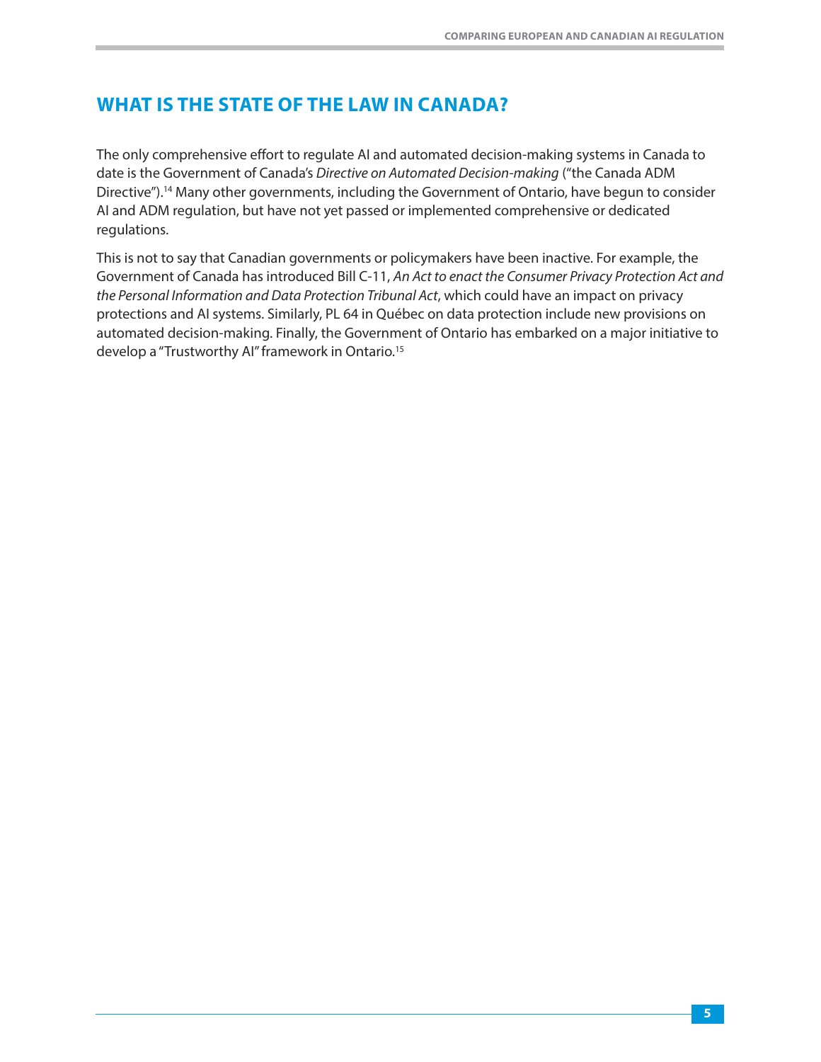## WHAT IS THE STATE OF THE LAW IN CANADA?

The only comprehensive effort to regulate AI and automated decision-making systems in Canada to date is the Government of Canada's *Directive on Automated Decision-making* ("the Canada ADM Directive").[14] Many other governments, including the Government of Ontario, have begun to consider AI and ADM regulation, but have not yet passed or implemented comprehensive or dedicated regulations.

This is not to say that Canadian governments or policymakers have been inactive. For example, the Government of Canada has introduced Bill C-11, *An Act to enact the Consumer Privacy Protection Act and the Personal Information and Data Protection Tribunal Act*, which could have an impact on privacy protections and AI systems. Similarly, PL 64 in Québec on data protection include new provisions on automated decision-making. Finally, the Government of Ontario has embarked on a major initiative to develop a "Trustworthy AI" framework in Ontario.[15]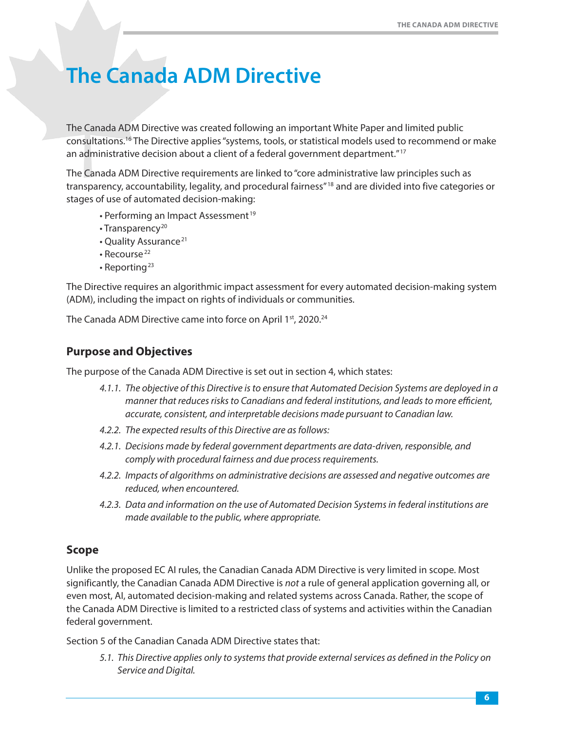# The Canada ADM Directive

The Canada ADM Directive was created following an important White Paper and limited public consultations.[16] The Directive applies "systems, tools, or statistical models used to recommend or make an administrative decision about a client of a federal government department."[17]

The Canada ADM Directive requirements are linked to "core administrative law principles such as transparency, accountability, legality, and procedural fairness"[18] and are divided into five categories or stages of use of automated decision-making:

- Performing an Impact Assessment[19]
- Transparency[20]
- Quality Assurance[21]
- Recourse[22]
- Reporting[23]

The Directive requires an algorithmic impact assessment for every automated decision-making system (ADM), including the impact on rights of individuals or communities.

The Canada ADM Directive came into force on April 1st, 2020.[24]

## Purpose and Objectives

The purpose of the Canada ADM Directive is set out in section 4, which states:

> *4.1.1. The objective of this Directive is to ensure that Automated Decision Systems are deployed in a manner that reduces risks to Canadians and federal institutions, and leads to more efficient, accurate, consistent, and interpretable decisions made pursuant to Canadian law.*
>
> *4.2.2. The expected results of this Directive are as follows:*
>
> *4.2.1. Decisions made by federal government departments are data-driven, responsible, and comply with procedural fairness and due process requirements.*
>
> *4.2.2. Impacts of algorithms on administrative decisions are assessed and negative outcomes are reduced, when encountered.*
>
> *4.2.3. Data and information on the use of Automated Decision Systems in federal institutions are made available to the public, where appropriate.*

## Scope

Unlike the proposed EC AI rules, the Canadian Canada ADM Directive is very limited in scope. Most significantly, the Canadian Canada ADM Directive is *not* a rule of general application governing all, or even most, AI, automated decision-making and related systems across Canada. Rather, the scope of the Canada ADM Directive is limited to a restricted class of systems and activities within the Canadian federal government.

Section 5 of the Canadian Canada ADM Directive states that:

> *5.1. This Directive applies only to systems that provide external services as defined in the Policy on Service and Digital.*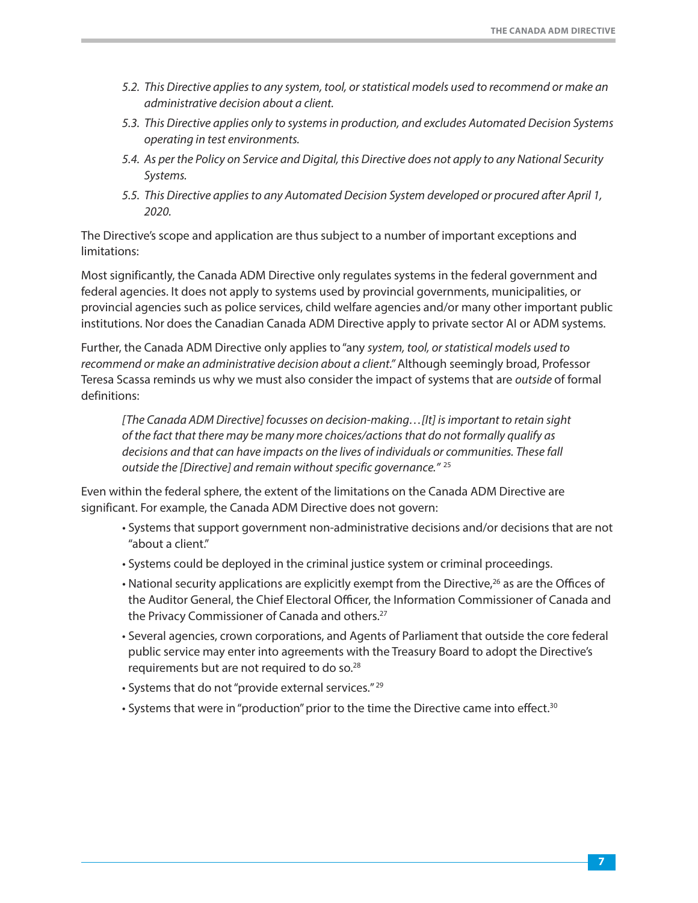*5.2. This Directive applies to any system, tool, or statistical models used to recommend or make an administrative decision about a client.*

*5.3. This Directive applies only to systems in production, and excludes Automated Decision Systems operating in test environments.*

*5.4. As per the Policy on Service and Digital, this Directive does not apply to any National Security Systems.*

*5.5. This Directive applies to any Automated Decision System developed or procured after April 1, 2020.*

The Directive's scope and application are thus subject to a number of important exceptions and limitations:

Most significantly, the Canada ADM Directive only regulates systems in the federal government and federal agencies. It does not apply to systems used by provincial governments, municipalities, or provincial agencies such as police services, child welfare agencies and/or many other important public institutions. Nor does the Canadian Canada ADM Directive apply to private sector AI or ADM systems.

Further, the Canada ADM Directive only applies to "any *system, tool, or statistical models used to recommend or make an administrative decision about a client.*" Although seemingly broad, Professor Teresa Scassa reminds us why we must also consider the impact of systems that are *outside* of formal definitions:

> *[The Canada ADM Directive] focusses on decision-making…[It] is important to retain sight of the fact that there may be many more choices/actions that do not formally qualify as decisions and that can have impacts on the lives of individuals or communities. These fall outside the [Directive] and remain without specific governance."* [25]

Even within the federal sphere, the extent of the limitations on the Canada ADM Directive are significant. For example, the Canada ADM Directive does not govern:

- Systems that support government non-administrative decisions and/or decisions that are not "about a client."
- Systems could be deployed in the criminal justice system or criminal proceedings.
- National security applications are explicitly exempt from the Directive,[26] as are the Offices of the Auditor General, the Chief Electoral Officer, the Information Commissioner of Canada and the Privacy Commissioner of Canada and others.[27]
- Several agencies, crown corporations, and Agents of Parliament that outside the core federal public service may enter into agreements with the Treasury Board to adopt the Directive's requirements but are not required to do so.[28]
- Systems that do not "provide external services." [29]
- Systems that were in "production" prior to the time the Directive came into effect.[30]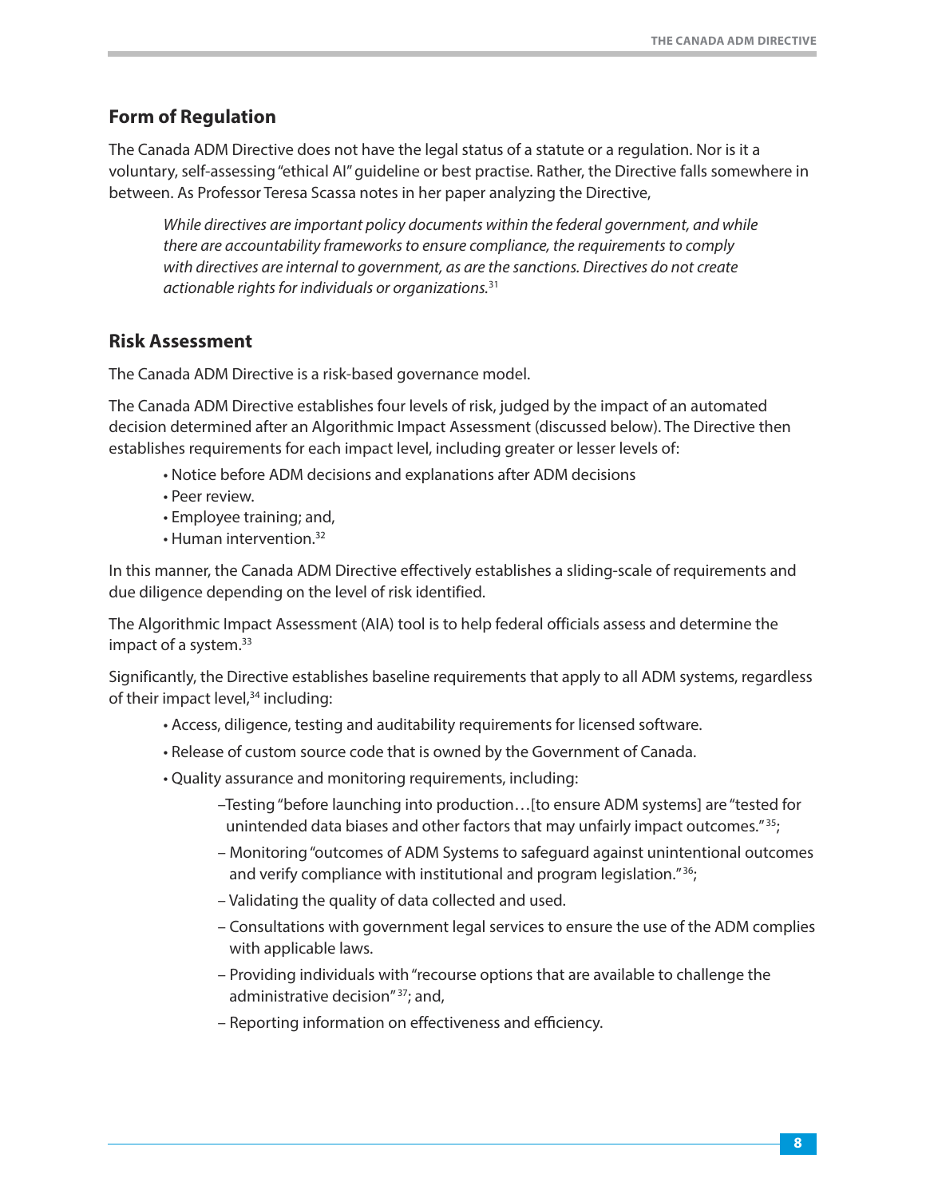## Form of Regulation

The Canada ADM Directive does not have the legal status of a statute or a regulation. Nor is it a voluntary, self-assessing "ethical AI" guideline or best practise. Rather, the Directive falls somewhere in between. As Professor Teresa Scassa notes in her paper analyzing the Directive,

> *While directives are important policy documents within the federal government, and while there are accountability frameworks to ensure compliance, the requirements to comply with directives are internal to government, as are the sanctions. Directives do not create actionable rights for individuals or organizations.*[31]

## Risk Assessment

The Canada ADM Directive is a risk-based governance model.

The Canada ADM Directive establishes four levels of risk, judged by the impact of an automated decision determined after an Algorithmic Impact Assessment (discussed below). The Directive then establishes requirements for each impact level, including greater or lesser levels of:

- Notice before ADM decisions and explanations after ADM decisions
- Peer review.
- Employee training; and,
- Human intervention.[32]

In this manner, the Canada ADM Directive effectively establishes a sliding-scale of requirements and due diligence depending on the level of risk identified.

The Algorithmic Impact Assessment (AIA) tool is to help federal officials assess and determine the impact of a system.[33]

Significantly, the Directive establishes baseline requirements that apply to all ADM systems, regardless of their impact level,[34] including:

- Access, diligence, testing and auditability requirements for licensed software.
- Release of custom source code that is owned by the Government of Canada.
- Quality assurance and monitoring requirements, including:
  - Testing "before launching into production…[to ensure ADM systems] are "tested for unintended data biases and other factors that may unfairly impact outcomes."[35];
  - Monitoring "outcomes of ADM Systems to safeguard against unintentional outcomes and verify compliance with institutional and program legislation."[36];
  - Validating the quality of data collected and used.
  - Consultations with government legal services to ensure the use of the ADM complies with applicable laws.
  - Providing individuals with "recourse options that are available to challenge the administrative decision"[37]; and,
  - Reporting information on effectiveness and efficiency.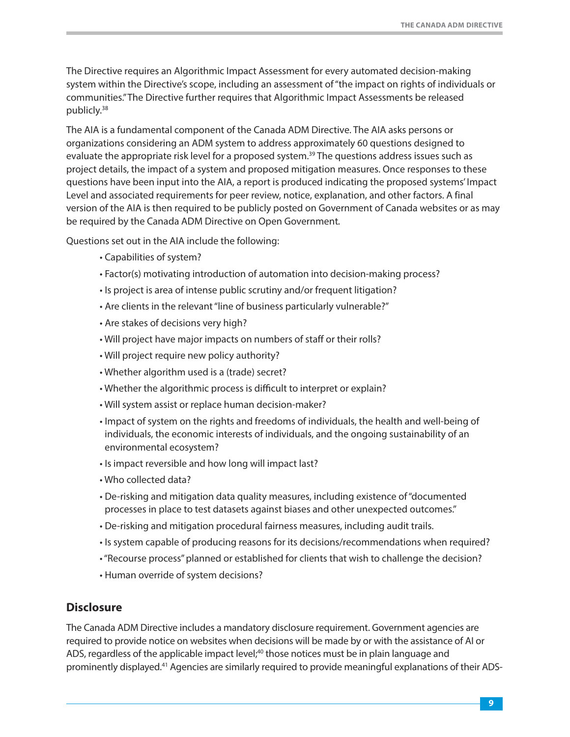The Directive requires an Algorithmic Impact Assessment for every automated decision-making system within the Directive's scope, including an assessment of "the impact on rights of individuals or communities." The Directive further requires that Algorithmic Impact Assessments be released publicly.[38]

The AIA is a fundamental component of the Canada ADM Directive. The AIA asks persons or organizations considering an ADM system to address approximately 60 questions designed to evaluate the appropriate risk level for a proposed system.[39] The questions address issues such as project details, the impact of a system and proposed mitigation measures. Once responses to these questions have been input into the AIA, a report is produced indicating the proposed systems' Impact Level and associated requirements for peer review, notice, explanation, and other factors. A final version of the AIA is then required to be publicly posted on Government of Canada websites or as may be required by the Canada ADM Directive on Open Government.

Questions set out in the AIA include the following:

- Capabilities of system?
- Factor(s) motivating introduction of automation into decision-making process?
- Is project is area of intense public scrutiny and/or frequent litigation?
- Are clients in the relevant "line of business particularly vulnerable?"
- Are stakes of decisions very high?
- Will project have major impacts on numbers of staff or their rolls?
- Will project require new policy authority?
- Whether algorithm used is a (trade) secret?
- Whether the algorithmic process is difficult to interpret or explain?
- Will system assist or replace human decision-maker?
- Impact of system on the rights and freedoms of individuals, the health and well-being of individuals, the economic interests of individuals, and the ongoing sustainability of an environmental ecosystem?
- Is impact reversible and how long will impact last?
- Who collected data?
- De-risking and mitigation data quality measures, including existence of "documented processes in place to test datasets against biases and other unexpected outcomes."
- De-risking and mitigation procedural fairness measures, including audit trails.
- Is system capable of producing reasons for its decisions/recommendations when required?
- "Recourse process" planned or established for clients that wish to challenge the decision?
- Human override of system decisions?

## Disclosure

The Canada ADM Directive includes a mandatory disclosure requirement. Government agencies are required to provide notice on websites when decisions will be made by or with the assistance of AI or ADS, regardless of the applicable impact level;[40] those notices must be in plain language and prominently displayed.[41] Agencies are similarly required to provide meaningful explanations of their ADS-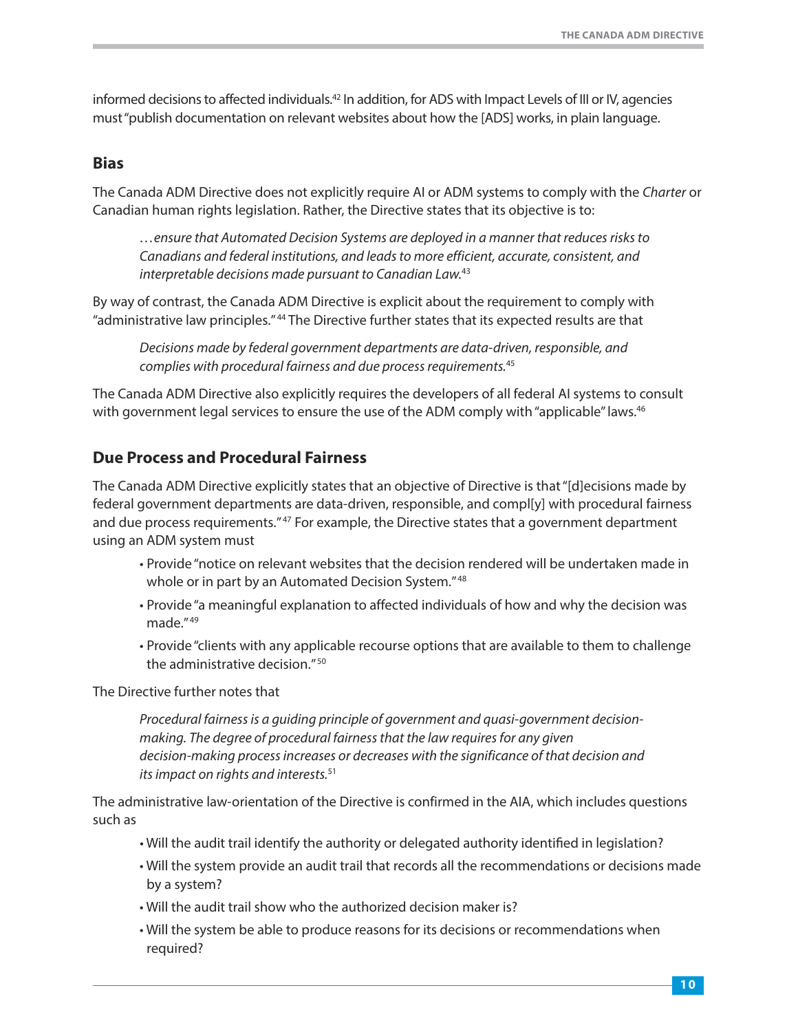informed decisions to affected individuals.[42] In addition, for ADS with Impact Levels of III or IV, agencies must "publish documentation on relevant websites about how the [ADS] works, in plain language.

## Bias

The Canada ADM Directive does not explicitly require AI or ADM systems to comply with the *Charter* or Canadian human rights legislation. Rather, the Directive states that its objective is to:

> *…ensure that Automated Decision Systems are deployed in a manner that reduces risks to Canadians and federal institutions, and leads to more efficient, accurate, consistent, and interpretable decisions made pursuant to Canadian Law.*[43]

By way of contrast, the Canada ADM Directive is explicit about the requirement to comply with "administrative law principles."[44] The Directive further states that its expected results are that

> *Decisions made by federal government departments are data-driven, responsible, and complies with procedural fairness and due process requirements.*[45]

The Canada ADM Directive also explicitly requires the developers of all federal AI systems to consult with government legal services to ensure the use of the ADM comply with "applicable" laws.[46]

## Due Process and Procedural Fairness

The Canada ADM Directive explicitly states that an objective of Directive is that "[d]ecisions made by federal government departments are data-driven, responsible, and compl[y] with procedural fairness and due process requirements."[47] For example, the Directive states that a government department using an ADM system must

- Provide "notice on relevant websites that the decision rendered will be undertaken made in whole or in part by an Automated Decision System."[48]
- Provide "a meaningful explanation to affected individuals of how and why the decision was made."[49]
- Provide "clients with any applicable recourse options that are available to them to challenge the administrative decision."[50]

The Directive further notes that

> *Procedural fairness is a guiding principle of government and quasi-government decision-making. The degree of procedural fairness that the law requires for any given decision-making process increases or decreases with the significance of that decision and its impact on rights and interests.*[51]

The administrative law-orientation of the Directive is confirmed in the AIA, which includes questions such as

- Will the audit trail identify the authority or delegated authority identified in legislation?
- Will the system provide an audit trail that records all the recommendations or decisions made by a system?
- Will the audit trail show who the authorized decision maker is?
- Will the system be able to produce reasons for its decisions or recommendations when required?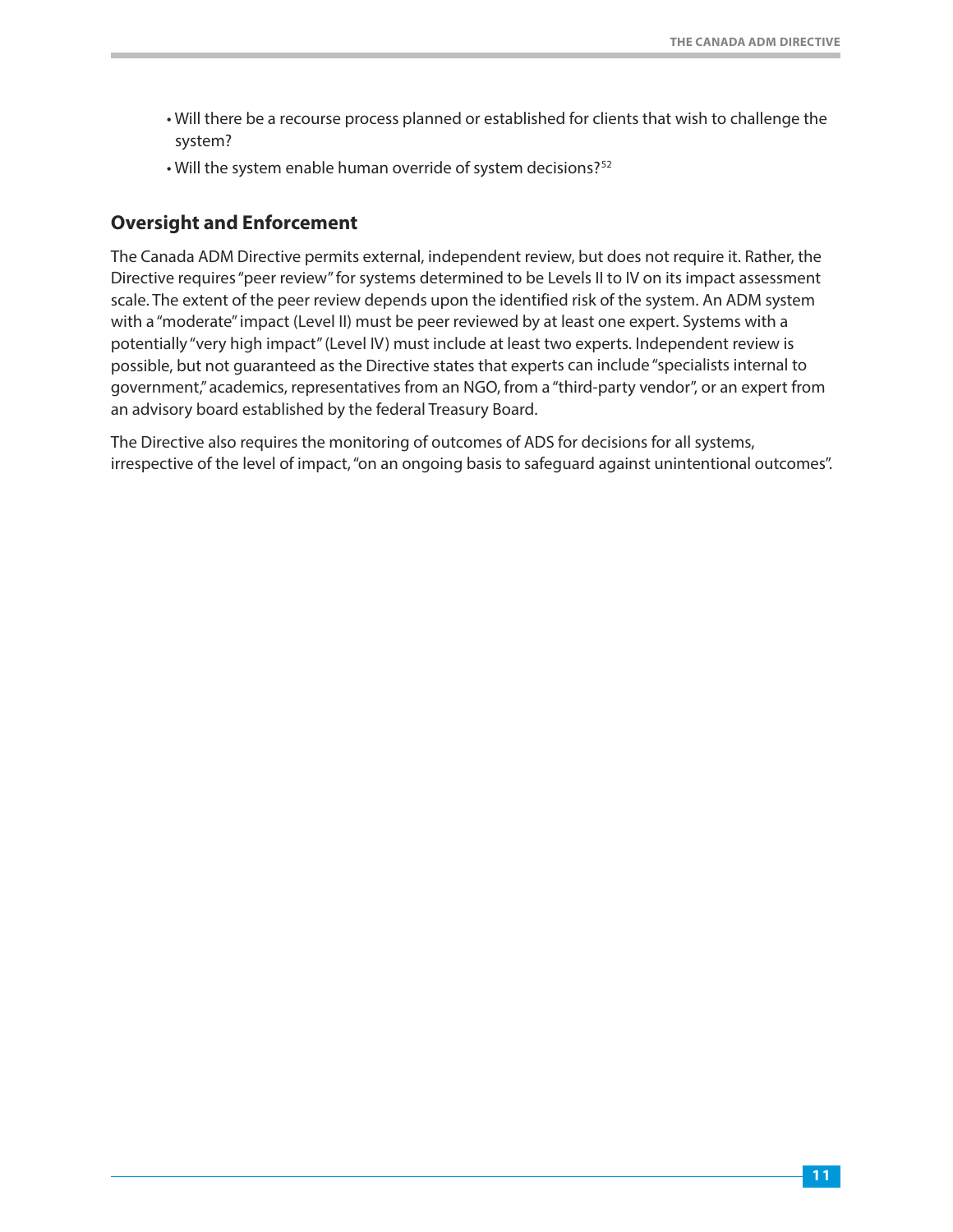- Will there be a recourse process planned or established for clients that wish to challenge the system?
- Will the system enable human override of system decisions?[52]

## Oversight and Enforcement

The Canada ADM Directive permits external, independent review, but does not require it. Rather, the Directive requires "peer review" for systems determined to be Levels II to IV on its impact assessment scale. The extent of the peer review depends upon the identified risk of the system. An ADM system with a "moderate" impact (Level II) must be peer reviewed by at least one expert. Systems with a potentially "very high impact" (Level IV) must include at least two experts. Independent review is possible, but not guaranteed as the Directive states that experts can include "specialists internal to government," academics, representatives from an NGO, from a "third-party vendor", or an expert from an advisory board established by the federal Treasury Board.

The Directive also requires the monitoring of outcomes of ADS for decisions for all systems, irrespective of the level of impact, "on an ongoing basis to safeguard against unintentional outcomes".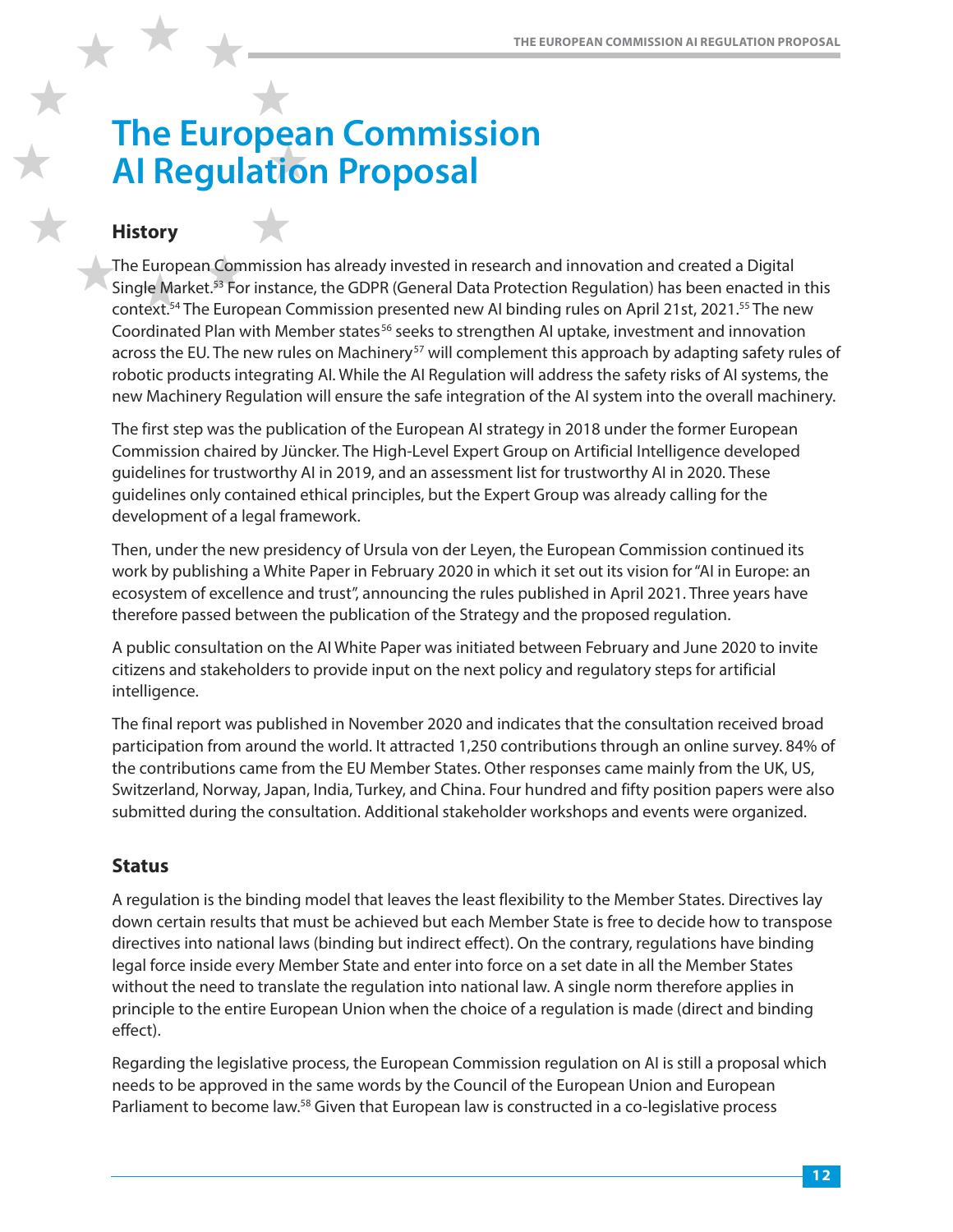# The European Commission AI Regulation Proposal

## History

The European Commission has already invested in research and innovation and created a Digital Single Market.[53] For instance, the GDPR (General Data Protection Regulation) has been enacted in this context.[54] The European Commission presented new AI binding rules on April 21st, 2021.[55] The new Coordinated Plan with Member states[56] seeks to strengthen AI uptake, investment and innovation across the EU. The new rules on Machinery[57] will complement this approach by adapting safety rules of robotic products integrating AI. While the AI Regulation will address the safety risks of AI systems, the new Machinery Regulation will ensure the safe integration of the AI system into the overall machinery.

The first step was the publication of the European AI strategy in 2018 under the former European Commission chaired by Jüncker. The High-Level Expert Group on Artificial Intelligence developed guidelines for trustworthy AI in 2019, and an assessment list for trustworthy AI in 2020. These guidelines only contained ethical principles, but the Expert Group was already calling for the development of a legal framework.

Then, under the new presidency of Ursula von der Leyen, the European Commission continued its work by publishing a White Paper in February 2020 in which it set out its vision for "AI in Europe: an ecosystem of excellence and trust", announcing the rules published in April 2021. Three years have therefore passed between the publication of the Strategy and the proposed regulation.

A public consultation on the AI White Paper was initiated between February and June 2020 to invite citizens and stakeholders to provide input on the next policy and regulatory steps for artificial intelligence.

The final report was published in November 2020 and indicates that the consultation received broad participation from around the world. It attracted 1,250 contributions through an online survey. 84% of the contributions came from the EU Member States. Other responses came mainly from the UK, US, Switzerland, Norway, Japan, India, Turkey, and China. Four hundred and fifty position papers were also submitted during the consultation. Additional stakeholder workshops and events were organized.

## Status

A regulation is the binding model that leaves the least flexibility to the Member States. Directives lay down certain results that must be achieved but each Member State is free to decide how to transpose directives into national laws (binding but indirect effect). On the contrary, regulations have binding legal force inside every Member State and enter into force on a set date in all the Member States without the need to translate the regulation into national law. A single norm therefore applies in principle to the entire European Union when the choice of a regulation is made (direct and binding effect).

Regarding the legislative process, the European Commission regulation on AI is still a proposal which needs to be approved in the same words by the Council of the European Union and European Parliament to become law.[58] Given that European law is constructed in a co-legislative process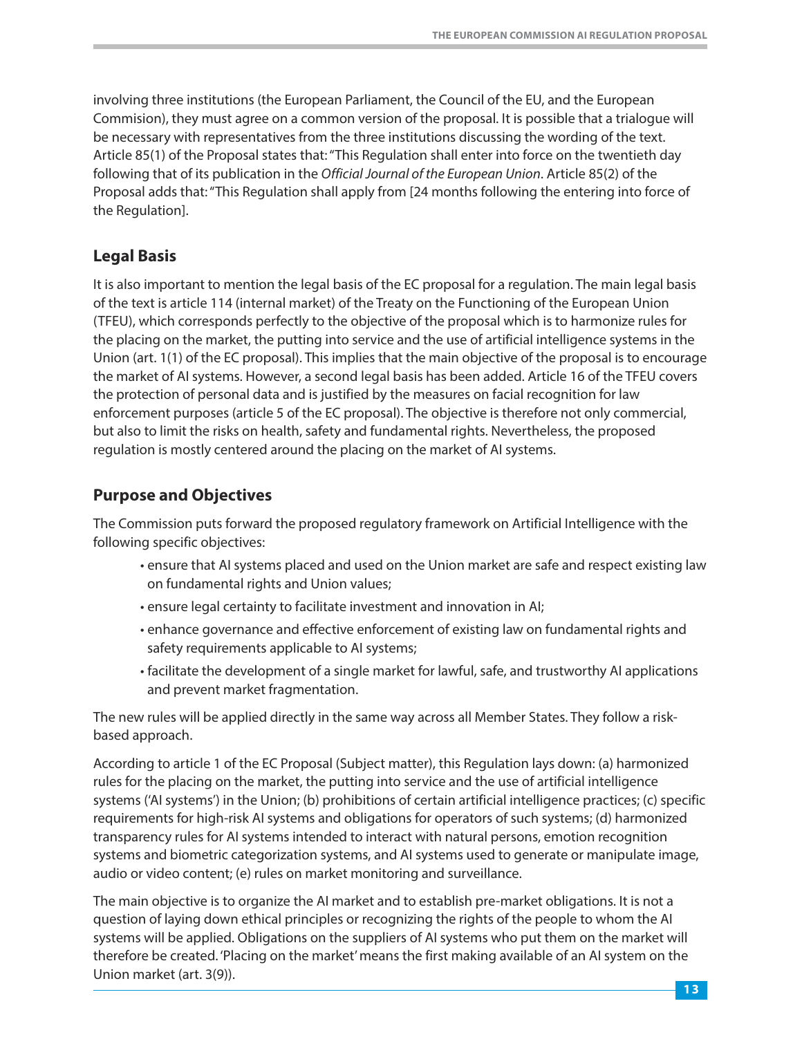involving three institutions (the European Parliament, the Council of the EU, and the European Commision), they must agree on a common version of the proposal. It is possible that a trialogue will be necessary with representatives from the three institutions discussing the wording of the text. Article 85(1) of the Proposal states that: "This Regulation shall enter into force on the twentieth day following that of its publication in the *Official Journal of the European Union*. Article 85(2) of the Proposal adds that: "This Regulation shall apply from [24 months following the entering into force of the Regulation].

## Legal Basis

It is also important to mention the legal basis of the EC proposal for a regulation. The main legal basis of the text is article 114 (internal market) of the Treaty on the Functioning of the European Union (TFEU), which corresponds perfectly to the objective of the proposal which is to harmonize rules for the placing on the market, the putting into service and the use of artificial intelligence systems in the Union (art. 1(1) of the EC proposal). This implies that the main objective of the proposal is to encourage the market of AI systems. However, a second legal basis has been added. Article 16 of the TFEU covers the protection of personal data and is justified by the measures on facial recognition for law enforcement purposes (article 5 of the EC proposal). The objective is therefore not only commercial, but also to limit the risks on health, safety and fundamental rights. Nevertheless, the proposed regulation is mostly centered around the placing on the market of AI systems.

## Purpose and Objectives

The Commission puts forward the proposed regulatory framework on Artificial Intelligence with the following specific objectives:

- ensure that AI systems placed and used on the Union market are safe and respect existing law on fundamental rights and Union values;
- ensure legal certainty to facilitate investment and innovation in AI;
- enhance governance and effective enforcement of existing law on fundamental rights and safety requirements applicable to AI systems;
- facilitate the development of a single market for lawful, safe, and trustworthy AI applications and prevent market fragmentation.

The new rules will be applied directly in the same way across all Member States. They follow a risk-based approach.

According to article 1 of the EC Proposal (Subject matter), this Regulation lays down: (a) harmonized rules for the placing on the market, the putting into service and the use of artificial intelligence systems ('AI systems') in the Union; (b) prohibitions of certain artificial intelligence practices; (c) specific requirements for high-risk AI systems and obligations for operators of such systems; (d) harmonized transparency rules for AI systems intended to interact with natural persons, emotion recognition systems and biometric categorization systems, and AI systems used to generate or manipulate image, audio or video content; (e) rules on market monitoring and surveillance.

The main objective is to organize the AI market and to establish pre-market obligations. It is not a question of laying down ethical principles or recognizing the rights of the people to whom the AI systems will be applied. Obligations on the suppliers of AI systems who put them on the market will therefore be created. 'Placing on the market' means the first making available of an AI system on the Union market (art. 3(9)).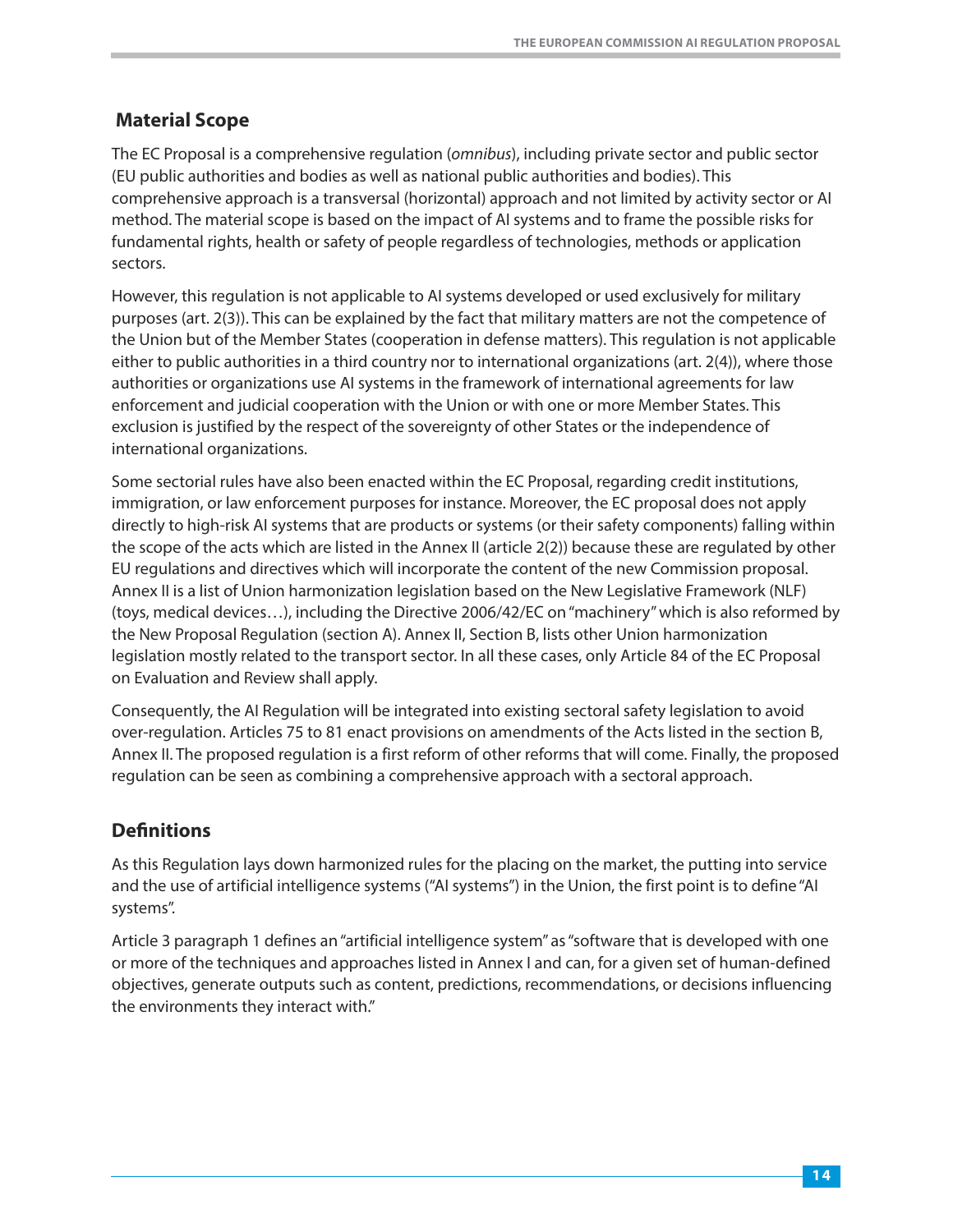## Material Scope

The EC Proposal is a comprehensive regulation (*omnibus*), including private sector and public sector (EU public authorities and bodies as well as national public authorities and bodies). This comprehensive approach is a transversal (horizontal) approach and not limited by activity sector or AI method. The material scope is based on the impact of AI systems and to frame the possible risks for fundamental rights, health or safety of people regardless of technologies, methods or application sectors.

However, this regulation is not applicable to AI systems developed or used exclusively for military purposes (art. 2(3)). This can be explained by the fact that military matters are not the competence of the Union but of the Member States (cooperation in defense matters). This regulation is not applicable either to public authorities in a third country nor to international organizations (art. 2(4)), where those authorities or organizations use AI systems in the framework of international agreements for law enforcement and judicial cooperation with the Union or with one or more Member States. This exclusion is justified by the respect of the sovereignty of other States or the independence of international organizations.

Some sectorial rules have also been enacted within the EC Proposal, regarding credit institutions, immigration, or law enforcement purposes for instance. Moreover, the EC proposal does not apply directly to high-risk AI systems that are products or systems (or their safety components) falling within the scope of the acts which are listed in the Annex II (article 2(2)) because these are regulated by other EU regulations and directives which will incorporate the content of the new Commission proposal. Annex II is a list of Union harmonization legislation based on the New Legislative Framework (NLF) (toys, medical devices…), including the Directive 2006/42/EC on "machinery" which is also reformed by the New Proposal Regulation (section A). Annex II, Section B, lists other Union harmonization legislation mostly related to the transport sector. In all these cases, only Article 84 of the EC Proposal on Evaluation and Review shall apply.

Consequently, the AI Regulation will be integrated into existing sectoral safety legislation to avoid over-regulation. Articles 75 to 81 enact provisions on amendments of the Acts listed in the section B, Annex II. The proposed regulation is a first reform of other reforms that will come. Finally, the proposed regulation can be seen as combining a comprehensive approach with a sectoral approach.

## Definitions

As this Regulation lays down harmonized rules for the placing on the market, the putting into service and the use of artificial intelligence systems ("AI systems") in the Union, the first point is to define "AI systems".

Article 3 paragraph 1 defines an "artificial intelligence system" as "software that is developed with one or more of the techniques and approaches listed in Annex I and can, for a given set of human-defined objectives, generate outputs such as content, predictions, recommendations, or decisions influencing the environments they interact with."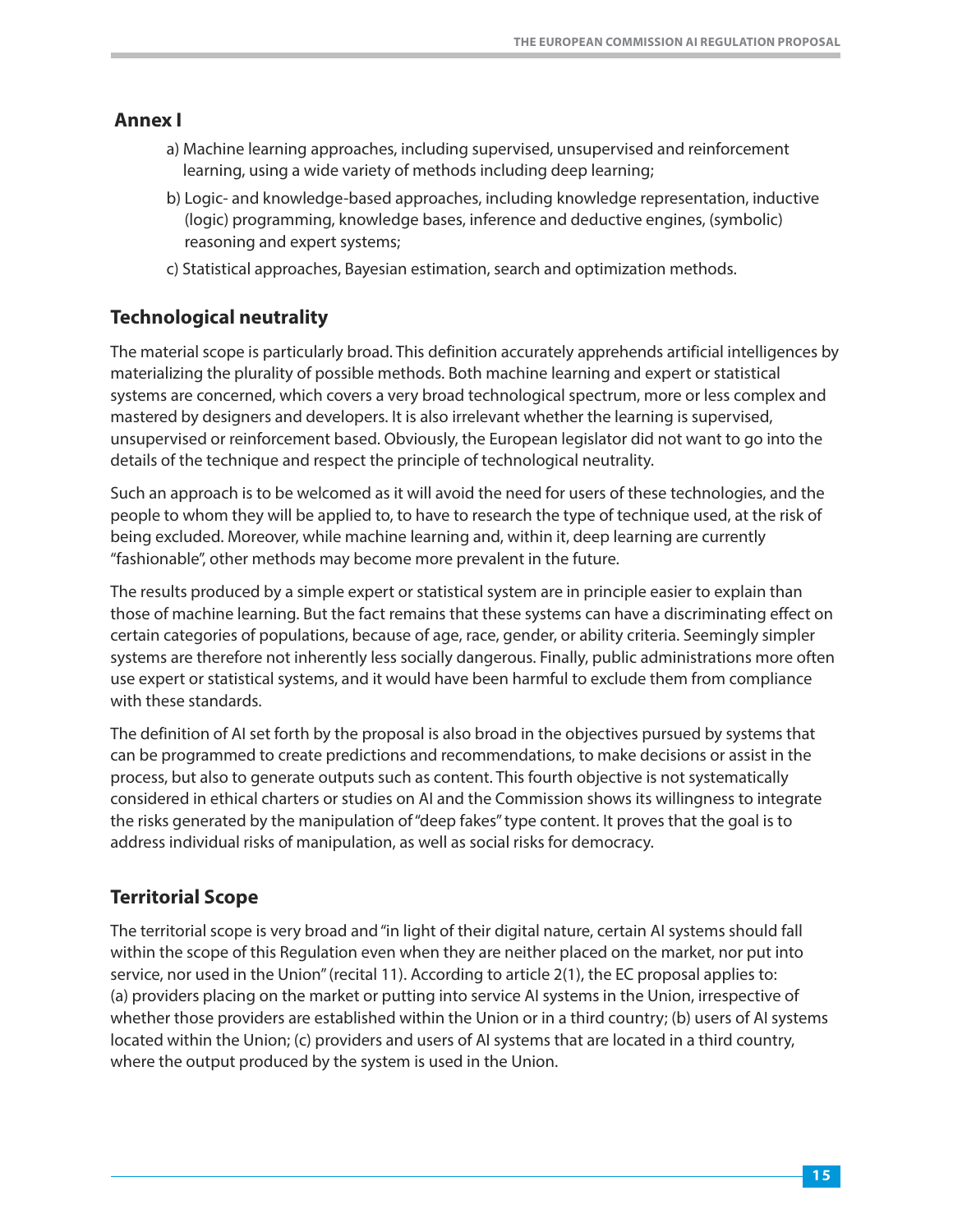### Annex I

a) Machine learning approaches, including supervised, unsupervised and reinforcement learning, using a wide variety of methods including deep learning;

b) Logic- and knowledge-based approaches, including knowledge representation, inductive (logic) programming, knowledge bases, inference and deductive engines, (symbolic) reasoning and expert systems;

c) Statistical approaches, Bayesian estimation, search and optimization methods.

### Technological neutrality

The material scope is particularly broad. This definition accurately apprehends artificial intelligences by materializing the plurality of possible methods. Both machine learning and expert or statistical systems are concerned, which covers a very broad technological spectrum, more or less complex and mastered by designers and developers. It is also irrelevant whether the learning is supervised, unsupervised or reinforcement based. Obviously, the European legislator did not want to go into the details of the technique and respect the principle of technological neutrality.

Such an approach is to be welcomed as it will avoid the need for users of these technologies, and the people to whom they will be applied to, to have to research the type of technique used, at the risk of being excluded. Moreover, while machine learning and, within it, deep learning are currently "fashionable", other methods may become more prevalent in the future.

The results produced by a simple expert or statistical system are in principle easier to explain than those of machine learning. But the fact remains that these systems can have a discriminating effect on certain categories of populations, because of age, race, gender, or ability criteria. Seemingly simpler systems are therefore not inherently less socially dangerous. Finally, public administrations more often use expert or statistical systems, and it would have been harmful to exclude them from compliance with these standards.

The definition of AI set forth by the proposal is also broad in the objectives pursued by systems that can be programmed to create predictions and recommendations, to make decisions or assist in the process, but also to generate outputs such as content. This fourth objective is not systematically considered in ethical charters or studies on AI and the Commission shows its willingness to integrate the risks generated by the manipulation of "deep fakes" type content. It proves that the goal is to address individual risks of manipulation, as well as social risks for democracy.

### Territorial Scope

The territorial scope is very broad and "in light of their digital nature, certain AI systems should fall within the scope of this Regulation even when they are neither placed on the market, nor put into service, nor used in the Union" (recital 11). According to article 2(1), the EC proposal applies to: (a) providers placing on the market or putting into service AI systems in the Union, irrespective of whether those providers are established within the Union or in a third country; (b) users of AI systems located within the Union; (c) providers and users of AI systems that are located in a third country, where the output produced by the system is used in the Union.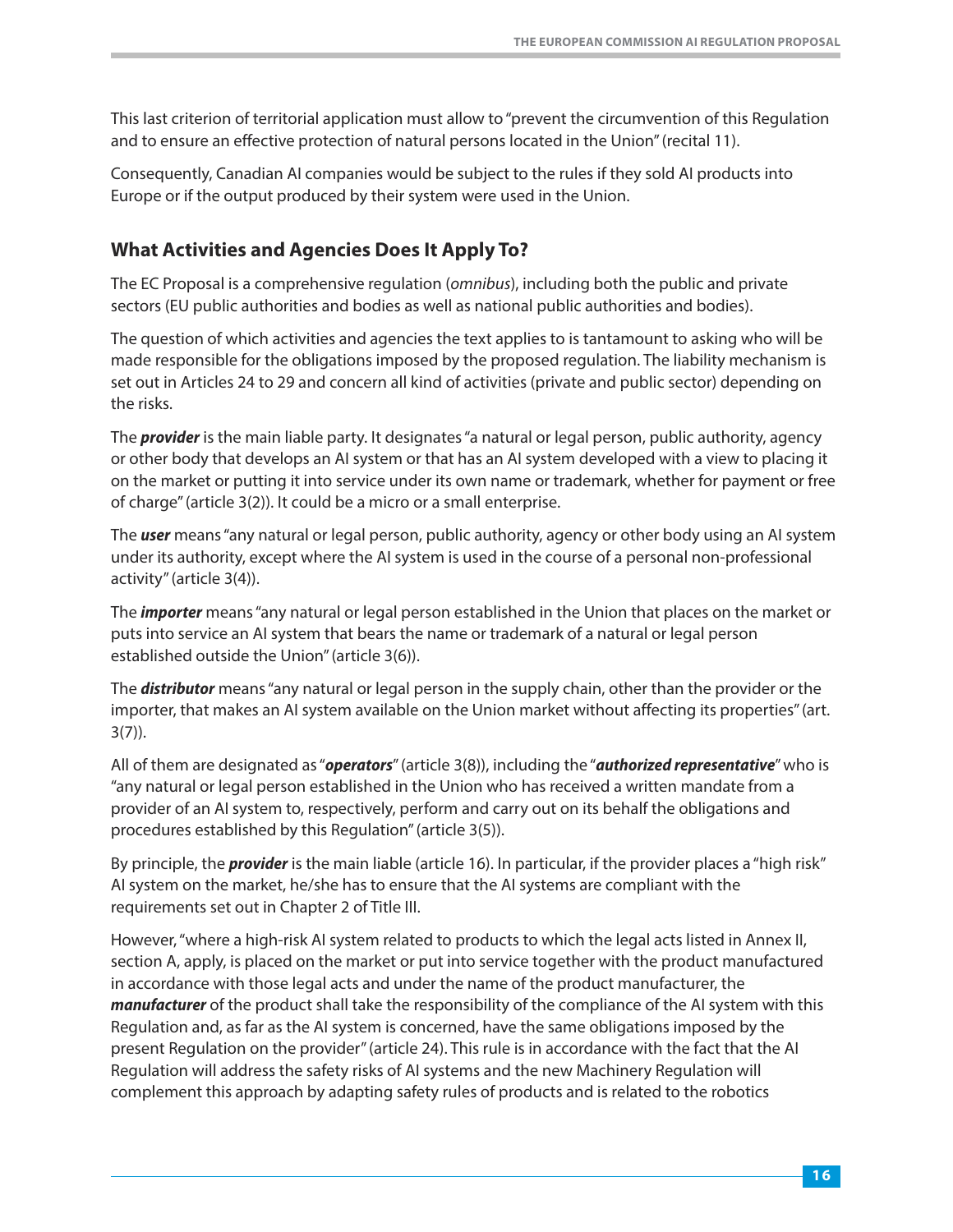This last criterion of territorial application must allow to "prevent the circumvention of this Regulation and to ensure an effective protection of natural persons located in the Union" (recital 11).

Consequently, Canadian AI companies would be subject to the rules if they sold AI products into Europe or if the output produced by their system were used in the Union.

## What Activities and Agencies Does It Apply To?

The EC Proposal is a comprehensive regulation (*omnibus*), including both the public and private sectors (EU public authorities and bodies as well as national public authorities and bodies).

The question of which activities and agencies the text applies to is tantamount to asking who will be made responsible for the obligations imposed by the proposed regulation. The liability mechanism is set out in Articles 24 to 29 and concern all kind of activities (private and public sector) depending on the risks.

The ***provider*** is the main liable party. It designates "a natural or legal person, public authority, agency or other body that develops an AI system or that has an AI system developed with a view to placing it on the market or putting it into service under its own name or trademark, whether for payment or free of charge" (article 3(2)). It could be a micro or a small enterprise.

The ***user*** means "any natural or legal person, public authority, agency or other body using an AI system under its authority, except where the AI system is used in the course of a personal non-professional activity" (article 3(4)).

The ***importer*** means "any natural or legal person established in the Union that places on the market or puts into service an AI system that bears the name or trademark of a natural or legal person established outside the Union" (article 3(6)).

The ***distributor*** means "any natural or legal person in the supply chain, other than the provider or the importer, that makes an AI system available on the Union market without affecting its properties" (art. 3(7)).

All of them are designated as "***operators***" (article 3(8)), including the "***authorized representative***" who is "any natural or legal person established in the Union who has received a written mandate from a provider of an AI system to, respectively, perform and carry out on its behalf the obligations and procedures established by this Regulation" (article 3(5)).

By principle, the ***provider*** is the main liable (article 16). In particular, if the provider places a "high risk" AI system on the market, he/she has to ensure that the AI systems are compliant with the requirements set out in Chapter 2 of Title III.

However, "where a high-risk AI system related to products to which the legal acts listed in Annex II, section A, apply, is placed on the market or put into service together with the product manufactured in accordance with those legal acts and under the name of the product manufacturer, the ***manufacturer*** of the product shall take the responsibility of the compliance of the AI system with this Regulation and, as far as the AI system is concerned, have the same obligations imposed by the present Regulation on the provider" (article 24). This rule is in accordance with the fact that the AI Regulation will address the safety risks of AI systems and the new Machinery Regulation will complement this approach by adapting safety rules of products and is related to the robotics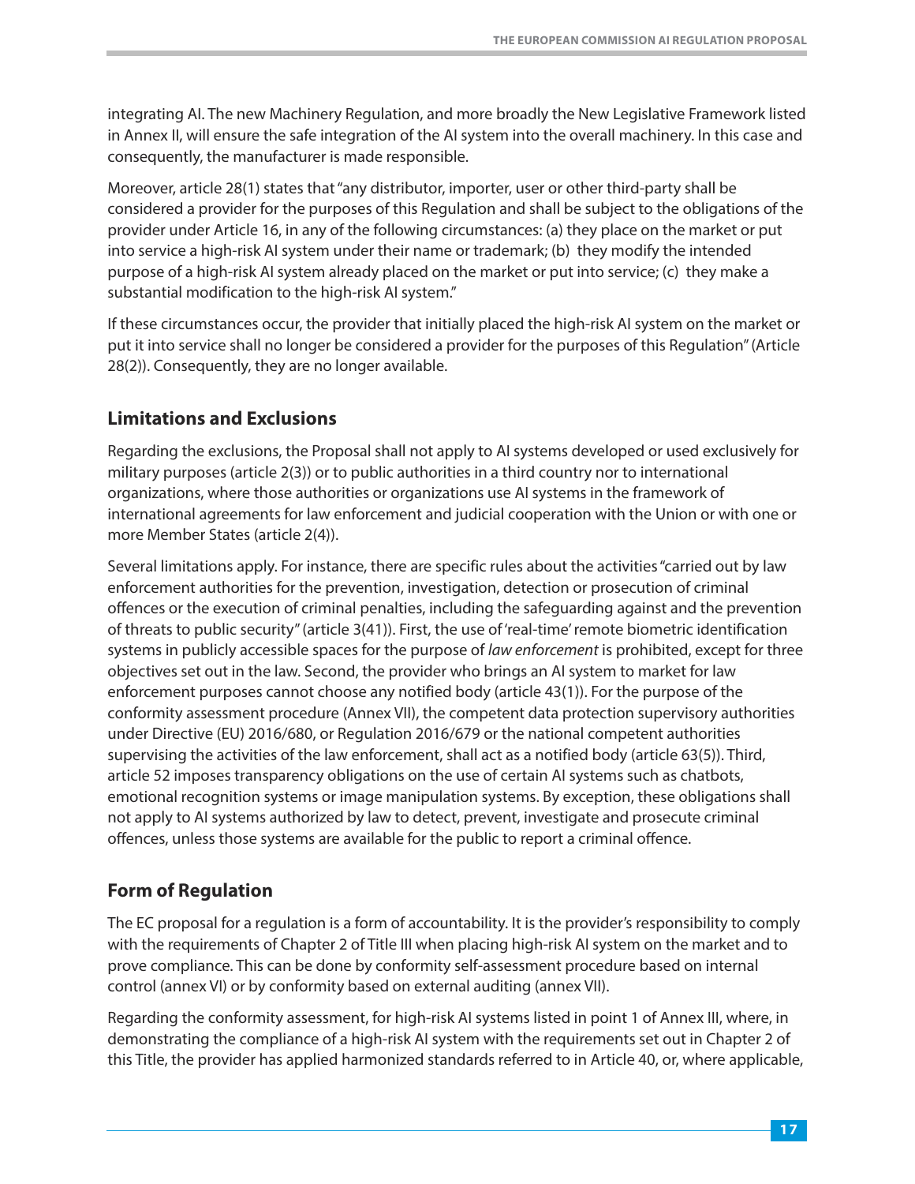integrating AI. The new Machinery Regulation, and more broadly the New Legislative Framework listed in Annex II, will ensure the safe integration of the AI system into the overall machinery. In this case and consequently, the manufacturer is made responsible.

Moreover, article 28(1) states that "any distributor, importer, user or other third-party shall be considered a provider for the purposes of this Regulation and shall be subject to the obligations of the provider under Article 16, in any of the following circumstances: (a) they place on the market or put into service a high-risk AI system under their name or trademark; (b) they modify the intended purpose of a high-risk AI system already placed on the market or put into service; (c) they make a substantial modification to the high-risk AI system."

If these circumstances occur, the provider that initially placed the high-risk AI system on the market or put it into service shall no longer be considered a provider for the purposes of this Regulation" (Article 28(2)). Consequently, they are no longer available.

## Limitations and Exclusions

Regarding the exclusions, the Proposal shall not apply to AI systems developed or used exclusively for military purposes (article 2(3)) or to public authorities in a third country nor to international organizations, where those authorities or organizations use AI systems in the framework of international agreements for law enforcement and judicial cooperation with the Union or with one or more Member States (article 2(4)).

Several limitations apply. For instance, there are specific rules about the activities "carried out by law enforcement authorities for the prevention, investigation, detection or prosecution of criminal offences or the execution of criminal penalties, including the safeguarding against and the prevention of threats to public security" (article 3(41)). First, the use of 'real-time' remote biometric identification systems in publicly accessible spaces for the purpose of *law enforcement* is prohibited, except for three objectives set out in the law. Second, the provider who brings an AI system to market for law enforcement purposes cannot choose any notified body (article 43(1)). For the purpose of the conformity assessment procedure (Annex VII), the competent data protection supervisory authorities under Directive (EU) 2016/680, or Regulation 2016/679 or the national competent authorities supervising the activities of the law enforcement, shall act as a notified body (article 63(5)). Third, article 52 imposes transparency obligations on the use of certain AI systems such as chatbots, emotional recognition systems or image manipulation systems. By exception, these obligations shall not apply to AI systems authorized by law to detect, prevent, investigate and prosecute criminal offences, unless those systems are available for the public to report a criminal offence.

## Form of Regulation

The EC proposal for a regulation is a form of accountability. It is the provider's responsibility to comply with the requirements of Chapter 2 of Title III when placing high-risk AI system on the market and to prove compliance. This can be done by conformity self-assessment procedure based on internal control (annex VI) or by conformity based on external auditing (annex VII).

Regarding the conformity assessment, for high-risk AI systems listed in point 1 of Annex III, where, in demonstrating the compliance of a high-risk AI system with the requirements set out in Chapter 2 of this Title, the provider has applied harmonized standards referred to in Article 40, or, where applicable,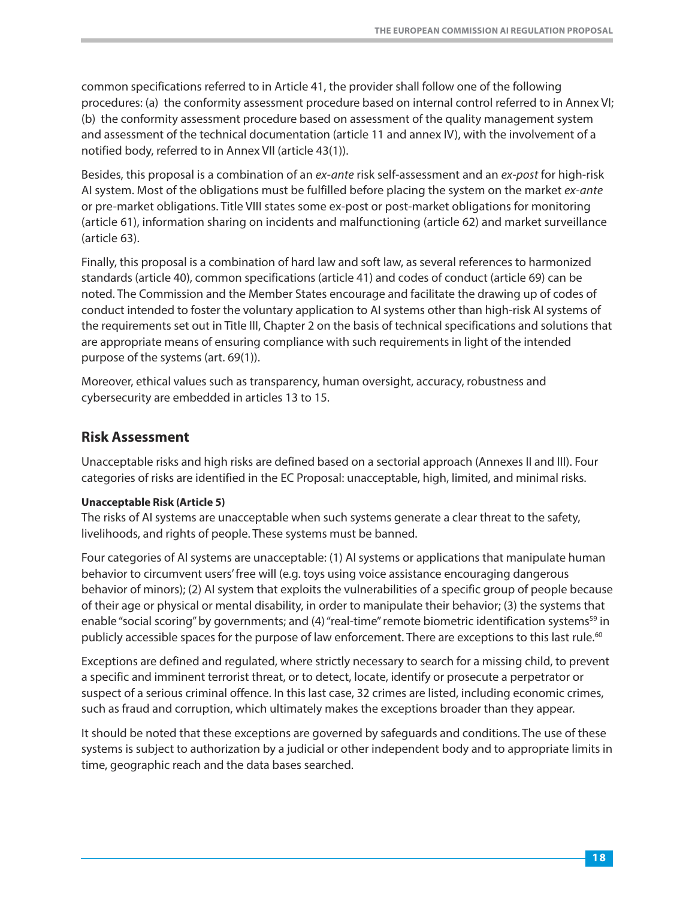common specifications referred to in Article 41, the provider shall follow one of the following procedures: (a) the conformity assessment procedure based on internal control referred to in Annex VI; (b) the conformity assessment procedure based on assessment of the quality management system and assessment of the technical documentation (article 11 and annex IV), with the involvement of a notified body, referred to in Annex VII (article 43(1)).

Besides, this proposal is a combination of an *ex-ante* risk self-assessment and an *ex-post* for high-risk AI system. Most of the obligations must be fulfilled before placing the system on the market *ex-ante* or pre-market obligations. Title VIII states some ex-post or post-market obligations for monitoring (article 61), information sharing on incidents and malfunctioning (article 62) and market surveillance (article 63).

Finally, this proposal is a combination of hard law and soft law, as several references to harmonized standards (article 40), common specifications (article 41) and codes of conduct (article 69) can be noted. The Commission and the Member States encourage and facilitate the drawing up of codes of conduct intended to foster the voluntary application to AI systems other than high-risk AI systems of the requirements set out in Title III, Chapter 2 on the basis of technical specifications and solutions that are appropriate means of ensuring compliance with such requirements in light of the intended purpose of the systems (art. 69(1)).

Moreover, ethical values such as transparency, human oversight, accuracy, robustness and cybersecurity are embedded in articles 13 to 15.

## Risk Assessment

Unacceptable risks and high risks are defined based on a sectorial approach (Annexes II and III). Four categories of risks are identified in the EC Proposal: unacceptable, high, limited, and minimal risks.

**Unacceptable Risk (Article 5)**

The risks of AI systems are unacceptable when such systems generate a clear threat to the safety, livelihoods, and rights of people. These systems must be banned.

Four categories of AI systems are unacceptable: (1) AI systems or applications that manipulate human behavior to circumvent users' free will (e.g. toys using voice assistance encouraging dangerous behavior of minors); (2) AI system that exploits the vulnerabilities of a specific group of people because of their age or physical or mental disability, in order to manipulate their behavior; (3) the systems that enable "social scoring" by governments; and (4) "real-time" remote biometric identification systems[59] in publicly accessible spaces for the purpose of law enforcement. There are exceptions to this last rule.[60]

Exceptions are defined and regulated, where strictly necessary to search for a missing child, to prevent a specific and imminent terrorist threat, or to detect, locate, identify or prosecute a perpetrator or suspect of a serious criminal offence. In this last case, 32 crimes are listed, including economic crimes, such as fraud and corruption, which ultimately makes the exceptions broader than they appear.

It should be noted that these exceptions are governed by safeguards and conditions. The use of these systems is subject to authorization by a judicial or other independent body and to appropriate limits in time, geographic reach and the data bases searched.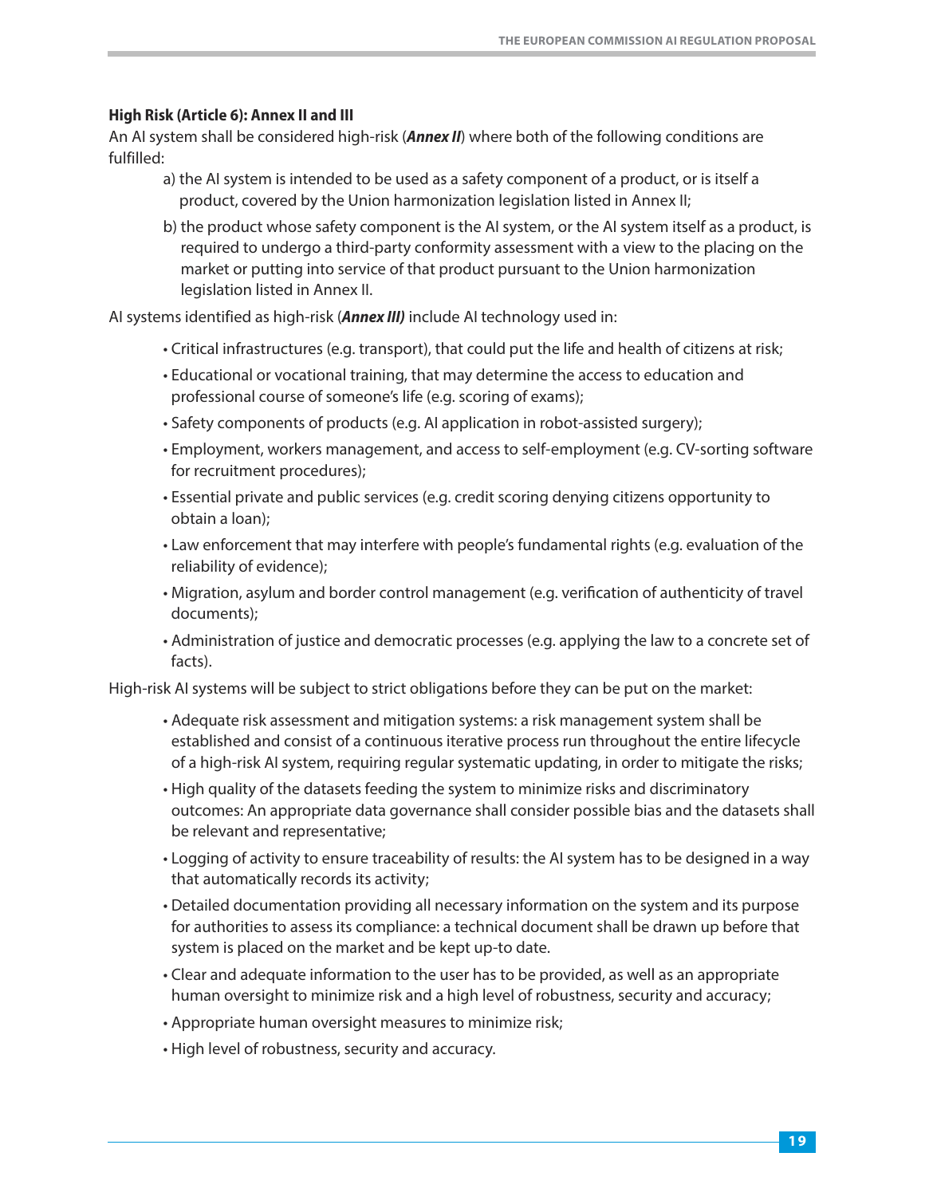**High Risk (Article 6): Annex II and III**

An AI system shall be considered high-risk (***Annex II***) where both of the following conditions are fulfilled:

a) the AI system is intended to be used as a safety component of a product, or is itself a product, covered by the Union harmonization legislation listed in Annex II;

b) the product whose safety component is the AI system, or the AI system itself as a product, is required to undergo a third-party conformity assessment with a view to the placing on the market or putting into service of that product pursuant to the Union harmonization legislation listed in Annex II.

AI systems identified as high-risk (***Annex III)*** include AI technology used in:

- Critical infrastructures (e.g. transport), that could put the life and health of citizens at risk;
- Educational or vocational training, that may determine the access to education and professional course of someone's life (e.g. scoring of exams);
- Safety components of products (e.g. AI application in robot-assisted surgery);
- Employment, workers management, and access to self-employment (e.g. CV-sorting software for recruitment procedures);
- Essential private and public services (e.g. credit scoring denying citizens opportunity to obtain a loan);
- Law enforcement that may interfere with people's fundamental rights (e.g. evaluation of the reliability of evidence);
- Migration, asylum and border control management (e.g. verification of authenticity of travel documents);
- Administration of justice and democratic processes (e.g. applying the law to a concrete set of facts).

High-risk AI systems will be subject to strict obligations before they can be put on the market:

- Adequate risk assessment and mitigation systems: a risk management system shall be established and consist of a continuous iterative process run throughout the entire lifecycle of a high-risk AI system, requiring regular systematic updating, in order to mitigate the risks;
- High quality of the datasets feeding the system to minimize risks and discriminatory outcomes: An appropriate data governance shall consider possible bias and the datasets shall be relevant and representative;
- Logging of activity to ensure traceability of results: the AI system has to be designed in a way that automatically records its activity;
- Detailed documentation providing all necessary information on the system and its purpose for authorities to assess its compliance: a technical document shall be drawn up before that system is placed on the market and be kept up-to date.
- Clear and adequate information to the user has to be provided, as well as an appropriate human oversight to minimize risk and a high level of robustness, security and accuracy;
- Appropriate human oversight measures to minimize risk;
- High level of robustness, security and accuracy.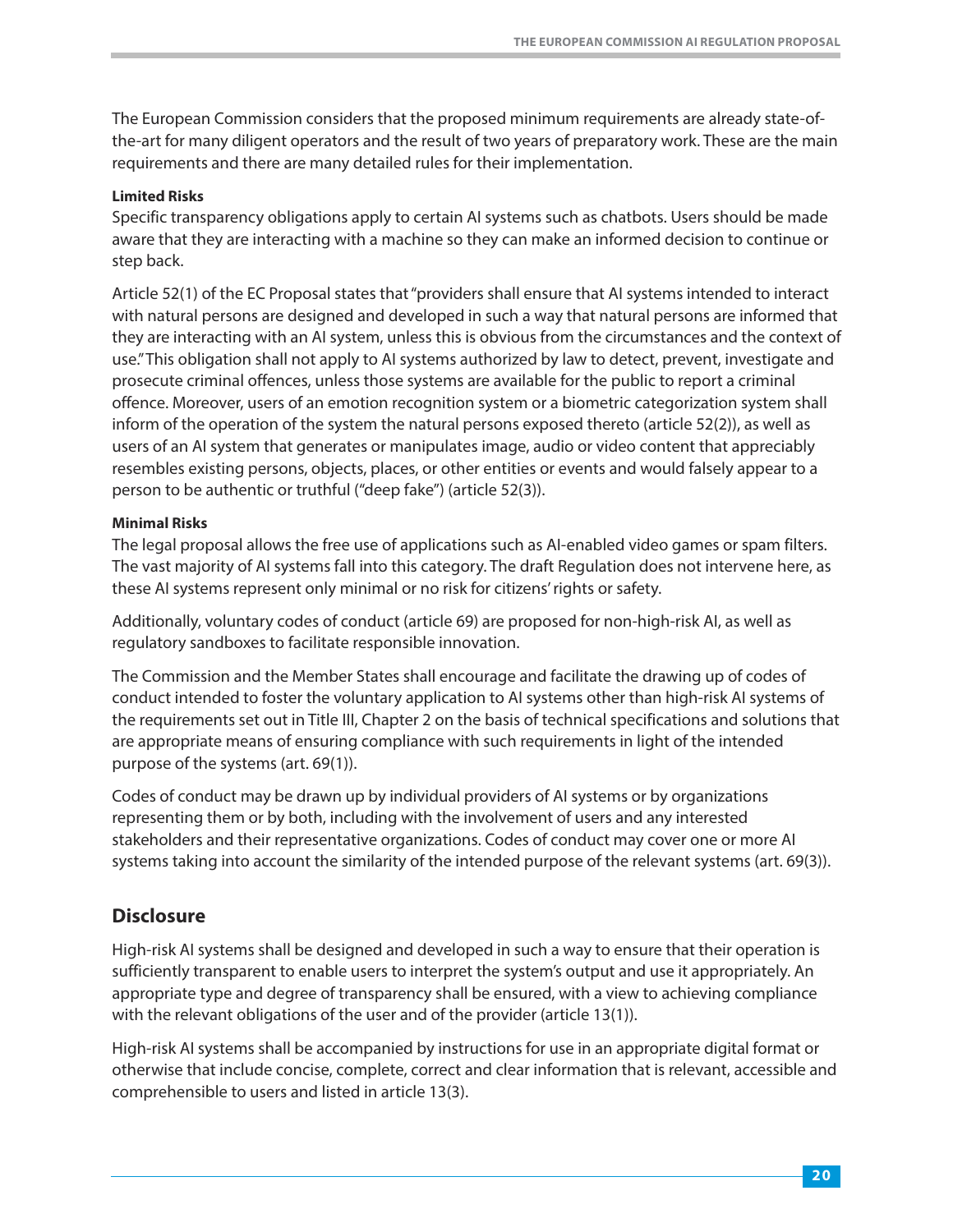The European Commission considers that the proposed minimum requirements are already state-of-the-art for many diligent operators and the result of two years of preparatory work. These are the main requirements and there are many detailed rules for their implementation.

#### Limited Risks

Specific transparency obligations apply to certain AI systems such as chatbots. Users should be made aware that they are interacting with a machine so they can make an informed decision to continue or step back.

Article 52(1) of the EC Proposal states that "providers shall ensure that AI systems intended to interact with natural persons are designed and developed in such a way that natural persons are informed that they are interacting with an AI system, unless this is obvious from the circumstances and the context of use." This obligation shall not apply to AI systems authorized by law to detect, prevent, investigate and prosecute criminal offences, unless those systems are available for the public to report a criminal offence. Moreover, users of an emotion recognition system or a biometric categorization system shall inform of the operation of the system the natural persons exposed thereto (article 52(2)), as well as users of an AI system that generates or manipulates image, audio or video content that appreciably resembles existing persons, objects, places, or other entities or events and would falsely appear to a person to be authentic or truthful ("deep fake") (article 52(3)).

#### Minimal Risks

The legal proposal allows the free use of applications such as AI-enabled video games or spam filters. The vast majority of AI systems fall into this category. The draft Regulation does not intervene here, as these AI systems represent only minimal or no risk for citizens' rights or safety.

Additionally, voluntary codes of conduct (article 69) are proposed for non-high-risk AI, as well as regulatory sandboxes to facilitate responsible innovation.

The Commission and the Member States shall encourage and facilitate the drawing up of codes of conduct intended to foster the voluntary application to AI systems other than high-risk AI systems of the requirements set out in Title III, Chapter 2 on the basis of technical specifications and solutions that are appropriate means of ensuring compliance with such requirements in light of the intended purpose of the systems (art. 69(1)).

Codes of conduct may be drawn up by individual providers of AI systems or by organizations representing them or by both, including with the involvement of users and any interested stakeholders and their representative organizations. Codes of conduct may cover one or more AI systems taking into account the similarity of the intended purpose of the relevant systems (art. 69(3)).

## Disclosure

High-risk AI systems shall be designed and developed in such a way to ensure that their operation is sufficiently transparent to enable users to interpret the system's output and use it appropriately. An appropriate type and degree of transparency shall be ensured, with a view to achieving compliance with the relevant obligations of the user and of the provider (article 13(1)).

High-risk AI systems shall be accompanied by instructions for use in an appropriate digital format or otherwise that include concise, complete, correct and clear information that is relevant, accessible and comprehensible to users and listed in article 13(3).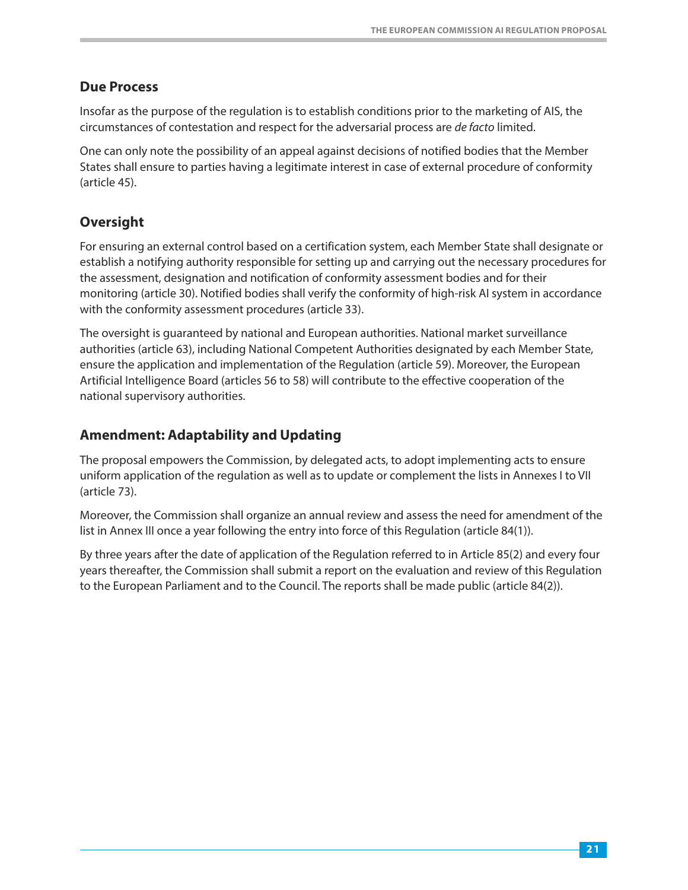## Due Process

Insofar as the purpose of the regulation is to establish conditions prior to the marketing of AIS, the circumstances of contestation and respect for the adversarial process are *de facto* limited.

One can only note the possibility of an appeal against decisions of notified bodies that the Member States shall ensure to parties having a legitimate interest in case of external procedure of conformity (article 45).

## Oversight

For ensuring an external control based on a certification system, each Member State shall designate or establish a notifying authority responsible for setting up and carrying out the necessary procedures for the assessment, designation and notification of conformity assessment bodies and for their monitoring (article 30). Notified bodies shall verify the conformity of high-risk AI system in accordance with the conformity assessment procedures (article 33).

The oversight is guaranteed by national and European authorities. National market surveillance authorities (article 63), including National Competent Authorities designated by each Member State, ensure the application and implementation of the Regulation (article 59). Moreover, the European Artificial Intelligence Board (articles 56 to 58) will contribute to the effective cooperation of the national supervisory authorities.

## Amendment: Adaptability and Updating

The proposal empowers the Commission, by delegated acts, to adopt implementing acts to ensure uniform application of the regulation as well as to update or complement the lists in Annexes I to VII (article 73).

Moreover, the Commission shall organize an annual review and assess the need for amendment of the list in Annex III once a year following the entry into force of this Regulation (article 84(1)).

By three years after the date of application of the Regulation referred to in Article 85(2) and every four years thereafter, the Commission shall submit a report on the evaluation and review of this Regulation to the European Parliament and to the Council. The reports shall be made public (article 84(2)).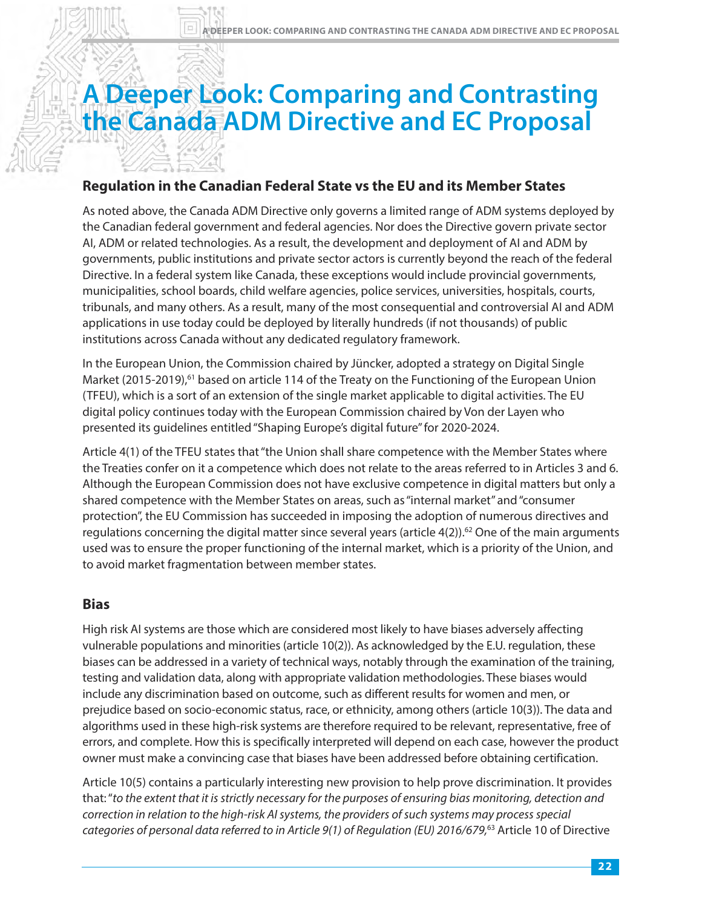# A Deeper Look: Comparing and Contrasting the Canada ADM Directive and EC Proposal

## Regulation in the Canadian Federal State vs the EU and its Member States

As noted above, the Canada ADM Directive only governs a limited range of ADM systems deployed by the Canadian federal government and federal agencies. Nor does the Directive govern private sector AI, ADM or related technologies. As a result, the development and deployment of AI and ADM by governments, public institutions and private sector actors is currently beyond the reach of the federal Directive. In a federal system like Canada, these exceptions would include provincial governments, municipalities, school boards, child welfare agencies, police services, universities, hospitals, courts, tribunals, and many others. As a result, many of the most consequential and controversial AI and ADM applications in use today could be deployed by literally hundreds (if not thousands) of public institutions across Canada without any dedicated regulatory framework.

In the European Union, the Commission chaired by Jüncker, adopted a strategy on Digital Single Market (2015-2019),[61] based on article 114 of the Treaty on the Functioning of the European Union (TFEU), which is a sort of an extension of the single market applicable to digital activities. The EU digital policy continues today with the European Commission chaired by Von der Layen who presented its guidelines entitled "Shaping Europe's digital future" for 2020-2024.

Article 4(1) of the TFEU states that "the Union shall share competence with the Member States where the Treaties confer on it a competence which does not relate to the areas referred to in Articles 3 and 6. Although the European Commission does not have exclusive competence in digital matters but only a shared competence with the Member States on areas, such as "internal market" and "consumer protection", the EU Commission has succeeded in imposing the adoption of numerous directives and regulations concerning the digital matter since several years (article 4(2)).[62] One of the main arguments used was to ensure the proper functioning of the internal market, which is a priority of the Union, and to avoid market fragmentation between member states.

## Bias

High risk AI systems are those which are considered most likely to have biases adversely affecting vulnerable populations and minorities (article 10(2)). As acknowledged by the E.U. regulation, these biases can be addressed in a variety of technical ways, notably through the examination of the training, testing and validation data, along with appropriate validation methodologies. These biases would include any discrimination based on outcome, such as different results for women and men, or prejudice based on socio-economic status, race, or ethnicity, among others (article 10(3)). The data and algorithms used in these high-risk systems are therefore required to be relevant, representative, free of errors, and complete. How this is specifically interpreted will depend on each case, however the product owner must make a convincing case that biases have been addressed before obtaining certification.

Article 10(5) contains a particularly interesting new provision to help prove discrimination. It provides that: "*to the extent that it is strictly necessary for the purposes of ensuring bias monitoring, detection and correction in relation to the high-risk AI systems, the providers of such systems may process special categories of personal data referred to in Article 9(1) of Regulation (EU) 2016/679,*[63] Article 10 of Directive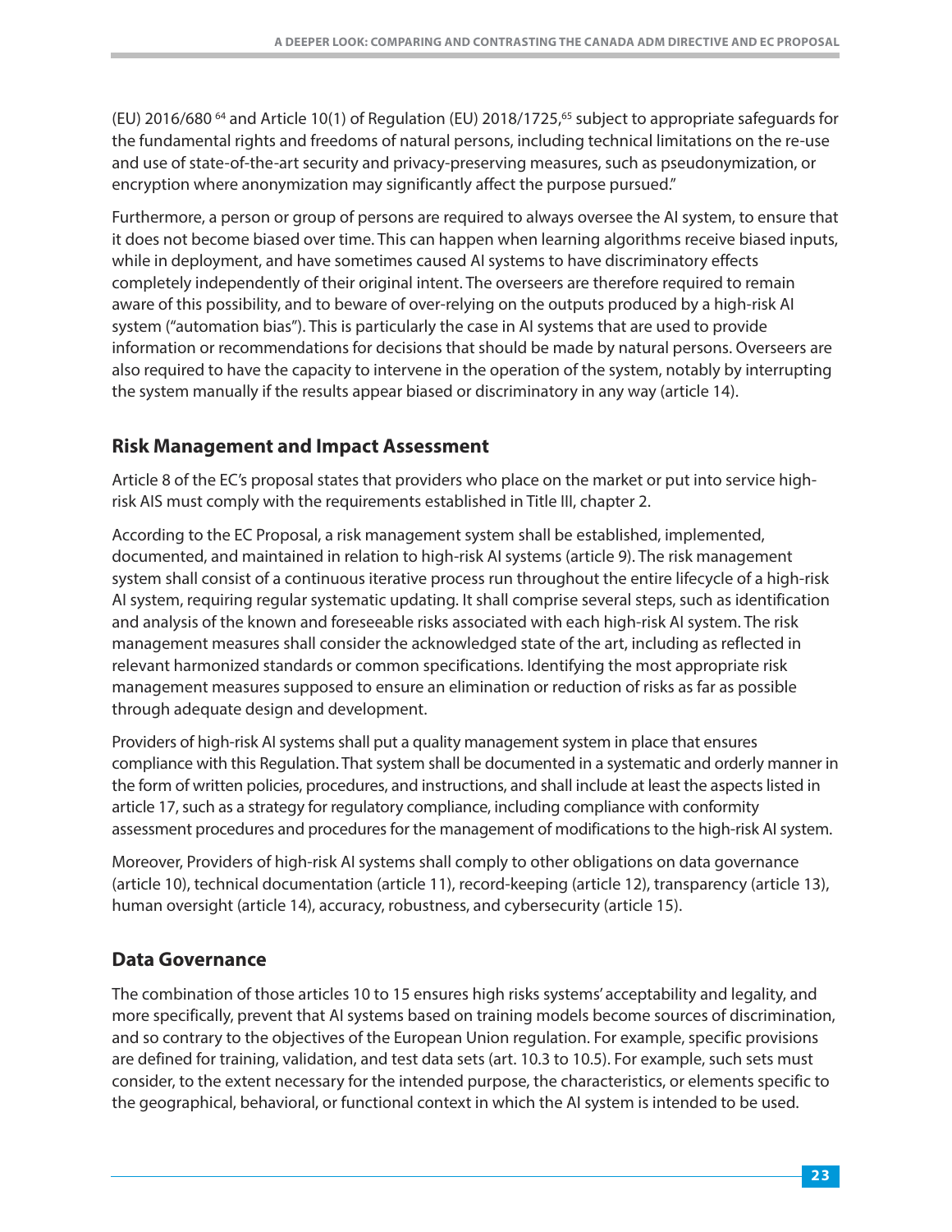(EU) 2016/680 [64] and Article 10(1) of Regulation (EU) 2018/1725,[65] subject to appropriate safeguards for the fundamental rights and freedoms of natural persons, including technical limitations on the re-use and use of state-of-the-art security and privacy-preserving measures, such as pseudonymization, or encryption where anonymization may significantly affect the purpose pursued."

Furthermore, a person or group of persons are required to always oversee the AI system, to ensure that it does not become biased over time. This can happen when learning algorithms receive biased inputs, while in deployment, and have sometimes caused AI systems to have discriminatory effects completely independently of their original intent. The overseers are therefore required to remain aware of this possibility, and to beware of over-relying on the outputs produced by a high-risk AI system ("automation bias"). This is particularly the case in AI systems that are used to provide information or recommendations for decisions that should be made by natural persons. Overseers are also required to have the capacity to intervene in the operation of the system, notably by interrupting the system manually if the results appear biased or discriminatory in any way (article 14).

## Risk Management and Impact Assessment

Article 8 of the EC's proposal states that providers who place on the market or put into service high-risk AIS must comply with the requirements established in Title III, chapter 2.

According to the EC Proposal, a risk management system shall be established, implemented, documented, and maintained in relation to high-risk AI systems (article 9). The risk management system shall consist of a continuous iterative process run throughout the entire lifecycle of a high-risk AI system, requiring regular systematic updating. It shall comprise several steps, such as identification and analysis of the known and foreseeable risks associated with each high-risk AI system. The risk management measures shall consider the acknowledged state of the art, including as reflected in relevant harmonized standards or common specifications. Identifying the most appropriate risk management measures supposed to ensure an elimination or reduction of risks as far as possible through adequate design and development.

Providers of high-risk AI systems shall put a quality management system in place that ensures compliance with this Regulation. That system shall be documented in a systematic and orderly manner in the form of written policies, procedures, and instructions, and shall include at least the aspects listed in article 17, such as a strategy for regulatory compliance, including compliance with conformity assessment procedures and procedures for the management of modifications to the high-risk AI system.

Moreover, Providers of high-risk AI systems shall comply to other obligations on data governance (article 10), technical documentation (article 11), record-keeping (article 12), transparency (article 13), human oversight (article 14), accuracy, robustness, and cybersecurity (article 15).

## Data Governance

The combination of those articles 10 to 15 ensures high risks systems' acceptability and legality, and more specifically, prevent that AI systems based on training models become sources of discrimination, and so contrary to the objectives of the European Union regulation. For example, specific provisions are defined for training, validation, and test data sets (art. 10.3 to 10.5). For example, such sets must consider, to the extent necessary for the intended purpose, the characteristics, or elements specific to the geographical, behavioral, or functional context in which the AI system is intended to be used.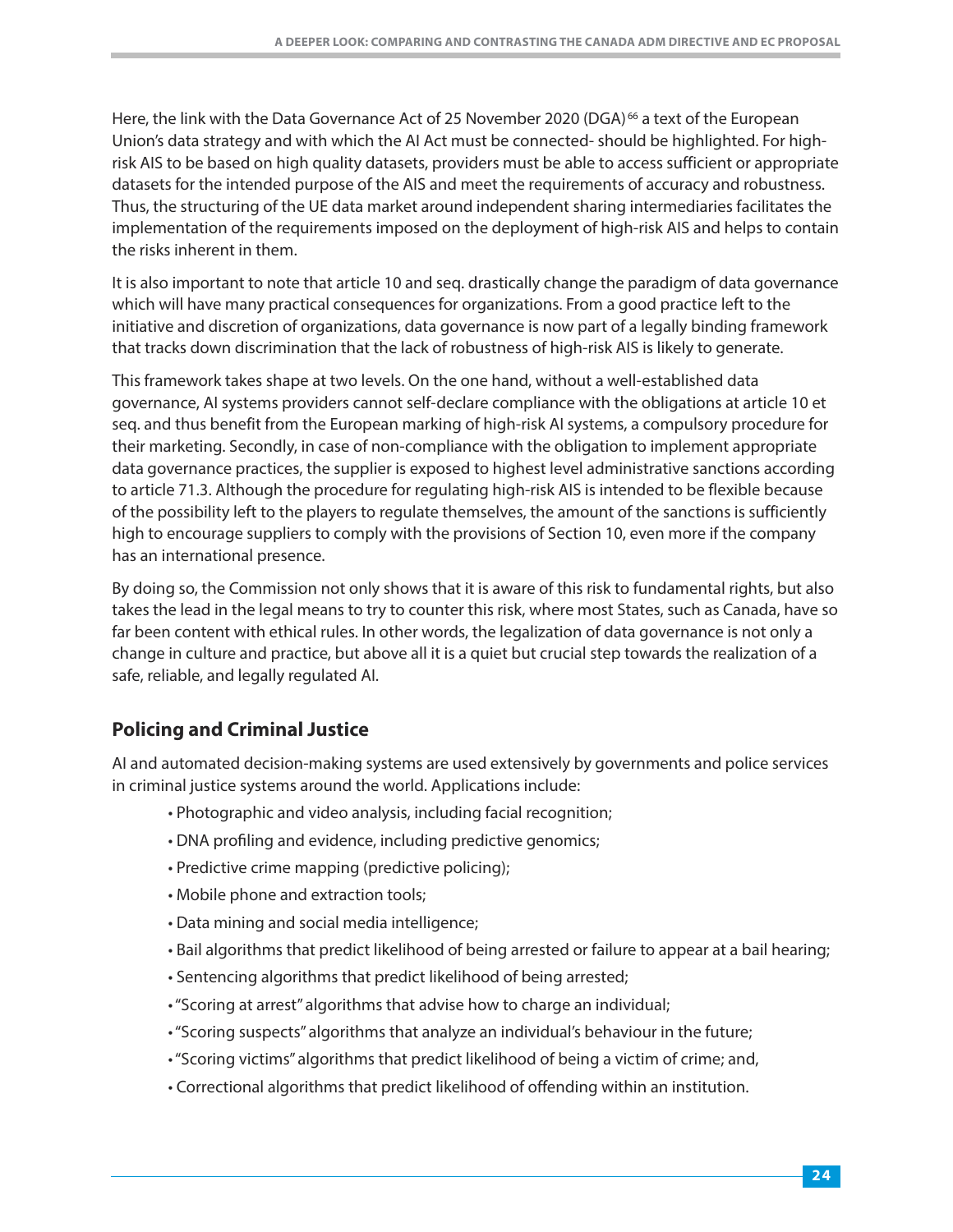Here, the link with the Data Governance Act of 25 November 2020 (DGA)[66] a text of the European Union's data strategy and with which the AI Act must be connected- should be highlighted. For high-risk AIS to be based on high quality datasets, providers must be able to access sufficient or appropriate datasets for the intended purpose of the AIS and meet the requirements of accuracy and robustness. Thus, the structuring of the UE data market around independent sharing intermediaries facilitates the implementation of the requirements imposed on the deployment of high-risk AIS and helps to contain the risks inherent in them.

It is also important to note that article 10 and seq. drastically change the paradigm of data governance which will have many practical consequences for organizations. From a good practice left to the initiative and discretion of organizations, data governance is now part of a legally binding framework that tracks down discrimination that the lack of robustness of high-risk AIS is likely to generate.

This framework takes shape at two levels. On the one hand, without a well-established data governance, AI systems providers cannot self-declare compliance with the obligations at article 10 et seq. and thus benefit from the European marking of high-risk AI systems, a compulsory procedure for their marketing. Secondly, in case of non-compliance with the obligation to implement appropriate data governance practices, the supplier is exposed to highest level administrative sanctions according to article 71.3. Although the procedure for regulating high-risk AIS is intended to be flexible because of the possibility left to the players to regulate themselves, the amount of the sanctions is sufficiently high to encourage suppliers to comply with the provisions of Section 10, even more if the company has an international presence.

By doing so, the Commission not only shows that it is aware of this risk to fundamental rights, but also takes the lead in the legal means to try to counter this risk, where most States, such as Canada, have so far been content with ethical rules. In other words, the legalization of data governance is not only a change in culture and practice, but above all it is a quiet but crucial step towards the realization of a safe, reliable, and legally regulated AI.

## Policing and Criminal Justice

AI and automated decision-making systems are used extensively by governments and police services in criminal justice systems around the world. Applications include:

- Photographic and video analysis, including facial recognition;
- DNA profiling and evidence, including predictive genomics;
- Predictive crime mapping (predictive policing);
- Mobile phone and extraction tools;
- Data mining and social media intelligence;
- Bail algorithms that predict likelihood of being arrested or failure to appear at a bail hearing;
- Sentencing algorithms that predict likelihood of being arrested;
- "Scoring at arrest" algorithms that advise how to charge an individual;
- "Scoring suspects" algorithms that analyze an individual's behaviour in the future;
- "Scoring victims" algorithms that predict likelihood of being a victim of crime; and,
- Correctional algorithms that predict likelihood of offending within an institution.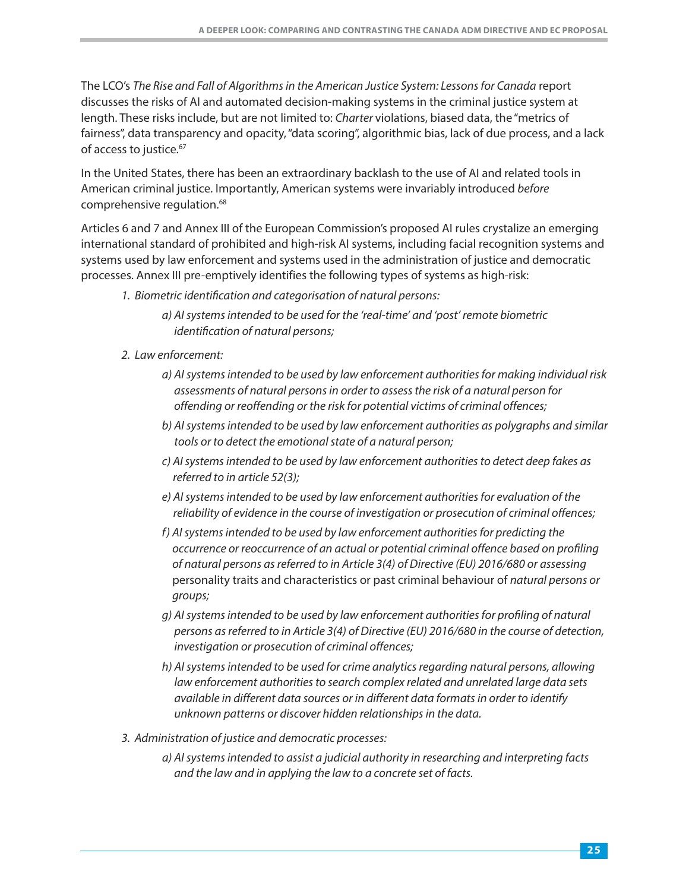The LCO's *The Rise and Fall of Algorithms in the American Justice System: Lessons for Canada* report discusses the risks of AI and automated decision-making systems in the criminal justice system at length. These risks include, but are not limited to: *Charter* violations, biased data, the "metrics of fairness", data transparency and opacity, "data scoring", algorithmic bias, lack of due process, and a lack of access to justice.[67]

In the United States, there has been an extraordinary backlash to the use of AI and related tools in American criminal justice. Importantly, American systems were invariably introduced *before* comprehensive regulation.[68]

Articles 6 and 7 and Annex III of the European Commission's proposed AI rules crystalize an emerging international standard of prohibited and high-risk AI systems, including facial recognition systems and systems used by law enforcement and systems used in the administration of justice and democratic processes. Annex III pre-emptively identifies the following types of systems as high-risk:

1. *Biometric identification and categorisation of natural persons:*
    - *a) AI systems intended to be used for the 'real-time' and 'post' remote biometric identification of natural persons;*
2. *Law enforcement:*
    - *a) AI systems intended to be used by law enforcement authorities for making individual risk assessments of natural persons in order to assess the risk of a natural person for offending or reoffending or the risk for potential victims of criminal offences;*
    - *b) AI systems intended to be used by law enforcement authorities as polygraphs and similar tools or to detect the emotional state of a natural person;*
    - *c) AI systems intended to be used by law enforcement authorities to detect deep fakes as referred to in article 52(3);*
    - *e) AI systems intended to be used by law enforcement authorities for evaluation of the reliability of evidence in the course of investigation or prosecution of criminal offences;*
    - *f) AI systems intended to be used by law enforcement authorities for predicting the occurrence or reoccurrence of an actual or potential criminal offence based on profiling of natural persons as referred to in Article 3(4) of Directive (EU) 2016/680 or assessing* personality traits and characteristics or past criminal behaviour of *natural persons or groups;*
    - *g) AI systems intended to be used by law enforcement authorities for profiling of natural persons as referred to in Article 3(4) of Directive (EU) 2016/680 in the course of detection, investigation or prosecution of criminal offences;*
    - *h) AI systems intended to be used for crime analytics regarding natural persons, allowing law enforcement authorities to search complex related and unrelated large data sets available in different data sources or in different data formats in order to identify unknown patterns or discover hidden relationships in the data.*
3. *Administration of justice and democratic processes:*
    - *a) AI systems intended to assist a judicial authority in researching and interpreting facts and the law and in applying the law to a concrete set of facts.*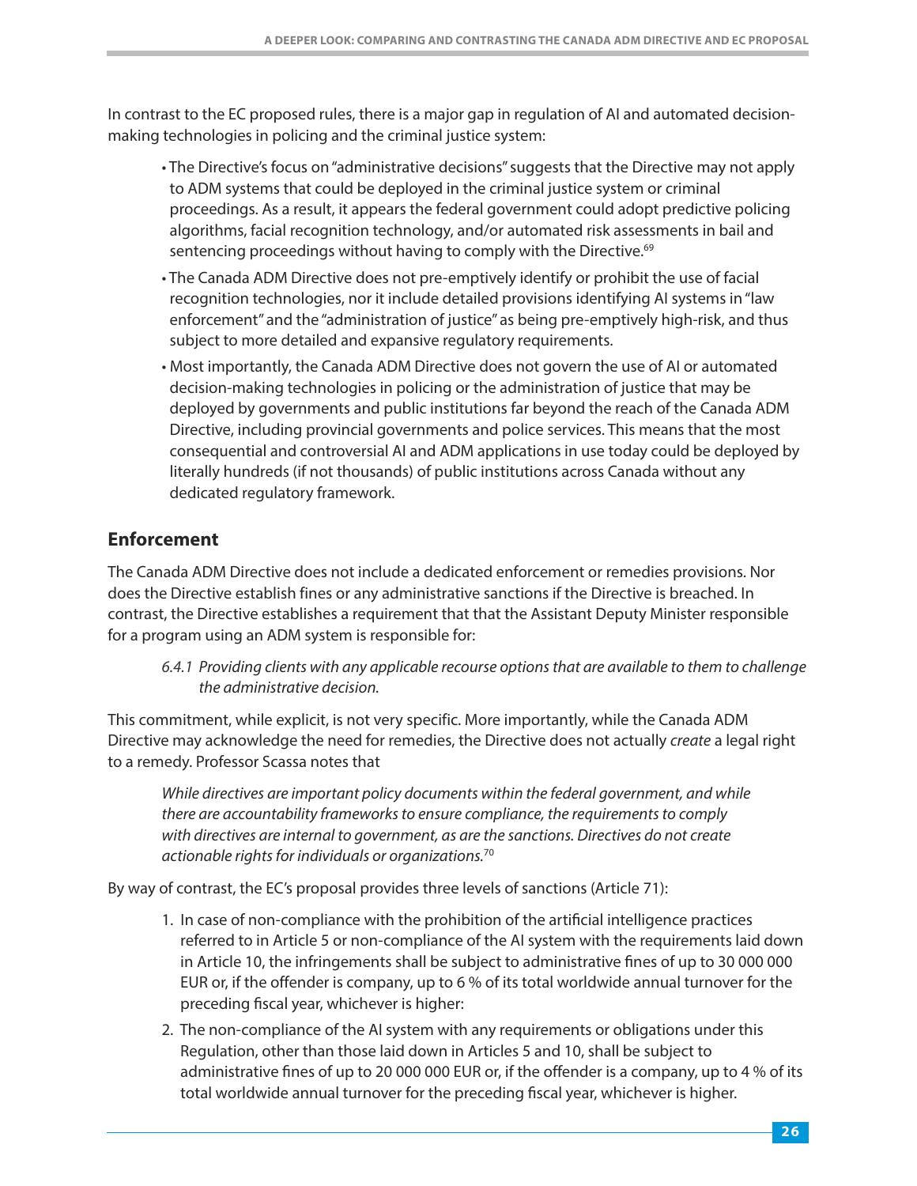In contrast to the EC proposed rules, there is a major gap in regulation of AI and automated decision-making technologies in policing and the criminal justice system:

- The Directive's focus on "administrative decisions" suggests that the Directive may not apply to ADM systems that could be deployed in the criminal justice system or criminal proceedings. As a result, it appears the federal government could adopt predictive policing algorithms, facial recognition technology, and/or automated risk assessments in bail and sentencing proceedings without having to comply with the Directive.[69]
- The Canada ADM Directive does not pre-emptively identify or prohibit the use of facial recognition technologies, nor it include detailed provisions identifying AI systems in "law enforcement" and the "administration of justice" as being pre-emptively high-risk, and thus subject to more detailed and expansive regulatory requirements.
- Most importantly, the Canada ADM Directive does not govern the use of AI or automated decision-making technologies in policing or the administration of justice that may be deployed by governments and public institutions far beyond the reach of the Canada ADM Directive, including provincial governments and police services. This means that the most consequential and controversial AI and ADM applications in use today could be deployed by literally hundreds (if not thousands) of public institutions across Canada without any dedicated regulatory framework.

## Enforcement

The Canada ADM Directive does not include a dedicated enforcement or remedies provisions. Nor does the Directive establish fines or any administrative sanctions if the Directive is breached. In contrast, the Directive establishes a requirement that that the Assistant Deputy Minister responsible for a program using an ADM system is responsible for:

> *6.4.1 Providing clients with any applicable recourse options that are available to them to challenge the administrative decision.*

This commitment, while explicit, is not very specific. More importantly, while the Canada ADM Directive may acknowledge the need for remedies, the Directive does not actually *create* a legal right to a remedy. Professor Scassa notes that

> *While directives are important policy documents within the federal government, and while there are accountability frameworks to ensure compliance, the requirements to comply with directives are internal to government, as are the sanctions. Directives do not create actionable rights for individuals or organizations.*[70]

By way of contrast, the EC's proposal provides three levels of sanctions (Article 71):

1. In case of non-compliance with the prohibition of the artificial intelligence practices referred to in Article 5 or non-compliance of the AI system with the requirements laid down in Article 10, the infringements shall be subject to administrative fines of up to 30 000 000 EUR or, if the offender is company, up to 6 % of its total worldwide annual turnover for the preceding fiscal year, whichever is higher:
2. The non-compliance of the AI system with any requirements or obligations under this Regulation, other than those laid down in Articles 5 and 10, shall be subject to administrative fines of up to 20 000 000 EUR or, if the offender is a company, up to 4 % of its total worldwide annual turnover for the preceding fiscal year, whichever is higher.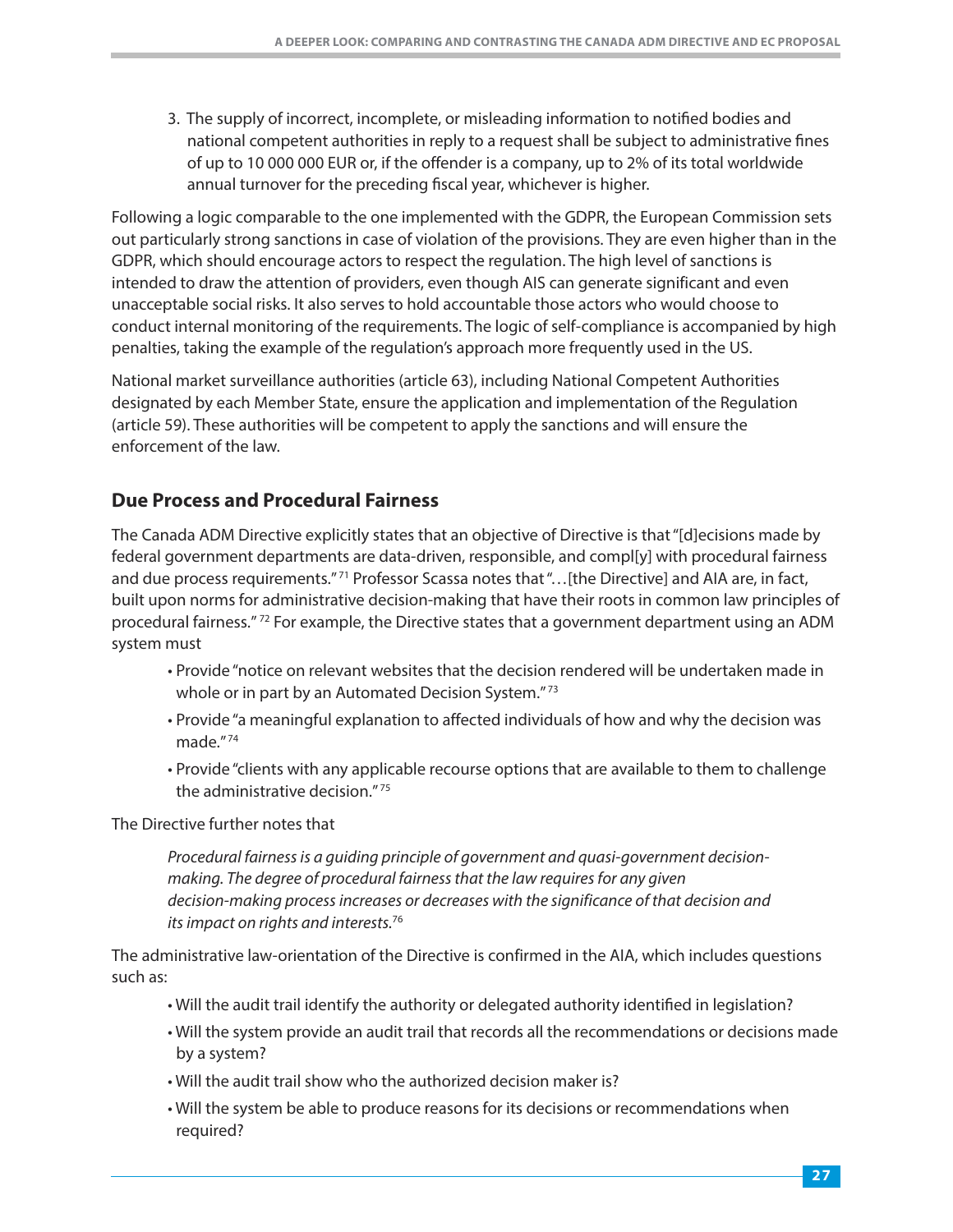3. The supply of incorrect, incomplete, or misleading information to notified bodies and national competent authorities in reply to a request shall be subject to administrative fines of up to 10 000 000 EUR or, if the offender is a company, up to 2% of its total worldwide annual turnover for the preceding fiscal year, whichever is higher.

Following a logic comparable to the one implemented with the GDPR, the European Commission sets out particularly strong sanctions in case of violation of the provisions. They are even higher than in the GDPR, which should encourage actors to respect the regulation. The high level of sanctions is intended to draw the attention of providers, even though AIS can generate significant and even unacceptable social risks. It also serves to hold accountable those actors who would choose to conduct internal monitoring of the requirements. The logic of self-compliance is accompanied by high penalties, taking the example of the regulation's approach more frequently used in the US.

National market surveillance authorities (article 63), including National Competent Authorities designated by each Member State, ensure the application and implementation of the Regulation (article 59). These authorities will be competent to apply the sanctions and will ensure the enforcement of the law.

## Due Process and Procedural Fairness

The Canada ADM Directive explicitly states that an objective of Directive is that "[d]ecisions made by federal government departments are data-driven, responsible, and compl[y] with procedural fairness and due process requirements."[71] Professor Scassa notes that "…[the Directive] and AIA are, in fact, built upon norms for administrative decision-making that have their roots in common law principles of procedural fairness."[72] For example, the Directive states that a government department using an ADM system must

- Provide "notice on relevant websites that the decision rendered will be undertaken made in whole or in part by an Automated Decision System."[73]
- Provide "a meaningful explanation to affected individuals of how and why the decision was made."[74]
- Provide "clients with any applicable recourse options that are available to them to challenge the administrative decision."[75]

The Directive further notes that

> *Procedural fairness is a guiding principle of government and quasi-government decision-making. The degree of procedural fairness that the law requires for any given decision-making process increases or decreases with the significance of that decision and its impact on rights and interests.*[76]

The administrative law-orientation of the Directive is confirmed in the AIA, which includes questions such as:

- Will the audit trail identify the authority or delegated authority identified in legislation?
- Will the system provide an audit trail that records all the recommendations or decisions made by a system?
- Will the audit trail show who the authorized decision maker is?
- Will the system be able to produce reasons for its decisions or recommendations when required?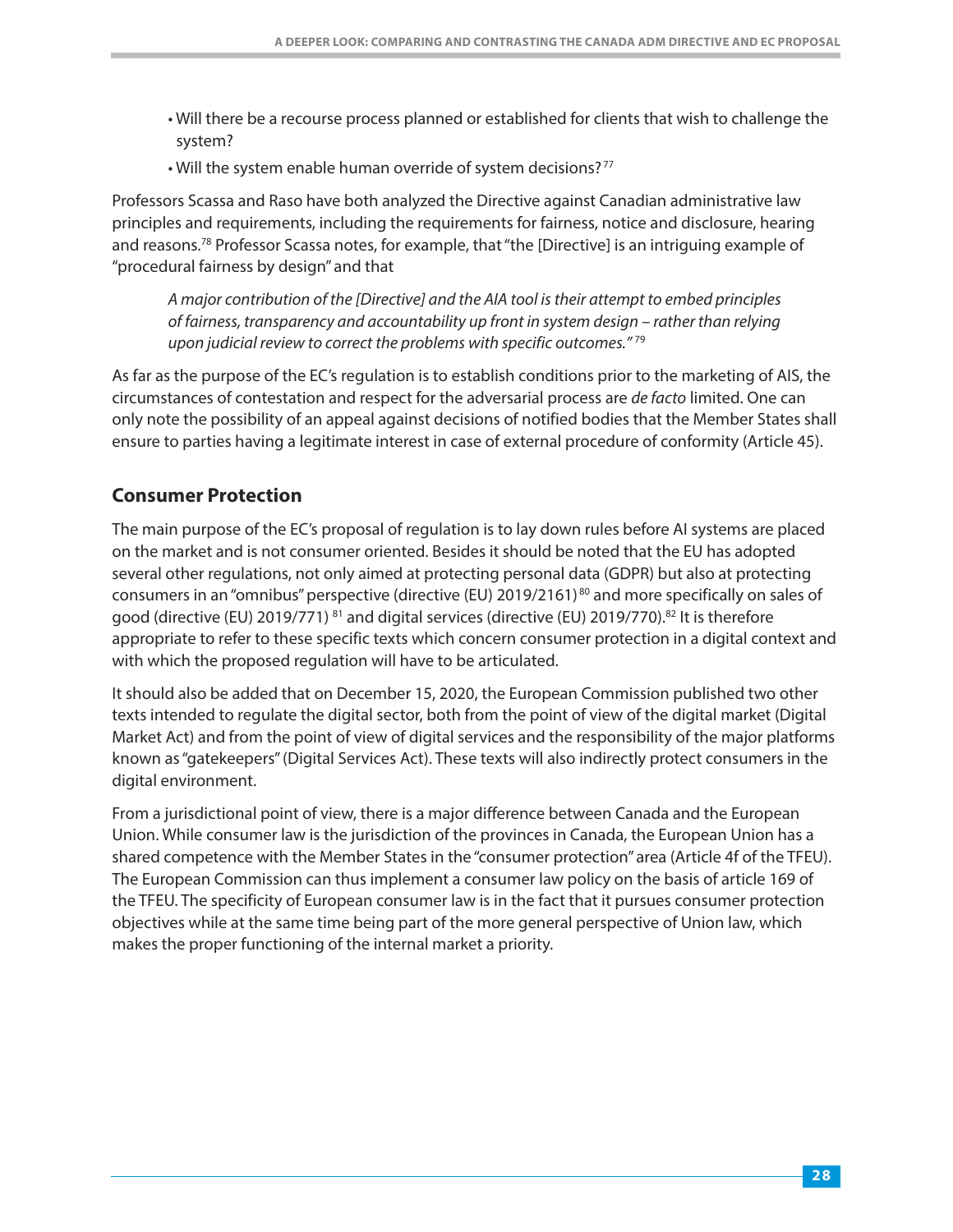- Will there be a recourse process planned or established for clients that wish to challenge the system?
- Will the system enable human override of system decisions?[77]

Professors Scassa and Raso have both analyzed the Directive against Canadian administrative law principles and requirements, including the requirements for fairness, notice and disclosure, hearing and reasons.[78] Professor Scassa notes, for example, that "the [Directive] is an intriguing example of "procedural fairness by design" and that

> *A major contribution of the [Directive] and the AIA tool is their attempt to embed principles of fairness, transparency and accountability up front in system design – rather than relying upon judicial review to correct the problems with specific outcomes."*[79]

As far as the purpose of the EC's regulation is to establish conditions prior to the marketing of AIS, the circumstances of contestation and respect for the adversarial process are *de facto* limited. One can only note the possibility of an appeal against decisions of notified bodies that the Member States shall ensure to parties having a legitimate interest in case of external procedure of conformity (Article 45).

## Consumer Protection

The main purpose of the EC's proposal of regulation is to lay down rules before AI systems are placed on the market and is not consumer oriented. Besides it should be noted that the EU has adopted several other regulations, not only aimed at protecting personal data (GDPR) but also at protecting consumers in an "omnibus" perspective (directive (EU) 2019/2161)[80] and more specifically on sales of good (directive (EU) 2019/771)[81] and digital services (directive (EU) 2019/770).[82] It is therefore appropriate to refer to these specific texts which concern consumer protection in a digital context and with which the proposed regulation will have to be articulated.

It should also be added that on December 15, 2020, the European Commission published two other texts intended to regulate the digital sector, both from the point of view of the digital market (Digital Market Act) and from the point of view of digital services and the responsibility of the major platforms known as "gatekeepers" (Digital Services Act). These texts will also indirectly protect consumers in the digital environment.

From a jurisdictional point of view, there is a major difference between Canada and the European Union. While consumer law is the jurisdiction of the provinces in Canada, the European Union has a shared competence with the Member States in the "consumer protection" area (Article 4f of the TFEU). The European Commission can thus implement a consumer law policy on the basis of article 169 of the TFEU. The specificity of European consumer law is in the fact that it pursues consumer protection objectives while at the same time being part of the more general perspective of Union law, which makes the proper functioning of the internal market a priority.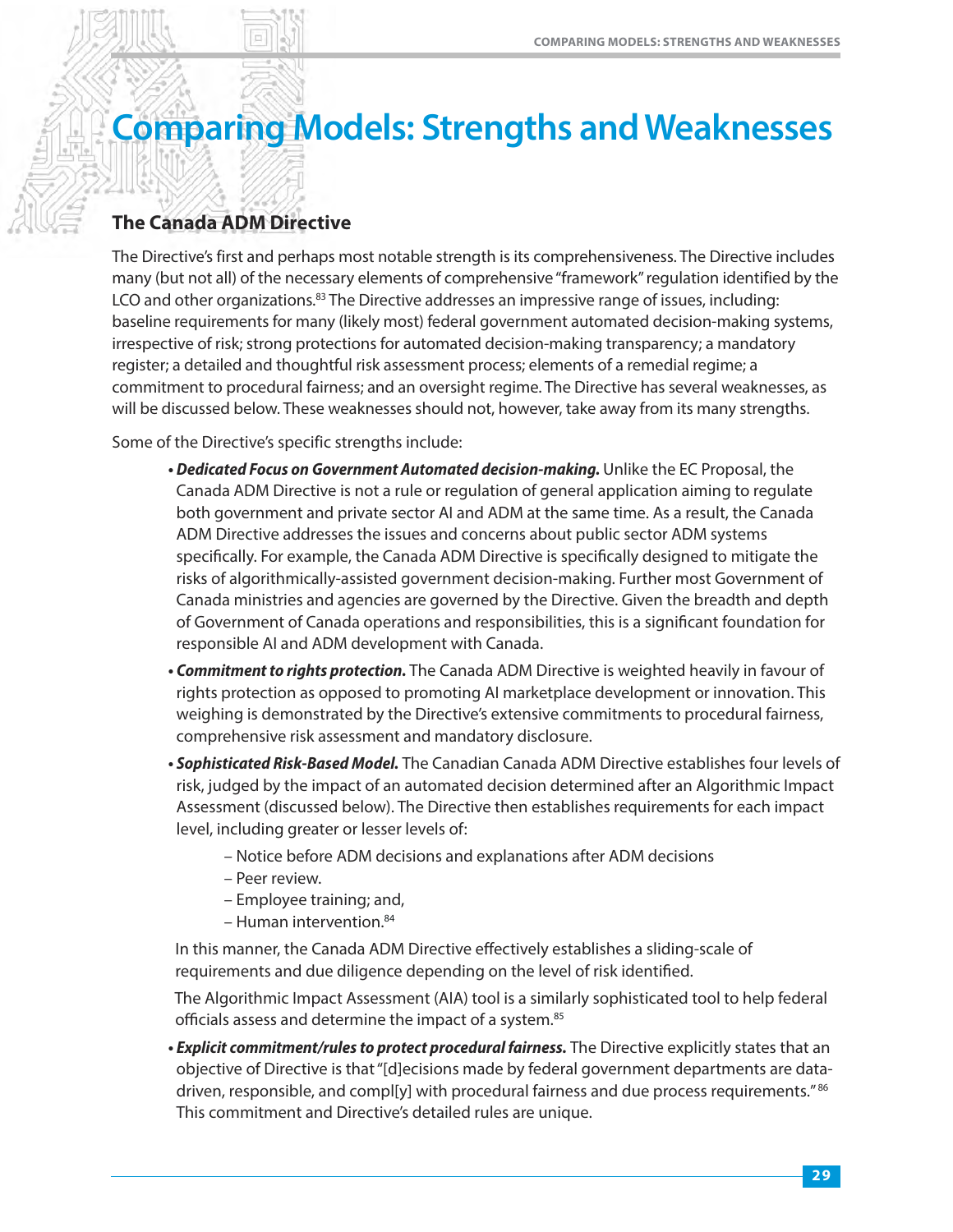# Comparing Models: Strengths and Weaknesses

## The Canada ADM Directive

The Directive's first and perhaps most notable strength is its comprehensiveness. The Directive includes many (but not all) of the necessary elements of comprehensive "framework" regulation identified by the LCO and other organizations.[83] The Directive addresses an impressive range of issues, including: baseline requirements for many (likely most) federal government automated decision-making systems, irrespective of risk; strong protections for automated decision-making transparency; a mandatory register; a detailed and thoughtful risk assessment process; elements of a remedial regime; a commitment to procedural fairness; and an oversight regime. The Directive has several weaknesses, as will be discussed below. These weaknesses should not, however, take away from its many strengths.

Some of the Directive's specific strengths include:

- ***Dedicated Focus on Government Automated decision-making.*** Unlike the EC Proposal, the Canada ADM Directive is not a rule or regulation of general application aiming to regulate both government and private sector AI and ADM at the same time. As a result, the Canada ADM Directive addresses the issues and concerns about public sector ADM systems specifically. For example, the Canada ADM Directive is specifically designed to mitigate the risks of algorithmically-assisted government decision-making. Further most Government of Canada ministries and agencies are governed by the Directive. Given the breadth and depth of Government of Canada operations and responsibilities, this is a significant foundation for responsible AI and ADM development with Canada.
- ***Commitment to rights protection.*** The Canada ADM Directive is weighted heavily in favour of rights protection as opposed to promoting AI marketplace development or innovation. This weighing is demonstrated by the Directive's extensive commitments to procedural fairness, comprehensive risk assessment and mandatory disclosure.
- ***Sophisticated Risk-Based Model.*** The Canadian Canada ADM Directive establishes four levels of risk, judged by the impact of an automated decision determined after an Algorithmic Impact Assessment (discussed below). The Directive then establishes requirements for each impact level, including greater or lesser levels of:
  - Notice before ADM decisions and explanations after ADM decisions
  - Peer review.
  - Employee training; and,
  - Human intervention.[84]

  In this manner, the Canada ADM Directive effectively establishes a sliding-scale of requirements and due diligence depending on the level of risk identified.

  The Algorithmic Impact Assessment (AIA) tool is a similarly sophisticated tool to help federal officials assess and determine the impact of a system.[85]
- ***Explicit commitment/rules to protect procedural fairness.*** The Directive explicitly states that an objective of Directive is that "[d]ecisions made by federal government departments are data-driven, responsible, and compl[y] with procedural fairness and due process requirements."[86] This commitment and Directive's detailed rules are unique.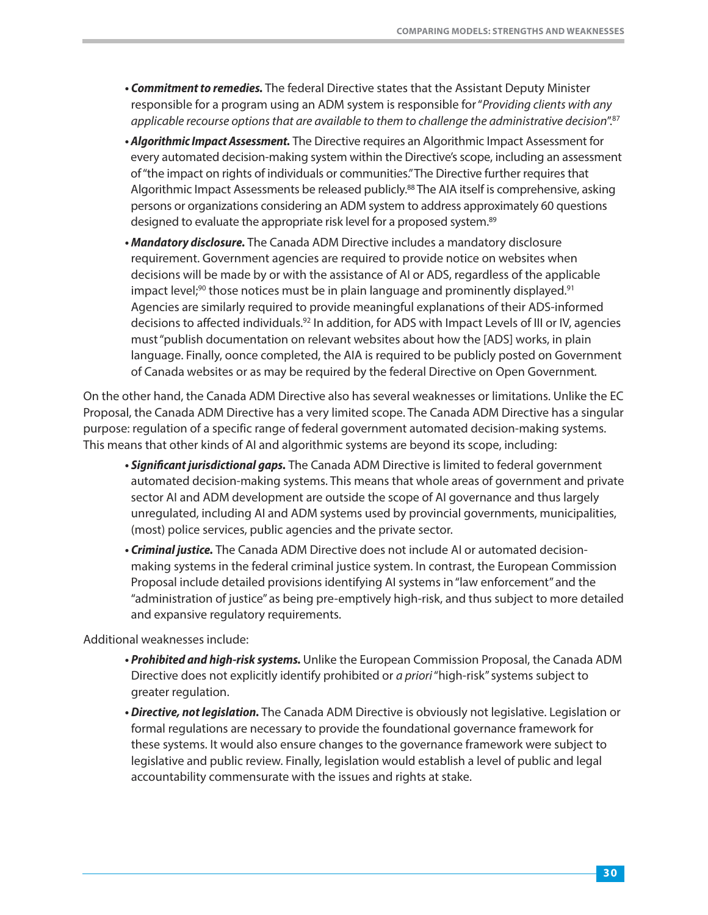- ***Commitment to remedies.*** The federal Directive states that the Assistant Deputy Minister responsible for a program using an ADM system is responsible for "*Providing clients with any applicable recourse options that are available to them to challenge the administrative decision*".[87]
- ***Algorithmic Impact Assessment.*** The Directive requires an Algorithmic Impact Assessment for every automated decision-making system within the Directive's scope, including an assessment of "the impact on rights of individuals or communities." The Directive further requires that Algorithmic Impact Assessments be released publicly.[88] The AIA itself is comprehensive, asking persons or organizations considering an ADM system to address approximately 60 questions designed to evaluate the appropriate risk level for a proposed system.[89]
- ***Mandatory disclosure.*** The Canada ADM Directive includes a mandatory disclosure requirement. Government agencies are required to provide notice on websites when decisions will be made by or with the assistance of AI or ADS, regardless of the applicable impact level;[90] those notices must be in plain language and prominently displayed.[91] Agencies are similarly required to provide meaningful explanations of their ADS-informed decisions to affected individuals.[92] In addition, for ADS with Impact Levels of III or IV, agencies must "publish documentation on relevant websites about how the [ADS] works, in plain language. Finally, oonce completed, the AIA is required to be publicly posted on Government of Canada websites or as may be required by the federal Directive on Open Government.

On the other hand, the Canada ADM Directive also has several weaknesses or limitations. Unlike the EC Proposal, the Canada ADM Directive has a very limited scope. The Canada ADM Directive has a singular purpose: regulation of a specific range of federal government automated decision-making systems. This means that other kinds of AI and algorithmic systems are beyond its scope, including:

- ***Significant jurisdictional gaps.*** The Canada ADM Directive is limited to federal government automated decision-making systems. This means that whole areas of government and private sector AI and ADM development are outside the scope of AI governance and thus largely unregulated, including AI and ADM systems used by provincial governments, municipalities, (most) police services, public agencies and the private sector.
- ***Criminal justice.*** The Canada ADM Directive does not include AI or automated decision-making systems in the federal criminal justice system. In contrast, the European Commission Proposal include detailed provisions identifying AI systems in "law enforcement" and the "administration of justice" as being pre-emptively high-risk, and thus subject to more detailed and expansive regulatory requirements.

Additional weaknesses include:

- ***Prohibited and high-risk systems.*** Unlike the European Commission Proposal, the Canada ADM Directive does not explicitly identify prohibited or *a priori* "high-risk" systems subject to greater regulation.
- ***Directive, not legislation.*** The Canada ADM Directive is obviously not legislative. Legislation or formal regulations are necessary to provide the foundational governance framework for these systems. It would also ensure changes to the governance framework were subject to legislative and public review. Finally, legislation would establish a level of public and legal accountability commensurate with the issues and rights at stake.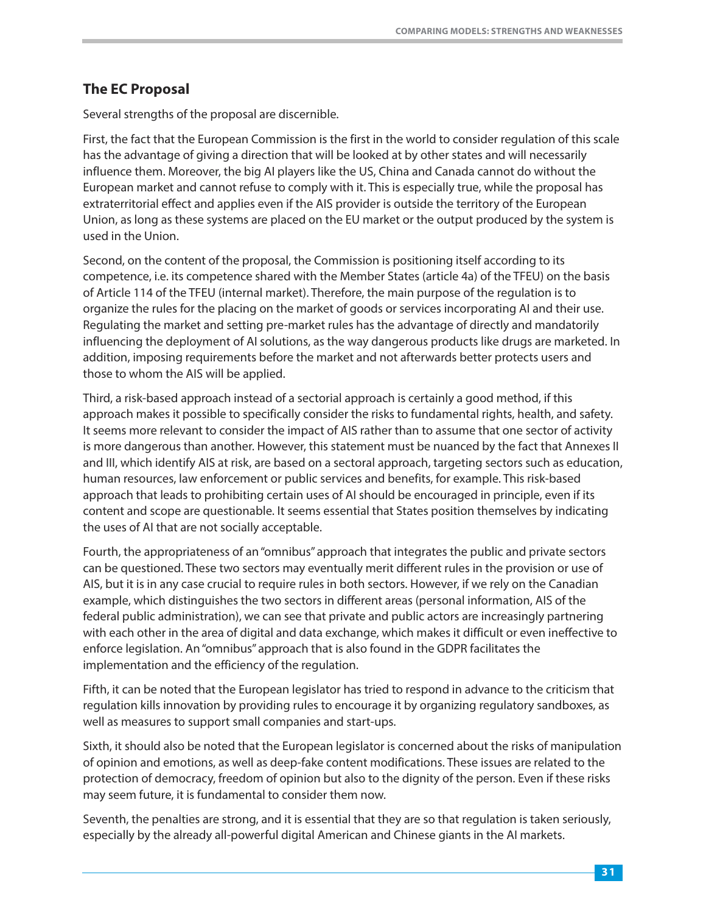## The EC Proposal

Several strengths of the proposal are discernible.

First, the fact that the European Commission is the first in the world to consider regulation of this scale has the advantage of giving a direction that will be looked at by other states and will necessarily influence them. Moreover, the big AI players like the US, China and Canada cannot do without the European market and cannot refuse to comply with it. This is especially true, while the proposal has extraterritorial effect and applies even if the AIS provider is outside the territory of the European Union, as long as these systems are placed on the EU market or the output produced by the system is used in the Union.

Second, on the content of the proposal, the Commission is positioning itself according to its competence, i.e. its competence shared with the Member States (article 4a) of the TFEU) on the basis of Article 114 of the TFEU (internal market). Therefore, the main purpose of the regulation is to organize the rules for the placing on the market of goods or services incorporating AI and their use. Regulating the market and setting pre-market rules has the advantage of directly and mandatorily influencing the deployment of AI solutions, as the way dangerous products like drugs are marketed. In addition, imposing requirements before the market and not afterwards better protects users and those to whom the AIS will be applied.

Third, a risk-based approach instead of a sectorial approach is certainly a good method, if this approach makes it possible to specifically consider the risks to fundamental rights, health, and safety. It seems more relevant to consider the impact of AIS rather than to assume that one sector of activity is more dangerous than another. However, this statement must be nuanced by the fact that Annexes II and III, which identify AIS at risk, are based on a sectoral approach, targeting sectors such as education, human resources, law enforcement or public services and benefits, for example. This risk-based approach that leads to prohibiting certain uses of AI should be encouraged in principle, even if its content and scope are questionable. It seems essential that States position themselves by indicating the uses of AI that are not socially acceptable.

Fourth, the appropriateness of an "omnibus" approach that integrates the public and private sectors can be questioned. These two sectors may eventually merit different rules in the provision or use of AIS, but it is in any case crucial to require rules in both sectors. However, if we rely on the Canadian example, which distinguishes the two sectors in different areas (personal information, AIS of the federal public administration), we can see that private and public actors are increasingly partnering with each other in the area of digital and data exchange, which makes it difficult or even ineffective to enforce legislation. An "omnibus" approach that is also found in the GDPR facilitates the implementation and the efficiency of the regulation.

Fifth, it can be noted that the European legislator has tried to respond in advance to the criticism that regulation kills innovation by providing rules to encourage it by organizing regulatory sandboxes, as well as measures to support small companies and start-ups.

Sixth, it should also be noted that the European legislator is concerned about the risks of manipulation of opinion and emotions, as well as deep-fake content modifications. These issues are related to the protection of democracy, freedom of opinion but also to the dignity of the person. Even if these risks may seem future, it is fundamental to consider them now.

Seventh, the penalties are strong, and it is essential that they are so that regulation is taken seriously, especially by the already all-powerful digital American and Chinese giants in the AI markets.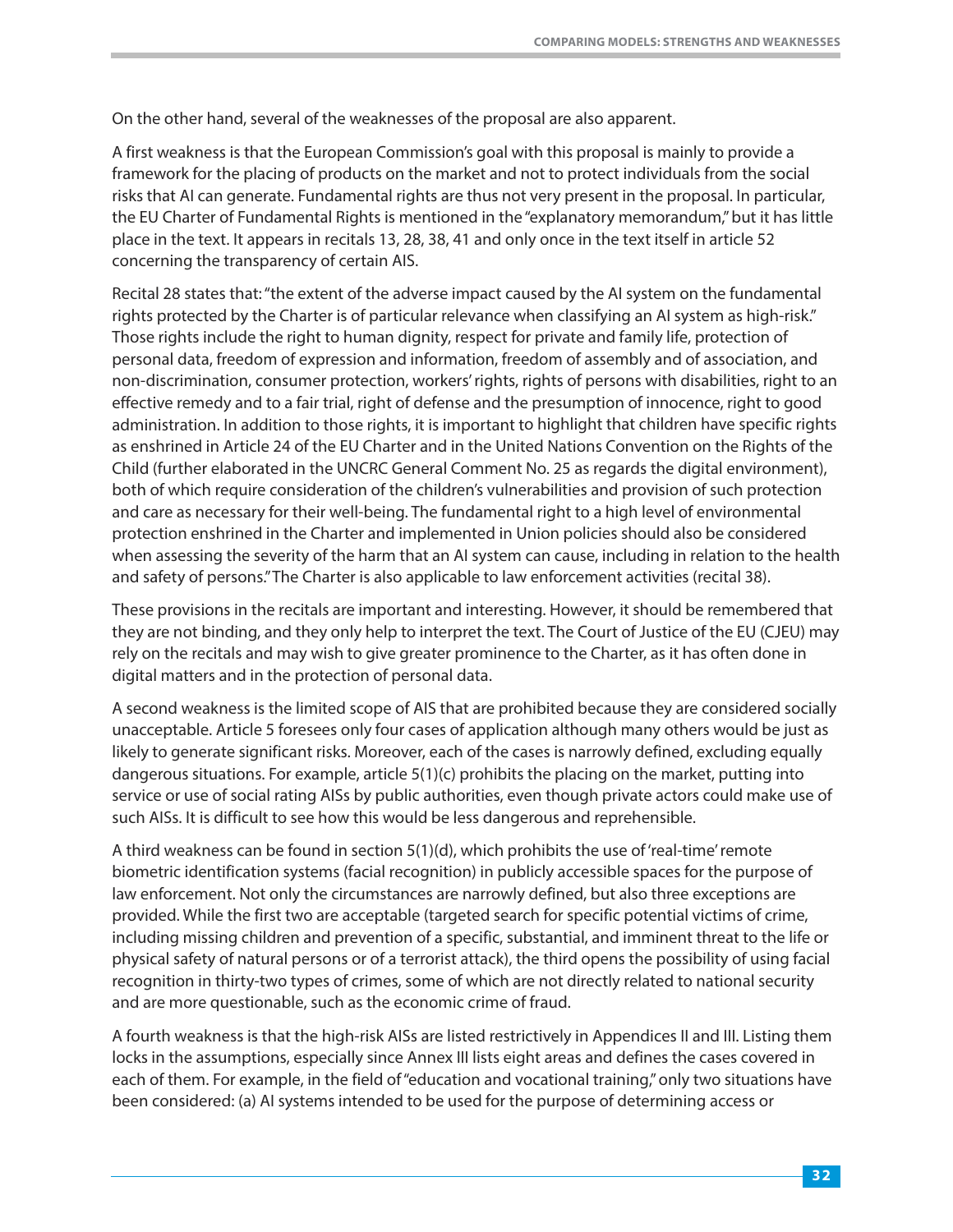On the other hand, several of the weaknesses of the proposal are also apparent.

A first weakness is that the European Commission's goal with this proposal is mainly to provide a framework for the placing of products on the market and not to protect individuals from the social risks that AI can generate. Fundamental rights are thus not very present in the proposal. In particular, the EU Charter of Fundamental Rights is mentioned in the "explanatory memorandum," but it has little place in the text. It appears in recitals 13, 28, 38, 41 and only once in the text itself in article 52 concerning the transparency of certain AIS.

Recital 28 states that: "the extent of the adverse impact caused by the AI system on the fundamental rights protected by the Charter is of particular relevance when classifying an AI system as high-risk." Those rights include the right to human dignity, respect for private and family life, protection of personal data, freedom of expression and information, freedom of assembly and of association, and non-discrimination, consumer protection, workers' rights, rights of persons with disabilities, right to an effective remedy and to a fair trial, right of defense and the presumption of innocence, right to good administration. In addition to those rights, it is important to highlight that children have specific rights as enshrined in Article 24 of the EU Charter and in the United Nations Convention on the Rights of the Child (further elaborated in the UNCRC General Comment No. 25 as regards the digital environment), both of which require consideration of the children's vulnerabilities and provision of such protection and care as necessary for their well-being. The fundamental right to a high level of environmental protection enshrined in the Charter and implemented in Union policies should also be considered when assessing the severity of the harm that an AI system can cause, including in relation to the health and safety of persons." The Charter is also applicable to law enforcement activities (recital 38).

These provisions in the recitals are important and interesting. However, it should be remembered that they are not binding, and they only help to interpret the text. The Court of Justice of the EU (CJEU) may rely on the recitals and may wish to give greater prominence to the Charter, as it has often done in digital matters and in the protection of personal data.

A second weakness is the limited scope of AIS that are prohibited because they are considered socially unacceptable. Article 5 foresees only four cases of application although many others would be just as likely to generate significant risks. Moreover, each of the cases is narrowly defined, excluding equally dangerous situations. For example, article 5(1)(c) prohibits the placing on the market, putting into service or use of social rating AISs by public authorities, even though private actors could make use of such AISs. It is difficult to see how this would be less dangerous and reprehensible.

A third weakness can be found in section 5(1)(d), which prohibits the use of 'real-time' remote biometric identification systems (facial recognition) in publicly accessible spaces for the purpose of law enforcement. Not only the circumstances are narrowly defined, but also three exceptions are provided. While the first two are acceptable (targeted search for specific potential victims of crime, including missing children and prevention of a specific, substantial, and imminent threat to the life or physical safety of natural persons or of a terrorist attack), the third opens the possibility of using facial recognition in thirty-two types of crimes, some of which are not directly related to national security and are more questionable, such as the economic crime of fraud.

A fourth weakness is that the high-risk AISs are listed restrictively in Appendices II and III. Listing them locks in the assumptions, especially since Annex III lists eight areas and defines the cases covered in each of them. For example, in the field of "education and vocational training," only two situations have been considered: (a) AI systems intended to be used for the purpose of determining access or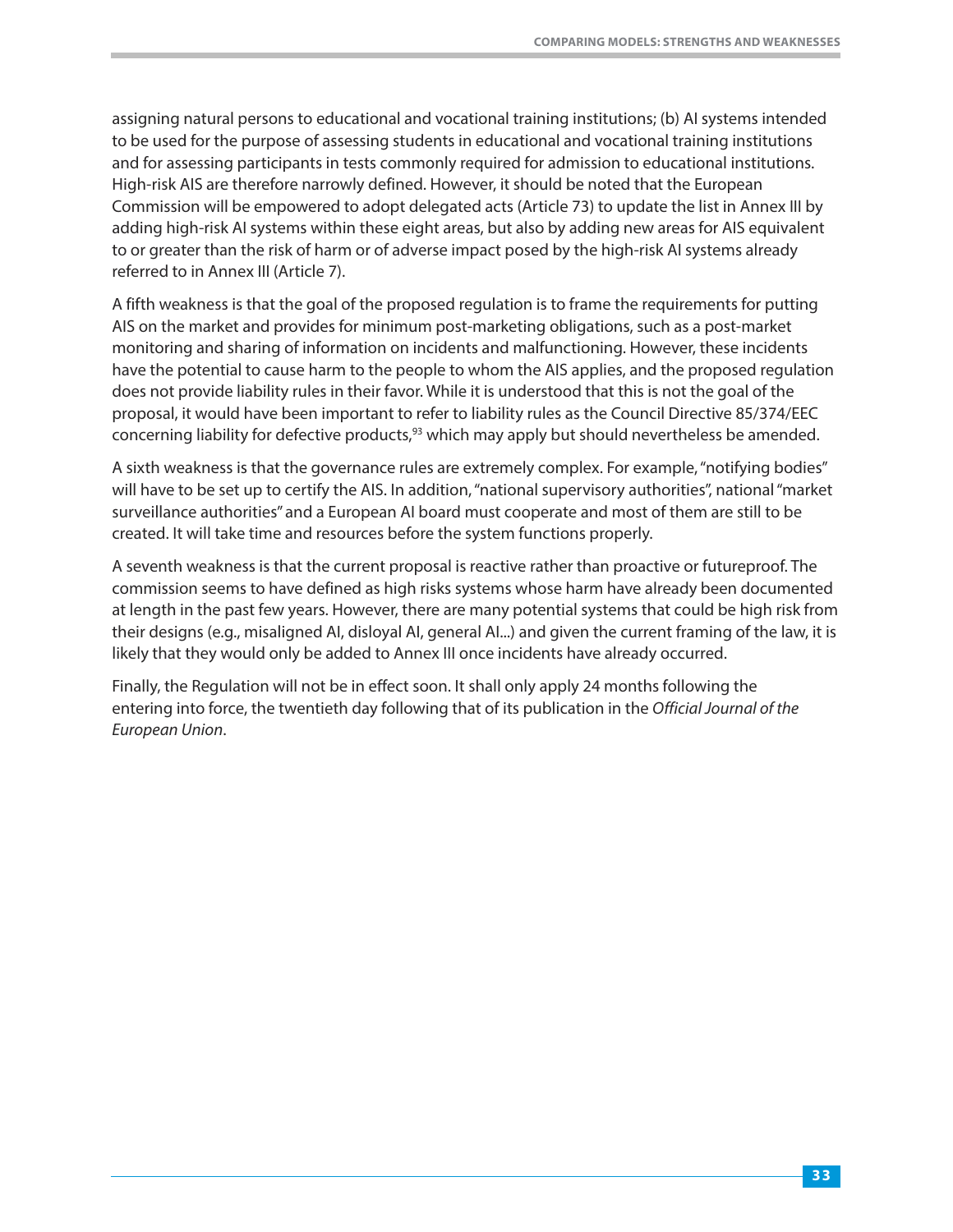assigning natural persons to educational and vocational training institutions; (b) AI systems intended to be used for the purpose of assessing students in educational and vocational training institutions and for assessing participants in tests commonly required for admission to educational institutions. High-risk AIS are therefore narrowly defined. However, it should be noted that the European Commission will be empowered to adopt delegated acts (Article 73) to update the list in Annex III by adding high-risk AI systems within these eight areas, but also by adding new areas for AIS equivalent to or greater than the risk of harm or of adverse impact posed by the high-risk AI systems already referred to in Annex III (Article 7).

A fifth weakness is that the goal of the proposed regulation is to frame the requirements for putting AIS on the market and provides for minimum post-marketing obligations, such as a post-market monitoring and sharing of information on incidents and malfunctioning. However, these incidents have the potential to cause harm to the people to whom the AIS applies, and the proposed regulation does not provide liability rules in their favor. While it is understood that this is not the goal of the proposal, it would have been important to refer to liability rules as the Council Directive 85/374/EEC concerning liability for defective products,[93] which may apply but should nevertheless be amended.

A sixth weakness is that the governance rules are extremely complex. For example, "notifying bodies" will have to be set up to certify the AIS. In addition, "national supervisory authorities", national "market surveillance authorities" and a European AI board must cooperate and most of them are still to be created. It will take time and resources before the system functions properly.

A seventh weakness is that the current proposal is reactive rather than proactive or futureproof. The commission seems to have defined as high risks systems whose harm have already been documented at length in the past few years. However, there are many potential systems that could be high risk from their designs (e.g., misaligned AI, disloyal AI, general AI...) and given the current framing of the law, it is likely that they would only be added to Annex III once incidents have already occurred.

Finally, the Regulation will not be in effect soon. It shall only apply 24 months following the entering into force, the twentieth day following that of its publication in the *Official Journal of the European Union*.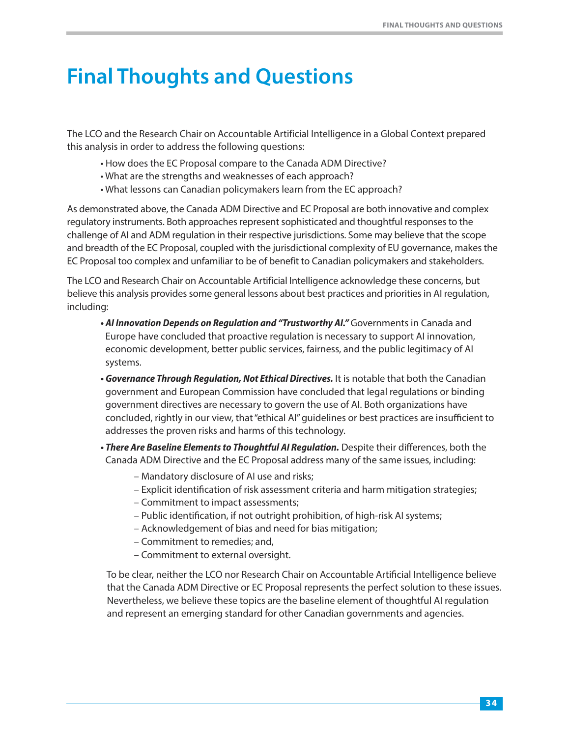# Final Thoughts and Questions

The LCO and the Research Chair on Accountable Artificial Intelligence in a Global Context prepared this analysis in order to address the following questions:

- How does the EC Proposal compare to the Canada ADM Directive?
- What are the strengths and weaknesses of each approach?
- What lessons can Canadian policymakers learn from the EC approach?

As demonstrated above, the Canada ADM Directive and EC Proposal are both innovative and complex regulatory instruments. Both approaches represent sophisticated and thoughtful responses to the challenge of AI and ADM regulation in their respective jurisdictions. Some may believe that the scope and breadth of the EC Proposal, coupled with the jurisdictional complexity of EU governance, makes the EC Proposal too complex and unfamiliar to be of benefit to Canadian policymakers and stakeholders.

The LCO and Research Chair on Accountable Artificial Intelligence acknowledge these concerns, but believe this analysis provides some general lessons about best practices and priorities in AI regulation, including:

- ***AI Innovation Depends on Regulation and "Trustworthy AI."*** Governments in Canada and Europe have concluded that proactive regulation is necessary to support AI innovation, economic development, better public services, fairness, and the public legitimacy of AI systems.
- ***Governance Through Regulation, Not Ethical Directives.*** It is notable that both the Canadian government and European Commission have concluded that legal regulations or binding government directives are necessary to govern the use of AI. Both organizations have concluded, rightly in our view, that "ethical AI" guidelines or best practices are insufficient to addresses the proven risks and harms of this technology.
- ***There Are Baseline Elements to Thoughtful AI Regulation.*** Despite their differences, both the Canada ADM Directive and the EC Proposal address many of the same issues, including:
  - Mandatory disclosure of AI use and risks;
  - Explicit identification of risk assessment criteria and harm mitigation strategies;
  - Commitment to impact assessments;
  - Public identification, if not outright prohibition, of high-risk AI systems;
  - Acknowledgement of bias and need for bias mitigation;
  - Commitment to remedies; and,
  - Commitment to external oversight.

  To be clear, neither the LCO nor Research Chair on Accountable Artificial Intelligence believe that the Canada ADM Directive or EC Proposal represents the perfect solution to these issues. Nevertheless, we believe these topics are the baseline element of thoughtful AI regulation and represent an emerging standard for other Canadian governments and agencies.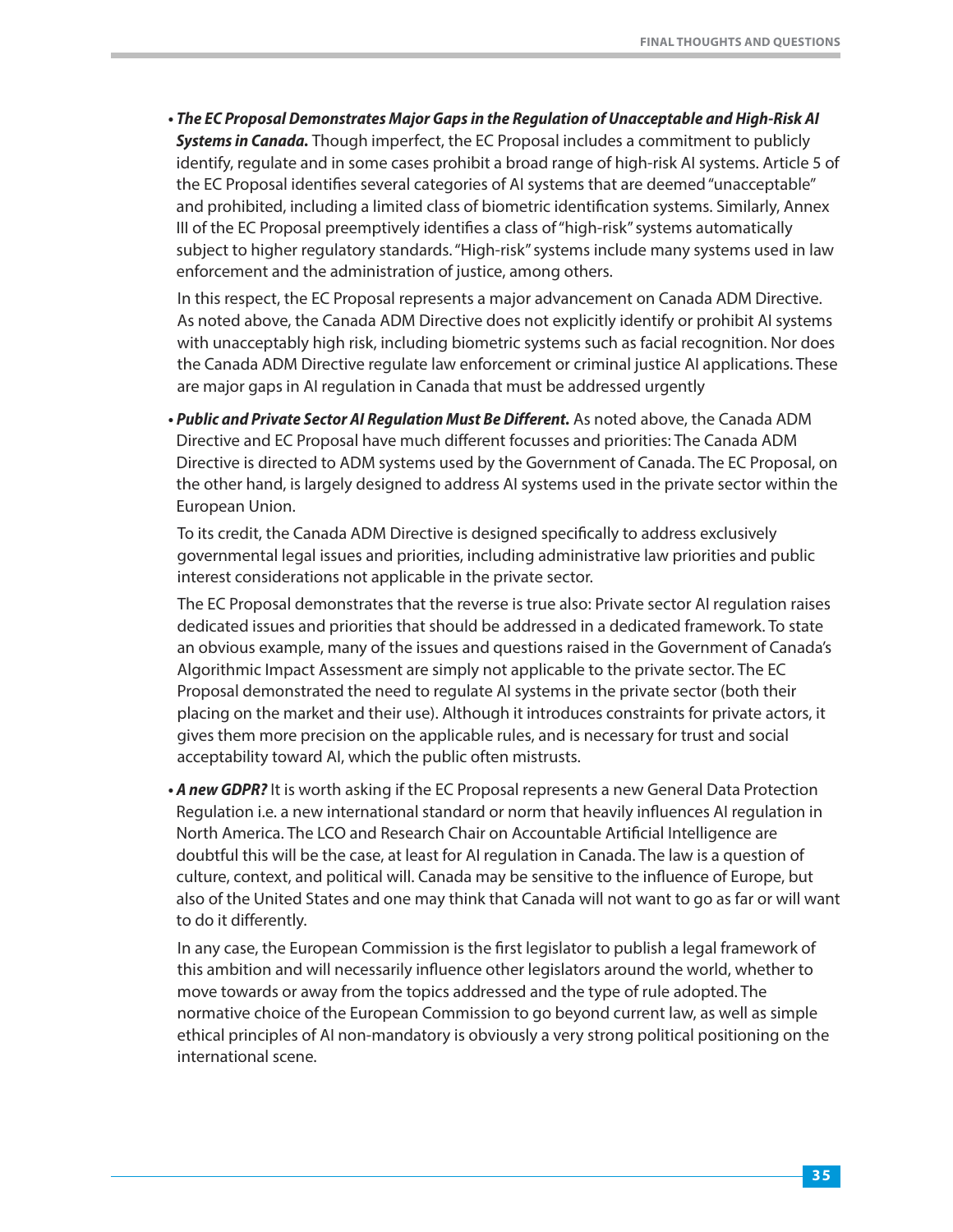- ***The EC Proposal Demonstrates Major Gaps in the Regulation of Unacceptable and High-Risk AI Systems in Canada.*** Though imperfect, the EC Proposal includes a commitment to publicly identify, regulate and in some cases prohibit a broad range of high-risk AI systems. Article 5 of the EC Proposal identifies several categories of AI systems that are deemed "unacceptable" and prohibited, including a limited class of biometric identification systems. Similarly, Annex III of the EC Proposal preemptively identifies a class of "high-risk" systems automatically subject to higher regulatory standards. "High-risk" systems include many systems used in law enforcement and the administration of justice, among others.

  In this respect, the EC Proposal represents a major advancement on Canada ADM Directive. As noted above, the Canada ADM Directive does not explicitly identify or prohibit AI systems with unacceptably high risk, including biometric systems such as facial recognition. Nor does the Canada ADM Directive regulate law enforcement or criminal justice AI applications. These are major gaps in AI regulation in Canada that must be addressed urgently

- ***Public and Private Sector AI Regulation Must Be Different.*** As noted above, the Canada ADM Directive and EC Proposal have much different focusses and priorities: The Canada ADM Directive is directed to ADM systems used by the Government of Canada. The EC Proposal, on the other hand, is largely designed to address AI systems used in the private sector within the European Union.

  To its credit, the Canada ADM Directive is designed specifically to address exclusively governmental legal issues and priorities, including administrative law priorities and public interest considerations not applicable in the private sector.

  The EC Proposal demonstrates that the reverse is true also: Private sector AI regulation raises dedicated issues and priorities that should be addressed in a dedicated framework. To state an obvious example, many of the issues and questions raised in the Government of Canada's Algorithmic Impact Assessment are simply not applicable to the private sector. The EC Proposal demonstrated the need to regulate AI systems in the private sector (both their placing on the market and their use). Although it introduces constraints for private actors, it gives them more precision on the applicable rules, and is necessary for trust and social acceptability toward AI, which the public often mistrusts.

- ***A new GDPR?*** It is worth asking if the EC Proposal represents a new General Data Protection Regulation i.e. a new international standard or norm that heavily influences AI regulation in North America. The LCO and Research Chair on Accountable Artificial Intelligence are doubtful this will be the case, at least for AI regulation in Canada. The law is a question of culture, context, and political will. Canada may be sensitive to the influence of Europe, but also of the United States and one may think that Canada will not want to go as far or will want to do it differently.

  In any case, the European Commission is the first legislator to publish a legal framework of this ambition and will necessarily influence other legislators around the world, whether to move towards or away from the topics addressed and the type of rule adopted. The normative choice of the European Commission to go beyond current law, as well as simple ethical principles of AI non-mandatory is obviously a very strong political positioning on the international scene.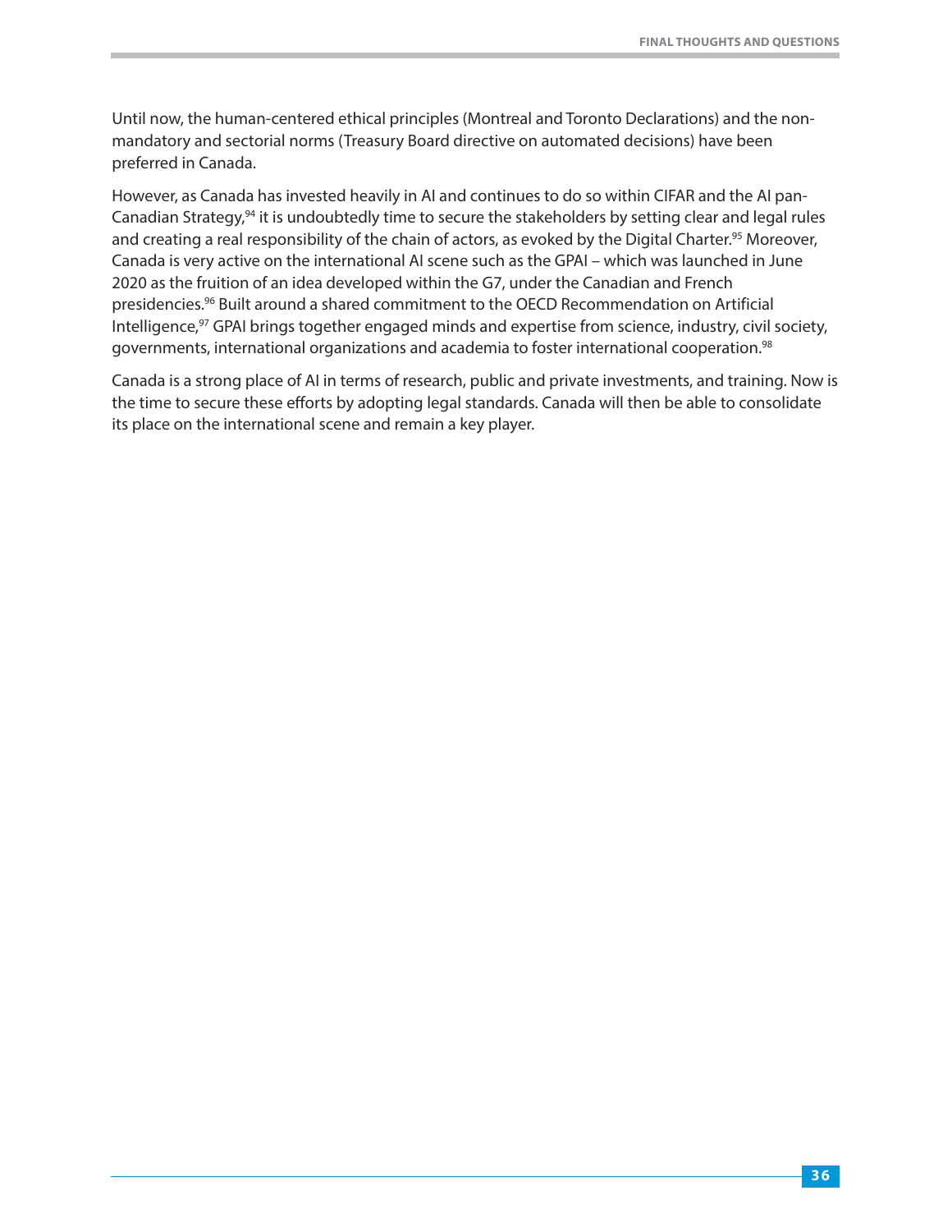Until now, the human-centered ethical principles (Montreal and Toronto Declarations) and the non-mandatory and sectorial norms (Treasury Board directive on automated decisions) have been preferred in Canada.

However, as Canada has invested heavily in AI and continues to do so within CIFAR and the AI pan-Canadian Strategy,[94] it is undoubtedly time to secure the stakeholders by setting clear and legal rules and creating a real responsibility of the chain of actors, as evoked by the Digital Charter.[95] Moreover, Canada is very active on the international AI scene such as the GPAI – which was launched in June 2020 as the fruition of an idea developed within the G7, under the Canadian and French presidencies.[96] Built around a shared commitment to the OECD Recommendation on Artificial Intelligence,[97] GPAI brings together engaged minds and expertise from science, industry, civil society, governments, international organizations and academia to foster international cooperation.[98]

Canada is a strong place of AI in terms of research, public and private investments, and training. Now is the time to secure these efforts by adopting legal standards. Canada will then be able to consolidate its place on the international scene and remain a key player.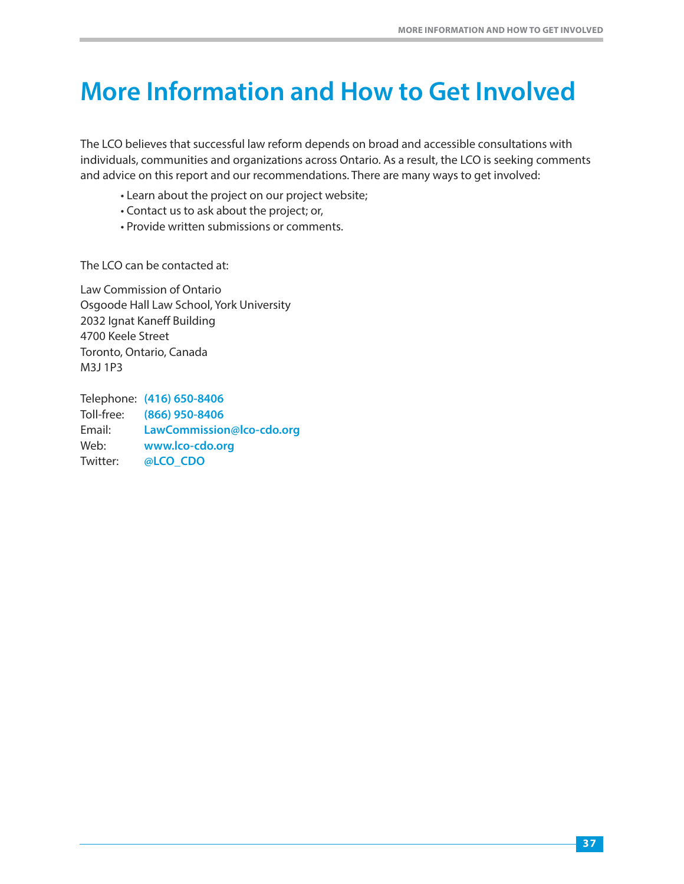# More Information and How to Get Involved

The LCO believes that successful law reform depends on broad and accessible consultations with individuals, communities and organizations across Ontario. As a result, the LCO is seeking comments and advice on this report and our recommendations. There are many ways to get involved:

- Learn about the project on our project website;
- Contact us to ask about the project; or,
- Provide written submissions or comments.

The LCO can be contacted at:

Law Commission of Ontario
Osgoode Hall Law School, York University
2032 Ignat Kaneff Building
4700 Keele Street
Toronto, Ontario, Canada
M3J 1P3

Telephone: **(416) 650-8406**
Toll-free: **(866) 950-8406**
Email: **LawCommission@lco-cdo.org**
Web: **www.lco-cdo.org**
Twitter: **@LCO_CDO**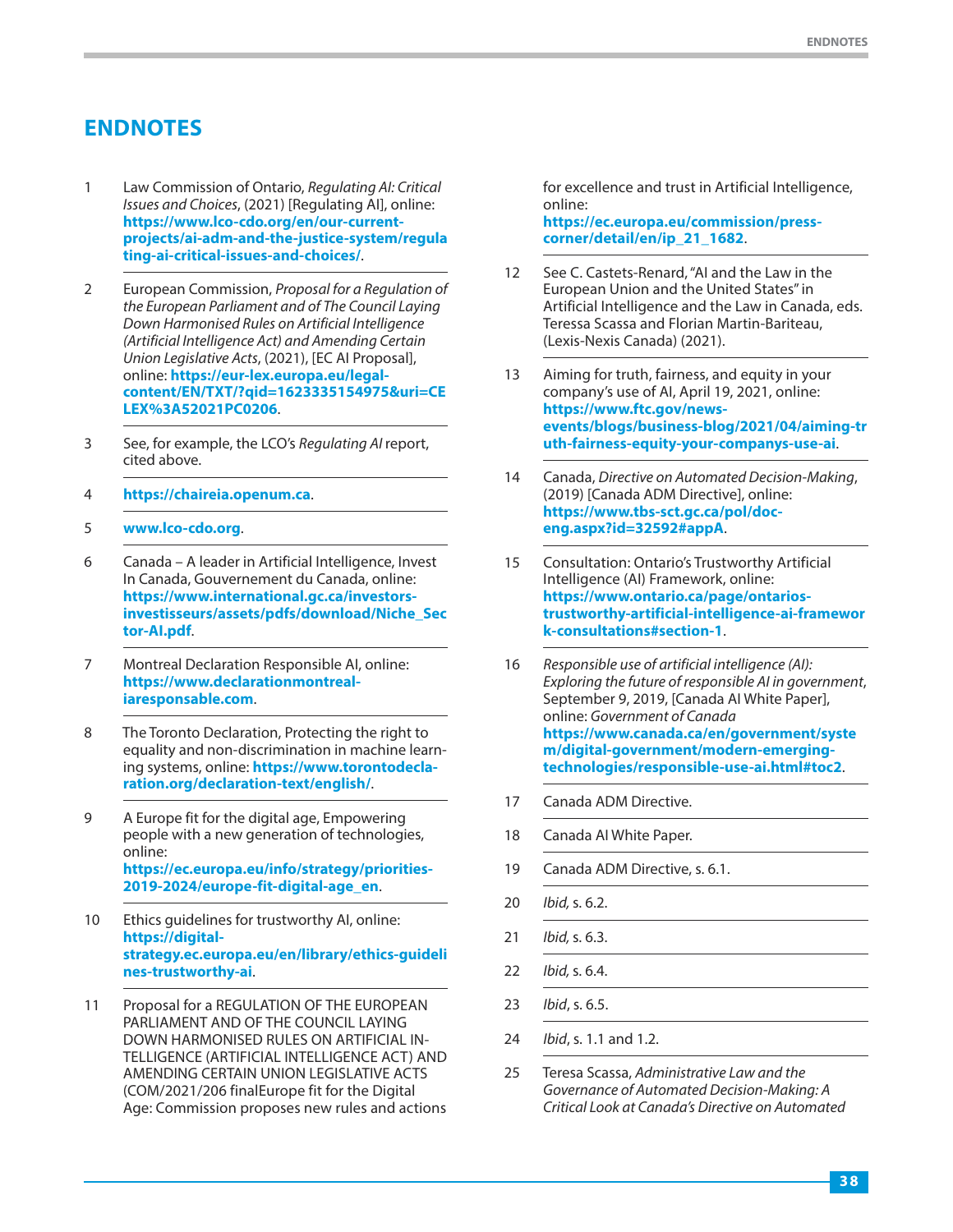# ENDNOTES

1. Law Commission of Ontario, *Regulating AI: Critical Issues and Choices*, (2021) [Regulating AI], online: **https://www.lco-cdo.org/en/our-current-projects/ai-adm-and-the-justice-system/regulating-ai-critical-issues-and-choices/**.

2. European Commission, *Proposal for a Regulation of the European Parliament and of The Council Laying Down Harmonised Rules on Artificial Intelligence (Artificial Intelligence Act) and Amending Certain Union Legislative Acts*, (2021), [EC AI Proposal], online: **https://eur-lex.europa.eu/legal-content/EN/TXT/?qid=1623335154975&uri=CELEX%3A52021PC0206**.

3. See, for example, the LCO's *Regulating AI* report, cited above.

4. **https://chaireia.openum.ca**.

5. **www.lco-cdo.org**.

6. Canada – A leader in Artificial Intelligence, Invest In Canada, Gouvernement du Canada, online: **https://www.international.gc.ca/investors-investisseurs/assets/pdfs/download/Niche_Sector-AI.pdf**.

7. Montreal Declaration Responsible AI, online: **https://www.declarationmontreal-iaresponsable.com**.

8. The Toronto Declaration, Protecting the right to equality and non-discrimination in machine learning systems, online: **https://www.torontodeclaration.org/declaration-text/english/**.

9. A Europe fit for the digital age, Empowering people with a new generation of technologies, online: **https://ec.europa.eu/info/strategy/priorities-2019-2024/europe-fit-digital-age_en**.

10. Ethics guidelines for trustworthy AI, online: **https://digital-strategy.ec.europa.eu/en/library/ethics-guidelines-trustworthy-ai**.

11. Proposal for a REGULATION OF THE EUROPEAN PARLIAMENT AND OF THE COUNCIL LAYING DOWN HARMONISED RULES ON ARTIFICIAL INTELLIGENCE (ARTIFICIAL INTELLIGENCE ACT) AND AMENDING CERTAIN UNION LEGISLATIVE ACTS (COM/2021/206 finalEurope fit for the Digital Age: Commission proposes new rules and actions for excellence and trust in Artificial Intelligence, online: **https://ec.europa.eu/commission/presscorner/detail/en/ip_21_1682**.

12. See C. Castets-Renard, "AI and the Law in the European Union and the United States" in Artificial Intelligence and the Law in Canada, eds. Teresa Scassa and Florian Martin-Bariteau, (Lexis-Nexis Canada) (2021).

13. Aiming for truth, fairness, and equity in your company's use of AI, April 19, 2021, online: **https://www.ftc.gov/news-events/blogs/business-blog/2021/04/aiming-truth-fairness-equity-your-companys-use-ai**.

14. Canada, *Directive on Automated Decision-Making*, (2019) [Canada ADM Directive], online: **https://www.tbs-sct.gc.ca/pol/doc-eng.aspx?id=32592#appA**.

15. Consultation: Ontario's Trustworthy Artificial Intelligence (AI) Framework, online: **https://www.ontario.ca/page/ontarios-trustworthy-artificial-intelligence-ai-framework-consultations#section-1**.

16. *Responsible use of artificial intelligence (AI): Exploring the future of responsible AI in government*, September 9, 2019, [Canada AI White Paper], online: *Government of Canada* **https://www.canada.ca/en/government/system/digital-government/modern-emerging-technologies/responsible-use-ai.html#toc2**.

17. Canada ADM Directive.

18. Canada AI White Paper.

19. Canada ADM Directive, s. 6.1.

20. *Ibid,* s. 6.2.

21. *Ibid,* s. 6.3.

22. *Ibid,* s. 6.4.

23. *Ibid*, s. 6.5.

24. *Ibid*, s. 1.1 and 1.2.

25. Teresa Scassa, *Administrative Law and the Governance of Automated Decision-Making: A Critical Look at Canada's Directive on Automated*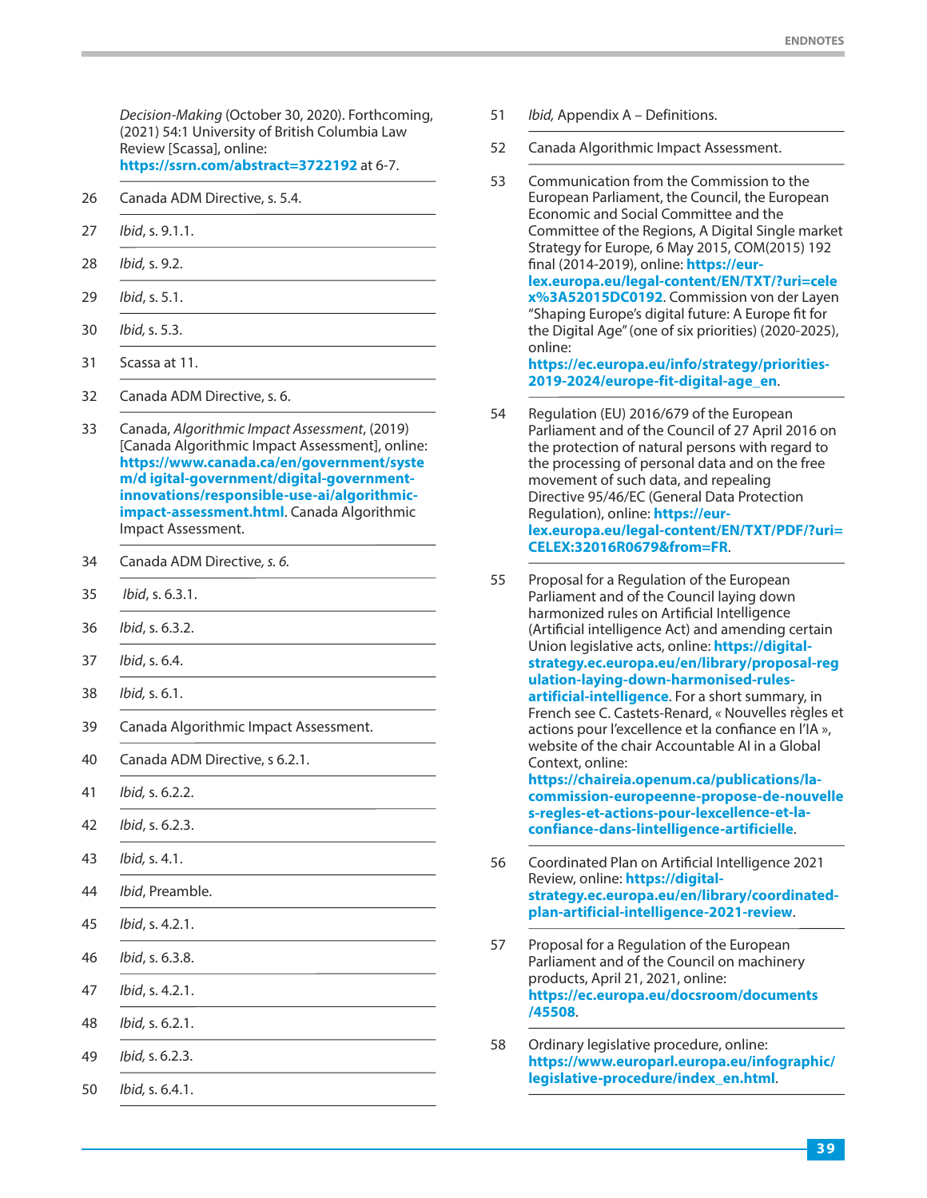*Decision-Making* (October 30, 2020). Forthcoming, (2021) 54:1 University of British Columbia Law Review [Scassa], online: **https://ssrn.com/abstract=3722192** at 6-7.

26 Canada ADM Directive, s. 5.4.

27 *Ibid*, s. 9.1.1.

28 *Ibid*, s. 9.2.

29 *Ibid*, s. 5.1.

30 *Ibid*, s. 5.3.

31 Scassa at 11.

32 Canada ADM Directive, s. 6.

33 Canada, *Algorithmic Impact Assessment*, (2019) [Canada Algorithmic Impact Assessment], online: **https://www.canada.ca/en/government/system/d igital-government/digital-government-innovations/responsible-use-ai/algorithmic-impact-assessment.html**. Canada Algorithmic Impact Assessment.

34 Canada ADM Directive, *s. 6.*

35 *Ibid*, s. 6.3.1.

36 *Ibid*, s. 6.3.2.

37 *Ibid*, s. 6.4.

38 *Ibid*, s. 6.1.

39 Canada Algorithmic Impact Assessment.

40 Canada ADM Directive, s 6.2.1.

41 *Ibid*, s. 6.2.2.

42 *Ibid*, s. 6.2.3.

43 *Ibid*, s. 4.1.

44 *Ibid*, Preamble.

45 *Ibid*, s. 4.2.1.

46 *Ibid*, s. 6.3.8.

47 *Ibid*, s. 4.2.1.

48 *Ibid*, s. 6.2.1.

49 *Ibid*, s. 6.2.3.

50 *Ibid*, s. 6.4.1.

51 *Ibid*, Appendix A – Definitions.

52 Canada Algorithmic Impact Assessment.

53 Communication from the Commission to the European Parliament, the Council, the European Economic and Social Committee and the Committee of the Regions, A Digital Single market Strategy for Europe, 6 May 2015, COM(2015) 192 final (2014-2019), online: **https://eur-lex.europa.eu/legal-content/EN/TXT/?uri=celex%3A52015DC0192**. Commission von der Layen "Shaping Europe's digital future: A Europe fit for the Digital Age" (one of six priorities) (2020-2025), online: **https://ec.europa.eu/info/strategy/priorities-2019-2024/europe-fit-digital-age_en**.

54 Regulation (EU) 2016/679 of the European Parliament and of the Council of 27 April 2016 on the protection of natural persons with regard to the processing of personal data and on the free movement of such data, and repealing Directive 95/46/EC (General Data Protection Regulation), online: **https://eur-lex.europa.eu/legal-content/EN/TXT/PDF/?uri=CELEX:32016R0679&from=FR**.

55 Proposal for a Regulation of the European Parliament and of the Council laying down harmonised rules on Artificial Intelligence (Artificial intelligence Act) and amending certain Union legislative acts, online: **https://digital-strategy.ec.europa.eu/en/library/proposal-regulation-laying-down-harmonised-rules-artificial-intelligence**. For a short summary, in French see C. Castets-Renard, « Nouvelles règles et actions pour l'excellence et la confiance en l'IA », website of the chair Accountable AI in a Global Context, online: **https://chaireia.openum.ca/publications/la-commission-europeenne-propose-de-nouvelles-regles-et-actions-pour-lexcellence-et-la-confiance-dans-lintelligence-artificielle**.

56 Coordinated Plan on Artificial Intelligence 2021 Review, online: **https://digital-strategy.ec.europa.eu/en/library/coordinated-plan-artificial-intelligence-2021-review**.

57 Proposal for a Regulation of the European Parliament and of the Council on machinery products, April 21, 2021, online: **https://ec.europa.eu/docsroom/documents/45508**.

58 Ordinary legislative procedure, online: **https://www.europarl.europa.eu/infographic/legislative-procedure/index_en.html**.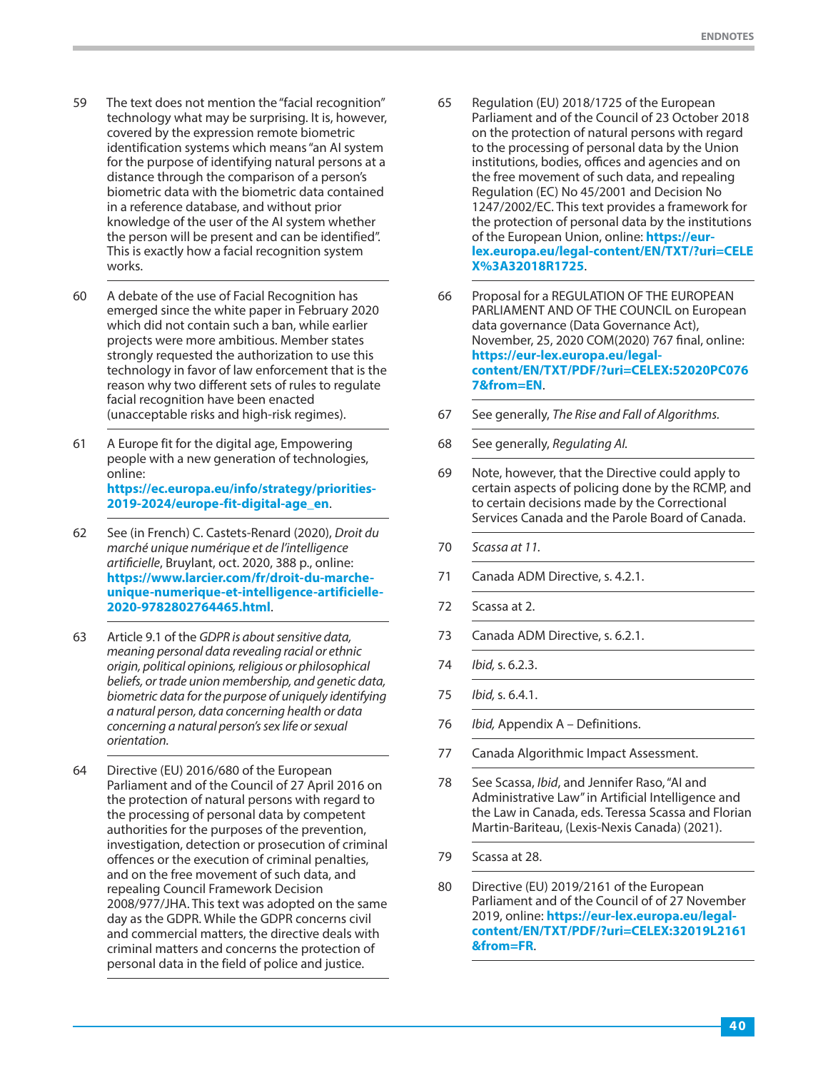59 The text does not mention the "facial recognition" technology what may be surprising. It is, however, covered by the expression remote biometric identification systems which means "an AI system for the purpose of identifying natural persons at a distance through the comparison of a person's biometric data with the biometric data contained in a reference database, and without prior knowledge of the user of the AI system whether the person will be present and can be identified". This is exactly how a facial recognition system works.

60 A debate of the use of Facial Recognition has emerged since the white paper in February 2020 which did not contain such a ban, while earlier projects were more ambitious. Member states strongly requested the authorization to use this technology in favor of law enforcement that is the reason why two different sets of rules to regulate facial recognition have been enacted (unacceptable risks and high-risk regimes).

61 A Europe fit for the digital age, Empowering people with a new generation of technologies, online: **https://ec.europa.eu/info/strategy/priorities-2019-2024/europe-fit-digital-age_en**.

62 See (in French) C. Castets-Renard (2020), *Droit du marché unique numérique et de l'intelligence artificielle*, Bruylant, oct. 2020, 388 p., online: **https://www.larcier.com/fr/droit-du-marche-unique-numerique-et-intelligence-artificielle-2020-9782802764465.html**.

63 Article 9.1 of the *GDPR is about sensitive data, meaning personal data revealing racial or ethnic origin, political opinions, religious or philosophical beliefs, or trade union membership, and genetic data, biometric data for the purpose of uniquely identifying a natural person, data concerning health or data concerning a natural person's sex life or sexual orientation.*

64 Directive (EU) 2016/680 of the European Parliament and of the Council of 27 April 2016 on the protection of natural persons with regard to the processing of personal data by competent authorities for the purposes of the prevention, investigation, detection or prosecution of criminal offences or the execution of criminal penalties, and on the free movement of such data, and repealing Council Framework Decision 2008/977/JHA. This text was adopted on the same day as the GDPR. While the GDPR concerns civil and commercial matters, the directive deals with criminal matters and concerns the protection of personal data in the field of police and justice.

65 Regulation (EU) 2018/1725 of the European Parliament and of the Council of 23 October 2018 on the protection of natural persons with regard to the processing of personal data by the Union institutions, bodies, offices and agencies and on the free movement of such data, and repealing Regulation (EC) No 45/2001 and Decision No 1247/2002/EC. This text provides a framework for the protection of personal data by the institutions of the European Union, online: **https://eur-lex.europa.eu/legal-content/EN/TXT/?uri=CELEX%3A32018R1725**.

66 Proposal for a REGULATION OF THE EUROPEAN PARLIAMENT AND OF THE COUNCIL on European data governance (Data Governance Act), November, 25, 2020 COM(2020) 767 final, online: **https://eur-lex.europa.eu/legal-content/EN/TXT/PDF/?uri=CELEX:52020PC0767&from=EN**.

67 See generally, *The Rise and Fall of Algorithms.*

68 See generally, *Regulating AI.*

69 Note, however, that the Directive could apply to certain aspects of policing done by the RCMP, and to certain decisions made by the Correctional Services Canada and the Parole Board of Canada.

70 *Scassa at 11.*

71 Canada ADM Directive, s. 4.2.1.

72 Scassa at 2.

73 Canada ADM Directive, s. 6.2.1.

74 *Ibid,* s. 6.2.3.

75 *Ibid,* s. 6.4.1.

76 *Ibid,* Appendix A – Definitions.

77 Canada Algorithmic Impact Assessment.

78 See Scassa, *Ibid*, and Jennifer Raso, "AI and Administrative Law" in Artificial Intelligence and the Law in Canada, eds. Teressa Scassa and Florian Martin-Bariteau, (Lexis-Nexis Canada) (2021).

79 Scassa at 28.

80 Directive (EU) 2019/2161 of the European Parliament and of the Council of of 27 November 2019, online: **https://eur-lex.europa.eu/legal-content/EN/TXT/PDF/?uri=CELEX:32019L2161&from=FR**.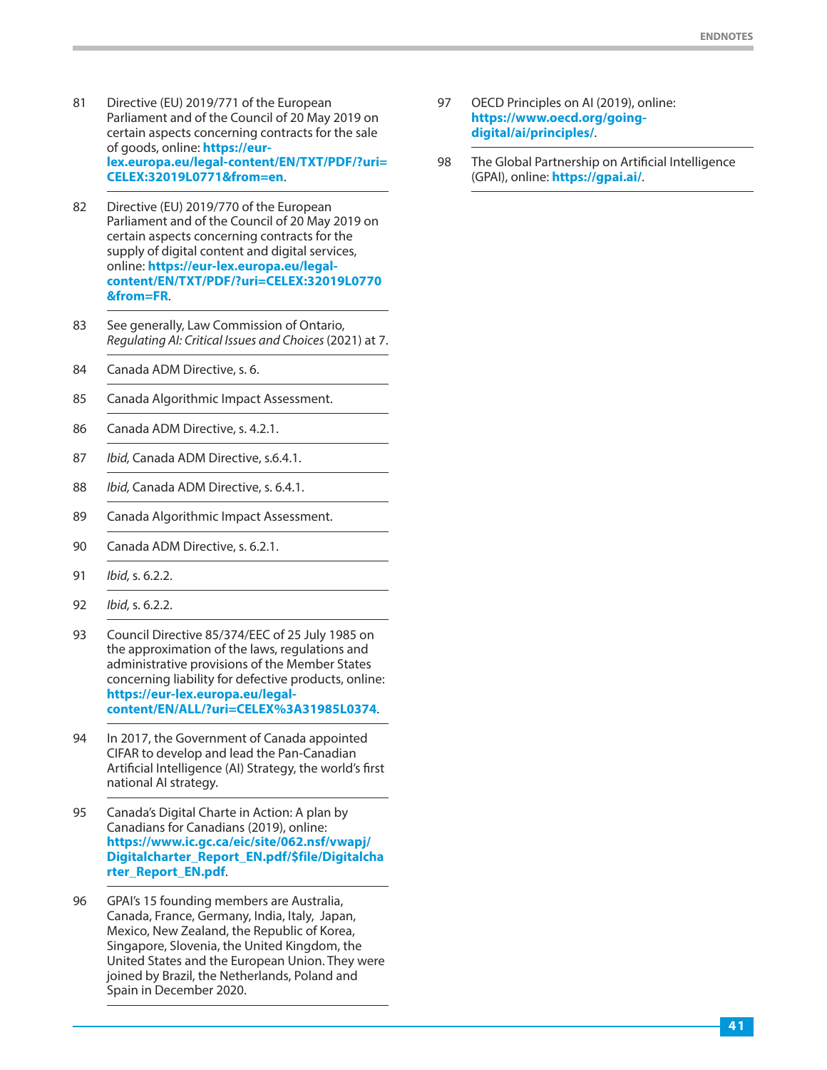81 Directive (EU) 2019/771 of the European Parliament and of the Council of 20 May 2019 on certain aspects concerning contracts for the sale of goods, online: **https://eur-lex.europa.eu/legal-content/EN/TXT/PDF/?uri=CELEX:32019L0771&from=en**.

82 Directive (EU) 2019/770 of the European Parliament and of the Council of 20 May 2019 on certain aspects concerning contracts for the supply of digital content and digital services, online: **https://eur-lex.europa.eu/legal-content/EN/TXT/PDF/?uri=CELEX:32019L0770&from=FR**.

83 See generally, Law Commission of Ontario, *Regulating AI: Critical Issues and Choices* (2021) at 7.

84 Canada ADM Directive, s. 6.

85 Canada Algorithmic Impact Assessment.

86 Canada ADM Directive, s. 4.2.1.

87 *Ibid,* Canada ADM Directive, s.6.4.1.

88 *Ibid,* Canada ADM Directive, s. 6.4.1.

89 Canada Algorithmic Impact Assessment.

90 Canada ADM Directive, s. 6.2.1.

91 *Ibid,* s. 6.2.2.

92 *Ibid,* s. 6.2.2.

93 Council Directive 85/374/EEC of 25 July 1985 on the approximation of the laws, regulations and administrative provisions of the Member States concerning liability for defective products, online: **https://eur-lex.europa.eu/legal-content/EN/ALL/?uri=CELEX%3A31985L0374**.

94 In 2017, the Government of Canada appointed CIFAR to develop and lead the Pan-Canadian Artificial Intelligence (AI) Strategy, the world's first national AI strategy.

95 Canada's Digital Charte in Action: A plan by Canadians for Canadians (2019), online: **https://www.ic.gc.ca/eic/site/062.nsf/vwapj/Digitalcharter_Report_EN.pdf/$file/Digitalcharter_Report_EN.pdf**.

96 GPAI's 15 founding members are Australia, Canada, France, Germany, India, Italy, Japan, Mexico, New Zealand, the Republic of Korea, Singapore, Slovenia, the United Kingdom, the United States and the European Union. They were joined by Brazil, the Netherlands, Poland and Spain in December 2020.

97 OECD Principles on AI (2019), online: **https://www.oecd.org/going-digital/ai/principles/**.

98 The Global Partnership on Artificial Intelligence (GPAI), online: **https://gpai.ai/**.